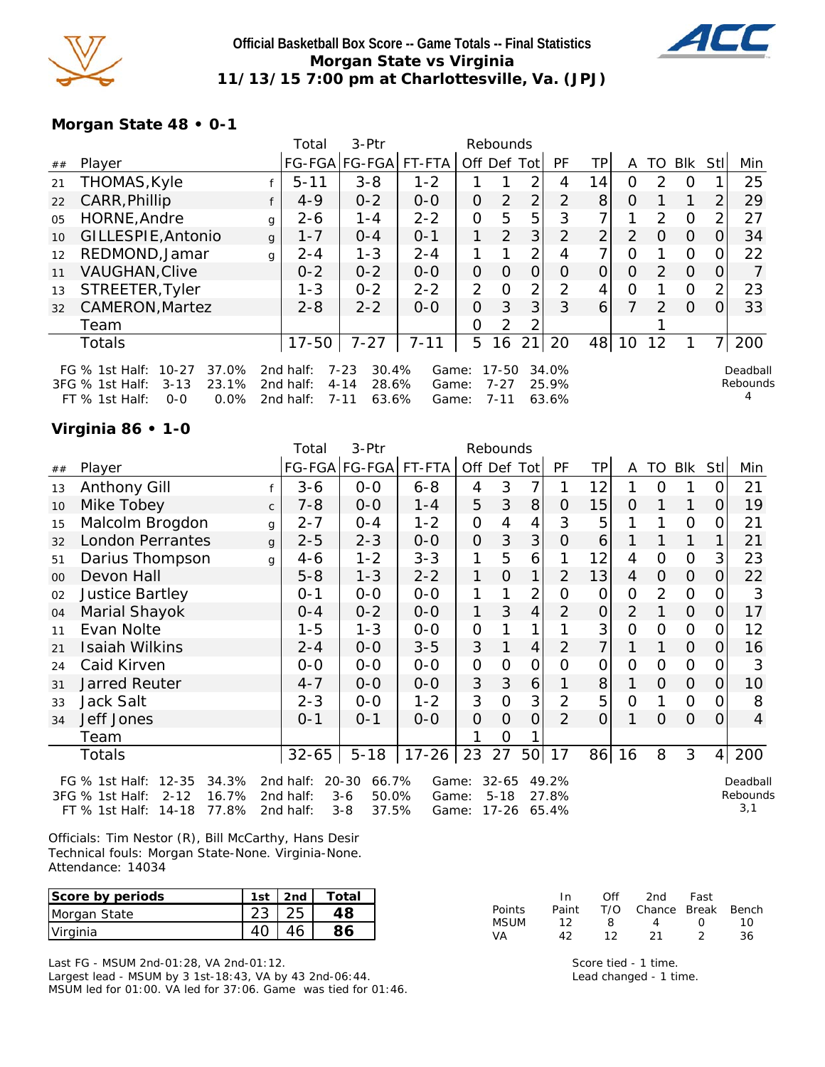**Official Basketball Box Score -- Game Totals -- Final Statistics**
**Morgan State vs Virginia**
**11/13/15 7:00 pm at Charlottesville, Va. (JPJ)**

### Morgan State 48 • 0-1

| ## | Player | | Total FG-FGA | 3-Ptr FG-FGA | FT-FTA | Rebounds Off | Def | Tot | PF | TP | A | TO | Blk | Stl | Min |
|---|---|---|---|---|---|---|---|---|---|---|---|---|---|---|---|
| 21 | THOMAS,Kyle | f | 5-11 | 3-8 | 1-2 | 1 | 1 | 2 | 4 | 14 | 0 | 2 | 0 | 1 | 25 |
| 22 | CARR,Phillip | f | 4-9 | 0-2 | 0-0 | 0 | 2 | 2 | 2 | 8 | 0 | 1 | 1 | 2 | 29 |
| 05 | HORNE,Andre | g | 2-6 | 1-4 | 2-2 | 0 | 5 | 5 | 3 | 7 | 1 | 2 | 0 | 2 | 27 |
| 10 | GILLESPIE,Antonio | g | 1-7 | 0-4 | 0-1 | 1 | 2 | 3 | 2 | 2 | 2 | 0 | 0 | 0 | 34 |
| 12 | REDMOND,Jamar | g | 2-4 | 1-3 | 2-4 | 1 | 1 | 2 | 4 | 7 | 0 | 1 | 0 | 0 | 22 |
| 11 | VAUGHAN,Clive | | 0-2 | 0-2 | 0-0 | 0 | 0 | 0 | 0 | 0 | 0 | 2 | 0 | 0 | 7 |
| 13 | STREETER,Tyler | | 1-3 | 0-2 | 2-2 | 2 | 0 | 2 | 2 | 4 | 0 | 1 | 0 | 2 | 23 |
| 32 | CAMERON,Martez | | 2-8 | 2-2 | 0-0 | 0 | 3 | 3 | 3 | 6 | 7 | 2 | 0 | 0 | 33 |
| | Team | | | | | 0 | 2 | 2 | | | | 1 | | | |
| | Totals | | 17-50 | 7-27 | 7-11 | 5 | 16 | 21 | 20 | 48 | 10 | 12 | 1 | 7 | 200 |

FG % 1st Half: 10-27 37.0% 2nd half: 7-23 30.4% Game: 17-50 34.0%
3FG % 1st Half: 3-13 23.1% 2nd half: 4-14 28.6% Game: 7-27 25.9%
FT % 1st Half: 0-0 0.0% 2nd half: 7-11 63.6% Game: 7-11 63.6%

Deadball Rebounds 4

### Virginia 86 • 1-0

| ## | Player | | Total FG-FGA | 3-Ptr FG-FGA | FT-FTA | Rebounds Off | Def | Tot | PF | TP | A | TO | Blk | Stl | Min |
|---|---|---|---|---|---|---|---|---|---|---|---|---|---|---|---|
| 13 | Anthony Gill | f | 3-6 | 0-0 | 6-8 | 4 | 3 | 7 | 1 | 12 | 1 | 0 | 1 | 0 | 21 |
| 10 | Mike Tobey | c | 7-8 | 0-0 | 1-4 | 5 | 3 | 8 | 0 | 15 | 0 | 1 | 1 | 0 | 19 |
| 15 | Malcolm Brogdon | g | 2-7 | 0-4 | 1-2 | 0 | 4 | 4 | 3 | 5 | 1 | 1 | 0 | 0 | 21 |
| 32 | London Perrantes | g | 2-5 | 2-3 | 0-0 | 0 | 3 | 3 | 0 | 6 | 1 | 1 | 1 | 1 | 21 |
| 51 | Darius Thompson | g | 4-6 | 1-2 | 3-3 | 1 | 5 | 6 | 1 | 12 | 4 | 0 | 0 | 3 | 23 |
| 00 | Devon Hall | | 5-8 | 1-3 | 2-2 | 1 | 0 | 1 | 2 | 13 | 4 | 0 | 0 | 0 | 22 |
| 02 | Justice Bartley | | 0-1 | 0-0 | 0-0 | 1 | 1 | 2 | 0 | 0 | 0 | 2 | 0 | 0 | 3 |
| 04 | Marial Shayok | | 0-4 | 0-2 | 0-0 | 1 | 3 | 4 | 2 | 0 | 2 | 1 | 0 | 0 | 17 |
| 11 | Evan Nolte | | 1-5 | 1-3 | 0-0 | 0 | 1 | 1 | 1 | 3 | 0 | 0 | 0 | 0 | 12 |
| 21 | Isaiah Wilkins | | 2-4 | 0-0 | 3-5 | 3 | 1 | 4 | 2 | 7 | 1 | 1 | 0 | 0 | 16 |
| 24 | Caid Kirven | | 0-0 | 0-0 | 0-0 | 0 | 0 | 0 | 0 | 0 | 0 | 0 | 0 | 0 | 3 |
| 31 | Jarred Reuter | | 4-7 | 0-0 | 0-0 | 3 | 3 | 6 | 1 | 8 | 1 | 0 | 0 | 0 | 10 |
| 33 | Jack Salt | | 2-3 | 0-0 | 1-2 | 3 | 0 | 3 | 2 | 5 | 0 | 1 | 0 | 0 | 8 |
| 34 | Jeff Jones | | 0-1 | 0-1 | 0-0 | 0 | 0 | 0 | 2 | 0 | 1 | 0 | 0 | 0 | 4 |
| | Team | | | | | 1 | 0 | 1 | | | | | | | |
| | Totals | | 32-65 | 5-18 | 17-26 | 23 | 27 | 50 | 17 | 86 | 16 | 8 | 3 | 4 | 200 |

FG % 1st Half: 12-35 34.3% 2nd half: 20-30 66.7% Game: 32-65 49.2%
3FG % 1st Half: 2-12 16.7% 2nd half: 3-6 50.0% Game: 5-18 27.8%
FT % 1st Half: 14-18 77.8% 2nd half: 3-8 37.5% Game: 17-26 65.4%

Deadball Rebounds 3,1

Officials: Tim Nestor (R), Bill McCarthy, Hans Desir
Technical fouls: Morgan State-None. Virginia-None.
Attendance: 14034

| Score by periods | 1st | 2nd | Total |
|---|---|---|---|
| Morgan State | 23 | 25 | 48 |
| Virginia | 40 | 46 | 86 |

| Points | In Paint | Off T/O | 2nd Chance | Fast Break | Bench |
|---|---|---|---|---|---|
| MSUM | 12 | 8 | 4 | 0 | 10 |
| VA | 42 | 12 | 21 | 2 | 36 |

Last FG - MSUM 2nd-01:28, VA 2nd-01:12.
Largest lead - MSUM by 3 1st-18:43, VA by 43 2nd-06:44.
MSUM led for 01:00. VA led for 37:06. Game was tied for 01:46.

Score tied - 1 time.
Lead changed - 1 time.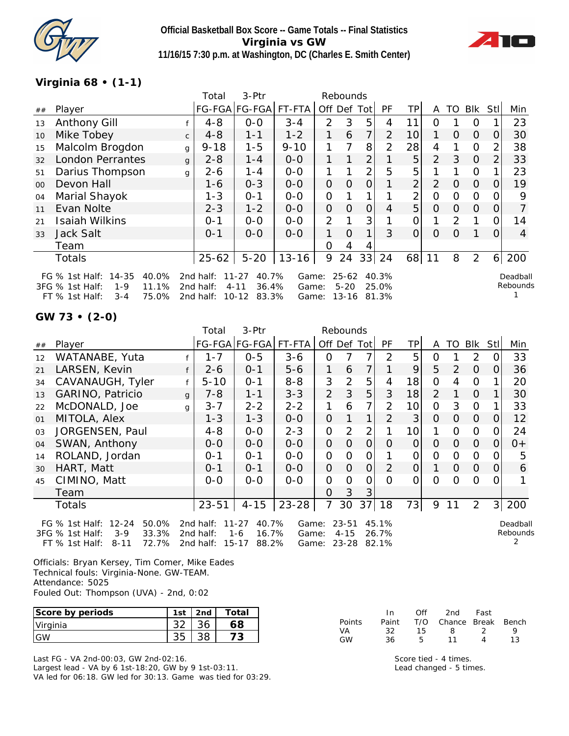**Official Basketball Box Score -- Game Totals -- Final Statistics**
**Virginia vs GW**
**11/16/15 7:30 p.m. at Washington, DC (Charles E. Smith Center)**

## Virginia 68 • (1-1)

| ## | Player | | Total FG-FGA | 3-Ptr FG-FGA | FT-FTA | Off | Def | Tot | PF | TP | A | TO | Blk | Stl | Min |
|---|---|---|---|---|---|---|---|---|---|---|---|---|---|---|---|
| 13 | Anthony Gill | f | 4-8 | 0-0 | 3-4 | 2 | 3 | 5 | 4 | 11 | 0 | 1 | 0 | 1 | 23 |
| 10 | Mike Tobey | c | 4-8 | 1-1 | 1-2 | 1 | 6 | 7 | 2 | 10 | 1 | 0 | 0 | 0 | 30 |
| 15 | Malcolm Brogdon | g | 9-18 | 1-5 | 9-10 | 1 | 7 | 8 | 2 | 28 | 4 | 1 | 0 | 2 | 38 |
| 32 | London Perrantes | g | 2-8 | 1-4 | 0-0 | 1 | 1 | 2 | 1 | 5 | 2 | 3 | 0 | 2 | 33 |
| 51 | Darius Thompson | g | 2-6 | 1-4 | 0-0 | 1 | 1 | 2 | 5 | 5 | 1 | 1 | 0 | 1 | 23 |
| 00 | Devon Hall | | 1-6 | 0-3 | 0-0 | 0 | 0 | 0 | 1 | 2 | 2 | 0 | 0 | 0 | 19 |
| 04 | Marial Shayok | | 1-3 | 0-1 | 0-0 | 0 | 1 | 1 | 1 | 2 | 0 | 0 | 0 | 0 | 9 |
| 11 | Evan Nolte | | 2-3 | 1-2 | 0-0 | 0 | 0 | 0 | 4 | 5 | 0 | 0 | 0 | 0 | 7 |
| 21 | Isaiah Wilkins | | 0-1 | 0-0 | 0-0 | 2 | 1 | 3 | 1 | 0 | 1 | 2 | 1 | 0 | 14 |
| 33 | Jack Salt | | 0-1 | 0-0 | 0-0 | 1 | 0 | 1 | 3 | 0 | 0 | 0 | 1 | 0 | 4 |
| | Team | | | | | 0 | 4 | 4 | | | | | | | |
| | Totals | | 25-62 | 5-20 | 13-16 | 9 | 24 | 33 | 24 | 68 | 11 | 8 | 2 | 6 | 200 |

FG % 1st Half: 14-35 40.0% | 2nd half: 11-27 40.7% | Game: 25-62 40.3%
3FG % 1st Half: 1-9 11.1% | 2nd half: 4-11 36.4% | Game: 5-20 25.0%
FT % 1st Half: 3-4 75.0% | 2nd half: 10-12 83.3% | Game: 13-16 81.3%

Deadball Rebounds: 1

## GW 73 • (2-0)

| ## | Player | | Total FG-FGA | 3-Ptr FG-FGA | FT-FTA | Off | Def | Tot | PF | TP | A | TO | Blk | Stl | Min |
|---|---|---|---|---|---|---|---|---|---|---|---|---|---|---|---|
| 12 | WATANABE, Yuta | f | 1-7 | 0-5 | 3-6 | 0 | 7 | 7 | 2 | 5 | 0 | 1 | 2 | 0 | 33 |
| 21 | LARSEN, Kevin | f | 2-6 | 0-1 | 5-6 | 1 | 6 | 7 | 1 | 9 | 5 | 2 | 0 | 0 | 36 |
| 34 | CAVANAUGH, Tyler | f | 5-10 | 0-1 | 8-8 | 3 | 2 | 5 | 4 | 18 | 0 | 4 | 0 | 1 | 20 |
| 13 | GARINO, Patricio | g | 7-8 | 1-1 | 3-3 | 2 | 3 | 5 | 3 | 18 | 2 | 1 | 0 | 1 | 30 |
| 22 | McDONALD, Joe | g | 3-7 | 2-2 | 2-2 | 1 | 6 | 7 | 2 | 10 | 0 | 3 | 0 | 1 | 33 |
| 01 | MITOLA, Alex | | 1-3 | 1-3 | 0-0 | 0 | 1 | 1 | 2 | 3 | 0 | 0 | 0 | 0 | 12 |
| 03 | JORGENSEN, Paul | | 4-8 | 0-0 | 2-3 | 0 | 2 | 2 | 1 | 10 | 1 | 0 | 0 | 0 | 24 |
| 04 | SWAN, Anthony | | 0-0 | 0-0 | 0-0 | 0 | 0 | 0 | 0 | 0 | 0 | 0 | 0 | 0 | 0+ |
| 14 | ROLAND, Jordan | | 0-1 | 0-1 | 0-0 | 0 | 0 | 0 | 1 | 0 | 0 | 0 | 0 | 0 | 5 |
| 30 | HART, Matt | | 0-1 | 0-1 | 0-0 | 0 | 0 | 0 | 2 | 0 | 1 | 0 | 0 | 0 | 6 |
| 45 | CIMINO, Matt | | 0-0 | 0-0 | 0-0 | 0 | 0 | 0 | 0 | 0 | 0 | 0 | 0 | 0 | 1 |
| | Team | | | | | 0 | 3 | 3 | | | | | | | |
| | Totals | | 23-51 | 4-15 | 23-28 | 7 | 30 | 37 | 18 | 73 | 9 | 11 | 2 | 3 | 200 |

FG % 1st Half: 12-24 50.0% | 2nd half: 11-27 40.7% | Game: 23-51 45.1%
3FG % 1st Half: 3-9 33.3% | 2nd half: 1-6 16.7% | Game: 4-15 26.7%
FT % 1st Half: 8-11 72.7% | 2nd half: 15-17 88.2% | Game: 23-28 82.1%

Deadball Rebounds: 2

Officials: Bryan Kersey, Tim Comer, Mike Eades
Technical fouls: Virginia-None. GW-TEAM.
Attendance: 5025
Fouled Out: Thompson (UVA) - 2nd, 0:02

| Score by periods | 1st | 2nd | Total |
|---|---|---|---|
| Virginia | 32 | 36 | 68 |
| GW | 35 | 38 | 73 |

| Points | In Paint | Off T/O | 2nd Chance | Fast Break | Bench |
|---|---|---|---|---|---|
| VA | 32 | 15 | 8 | 2 | 9 |
| GW | 36 | 5 | 11 | 4 | 13 |

Last FG - VA 2nd-00:03, GW 2nd-02:16.
Largest lead - VA by 6 1st-18:20, GW by 9 1st-03:11.
VA led for 06:18. GW led for 30:13. Game was tied for 03:29.

Score tied - 4 times.
Lead changed - 5 times.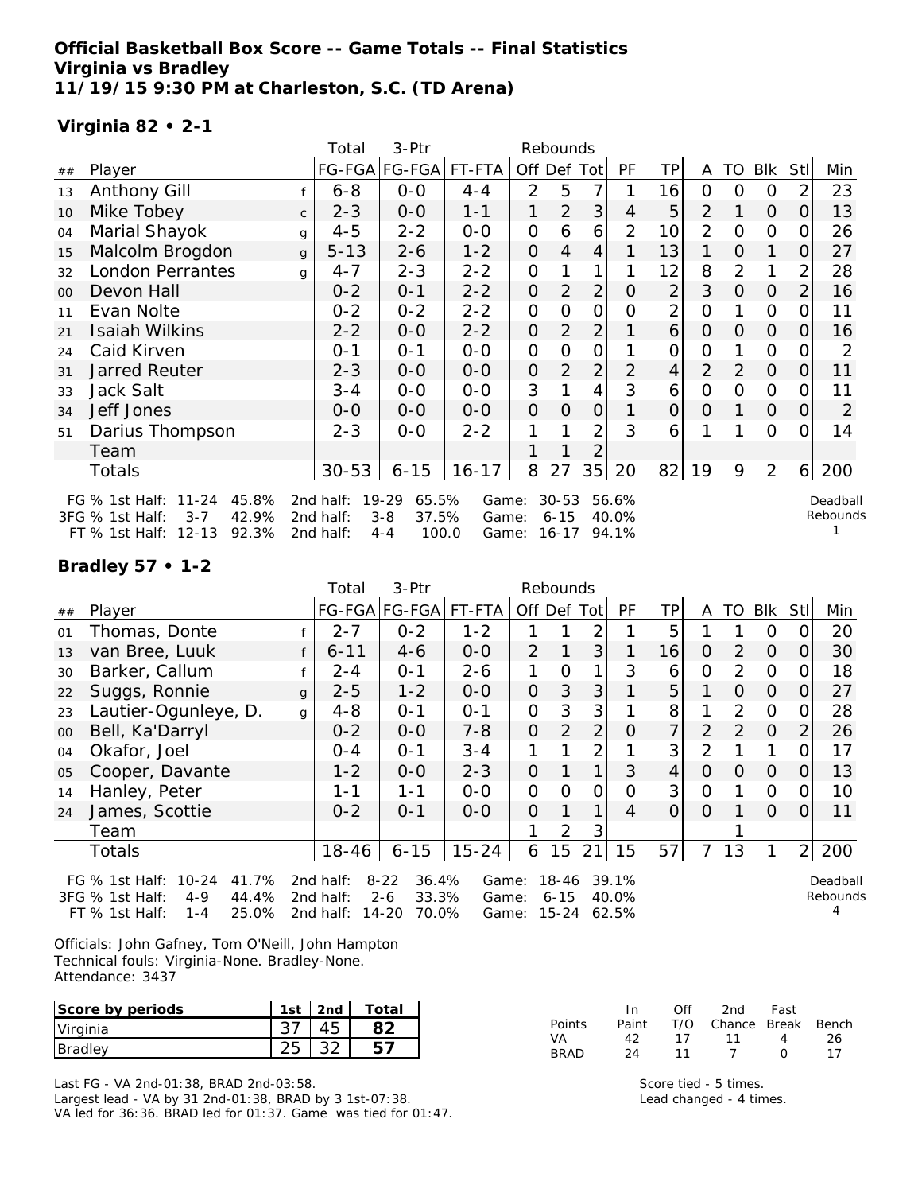**Official Basketball Box Score -- Game Totals -- Final Statistics**
**Virginia vs Bradley**
**11/19/15 9:30 PM at Charleston, S.C. (TD Arena)**

**Virginia 82 • 2-1**

| ## | Player | | Total FG-FGA | 3-Ptr FG-FGA | FT-FTA | Rebounds Off | Def | Tot | PF | TP | A | TO | Blk | Stl | Min |
|---|---|---|---|---|---|---|---|---|---|---|---|---|---|---|---|
| 13 | Anthony Gill | f | 6-8 | 0-0 | 4-4 | 2 | 5 | 7 | 1 | 16 | 0 | 0 | 0 | 2 | 23 |
| 10 | Mike Tobey | c | 2-3 | 0-0 | 1-1 | 1 | 2 | 3 | 4 | 5 | 2 | 1 | 0 | 0 | 13 |
| 04 | Marial Shayok | g | 4-5 | 2-2 | 0-0 | 0 | 6 | 6 | 2 | 10 | 2 | 0 | 0 | 0 | 26 |
| 15 | Malcolm Brogdon | g | 5-13 | 2-6 | 1-2 | 0 | 4 | 4 | 1 | 13 | 1 | 0 | 1 | 0 | 27 |
| 32 | London Perrantes | g | 4-7 | 2-3 | 2-2 | 0 | 1 | 1 | 1 | 12 | 8 | 2 | 1 | 2 | 28 |
| 00 | Devon Hall | | 0-2 | 0-1 | 2-2 | 0 | 2 | 2 | 0 | 2 | 3 | 0 | 0 | 2 | 16 |
| 11 | Evan Nolte | | 0-2 | 0-2 | 2-2 | 0 | 0 | 0 | 0 | 2 | 0 | 1 | 0 | 0 | 11 |
| 21 | Isaiah Wilkins | | 2-2 | 0-0 | 2-2 | 0 | 2 | 2 | 1 | 6 | 0 | 0 | 0 | 0 | 16 |
| 24 | Caid Kirven | | 0-1 | 0-1 | 0-0 | 0 | 0 | 0 | 1 | 0 | 0 | 1 | 0 | 0 | 2 |
| 31 | Jarred Reuter | | 2-3 | 0-0 | 0-0 | 0 | 2 | 2 | 2 | 4 | 2 | 2 | 0 | 0 | 11 |
| 33 | Jack Salt | | 3-4 | 0-0 | 0-0 | 3 | 1 | 4 | 3 | 6 | 0 | 0 | 0 | 0 | 11 |
| 34 | Jeff Jones | | 0-0 | 0-0 | 0-0 | 0 | 0 | 0 | 1 | 0 | 0 | 1 | 0 | 0 | 2 |
| 51 | Darius Thompson | | 2-3 | 0-0 | 2-2 | 1 | 1 | 2 | 3 | 6 | 1 | 1 | 0 | 0 | 14 |
| | Team | | | | | 1 | 1 | 2 | | | | | | | |
| | Totals | | 30-53 | 6-15 | 16-17 | 8 | 27 | 35 | 20 | 82 | 19 | 9 | 2 | 6 | 200 |

FG % 1st Half: 11-24 45.8% 2nd half: 19-29 65.5% Game: 30-53 56.6%
3FG % 1st Half: 3-7 42.9% 2nd half: 3-8 37.5% Game: 6-15 40.0%
FT % 1st Half: 12-13 92.3% 2nd half: 4-4 100.0 Game: 16-17 94.1%

Deadball Rebounds: 1

**Bradley 57 • 1-2**

| ## | Player | | Total FG-FGA | 3-Ptr FG-FGA | FT-FTA | Rebounds Off | Def | Tot | PF | TP | A | TO | Blk | Stl | Min |
|---|---|---|---|---|---|---|---|---|---|---|---|---|---|---|---|
| 01 | Thomas, Donte | f | 2-7 | 0-2 | 1-2 | 1 | 1 | 2 | 1 | 5 | 1 | 1 | 0 | 0 | 20 |
| 13 | van Bree, Luuk | f | 6-11 | 4-6 | 0-0 | 2 | 1 | 3 | 1 | 16 | 0 | 2 | 0 | 0 | 30 |
| 30 | Barker, Callum | f | 2-4 | 0-1 | 2-6 | 1 | 0 | 1 | 3 | 6 | 0 | 2 | 0 | 0 | 18 |
| 22 | Suggs, Ronnie | g | 2-5 | 1-2 | 0-0 | 0 | 3 | 3 | 1 | 5 | 1 | 0 | 0 | 0 | 27 |
| 23 | Lautier-Ogunleye, D. | g | 4-8 | 0-1 | 0-1 | 0 | 3 | 3 | 1 | 8 | 1 | 2 | 0 | 0 | 28 |
| 00 | Bell, Ka'Darryl | | 0-2 | 0-0 | 7-8 | 0 | 2 | 2 | 0 | 7 | 2 | 2 | 0 | 2 | 26 |
| 04 | Okafor, Joel | | 0-4 | 0-1 | 3-4 | 1 | 1 | 2 | 1 | 3 | 2 | 1 | 1 | 0 | 17 |
| 05 | Cooper, Davante | | 1-2 | 0-0 | 2-3 | 0 | 1 | 1 | 3 | 4 | 0 | 0 | 0 | 0 | 13 |
| 14 | Hanley, Peter | | 1-1 | 1-1 | 0-0 | 0 | 0 | 0 | 0 | 3 | 0 | 1 | 0 | 0 | 10 |
| 24 | James, Scottie | | 0-2 | 0-1 | 0-0 | 0 | 1 | 1 | 4 | 0 | 0 | 1 | 0 | 0 | 11 |
| | Team | | | | | 1 | 2 | 3 | | | | 1 | | | |
| | Totals | | 18-46 | 6-15 | 15-24 | 6 | 15 | 21 | 15 | 57 | 7 | 13 | 1 | 2 | 200 |

FG % 1st Half: 10-24 41.7% 2nd half: 8-22 36.4% Game: 18-46 39.1%
3FG % 1st Half: 4-9 44.4% 2nd half: 2-6 33.3% Game: 6-15 40.0%
FT % 1st Half: 1-4 25.0% 2nd half: 14-20 70.0% Game: 15-24 62.5%

Deadball Rebounds: 4

Officials: John Gafney, Tom O'Neill, John Hampton
Technical fouls: Virginia-None. Bradley-None.
Attendance: 3437

| Score by periods | 1st | 2nd | Total |
|---|---|---|---|
| Virginia | 37 | 45 | 82 |
| Bradley | 25 | 32 | 57 |

| Points | In Paint | Off T/O | 2nd Chance | Fast Break | Bench |
|---|---|---|---|---|---|
| VA | 42 | 17 | 11 | 4 | 26 |
| BRAD | 24 | 11 | 7 | 0 | 17 |

Last FG - VA 2nd-01:38, BRAD 2nd-03:58.
Largest lead - VA by 31 2nd-01:38, BRAD by 3 1st-07:38.
VA led for 36:36. BRAD led for 01:37. Game was tied for 01:47.

Score tied - 5 times.
Lead changed - 4 times.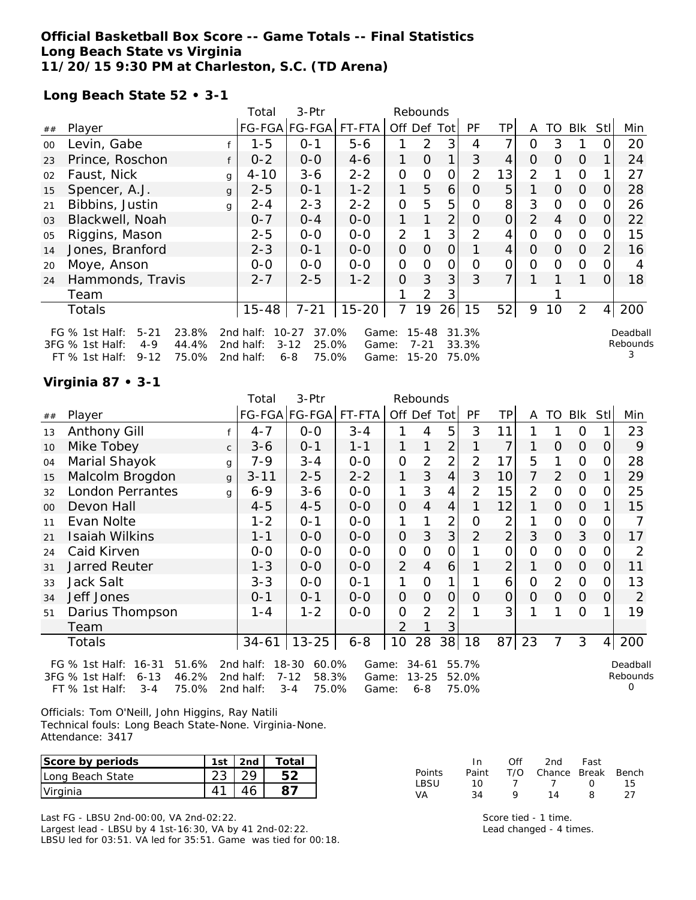**Official Basketball Box Score -- Game Totals -- Final Statistics**
**Long Beach State vs Virginia**
**11/20/15 9:30 PM at Charleston, S.C. (TD Arena)**

**Long Beach State 52 • 3-1**

| ## | Player | | Total FG-FGA | 3-Ptr FG-FGA | FT-FTA | Rebounds Off | Def | Tot | PF | TP | A | TO | Blk | Stl | Min |
|---|---|---|---|---|---|---|---|---|---|---|---|---|---|---|---|
| 00 | Levin, Gabe | f | 1-5 | 0-1 | 5-6 | 1 | 2 | 3 | 4 | 7 | 0 | 3 | 1 | 0 | 20 |
| 23 | Prince, Roschon | f | 0-2 | 0-0 | 4-6 | 1 | 0 | 1 | 3 | 4 | 0 | 0 | 0 | 1 | 24 |
| 02 | Faust, Nick | g | 4-10 | 3-6 | 2-2 | 0 | 0 | 0 | 2 | 13 | 2 | 1 | 0 | 1 | 27 |
| 15 | Spencer, A.J. | g | 2-5 | 0-1 | 1-2 | 1 | 5 | 6 | 0 | 5 | 1 | 0 | 0 | 0 | 28 |
| 21 | Bibbins, Justin | g | 2-4 | 2-3 | 2-2 | 0 | 5 | 5 | 0 | 8 | 3 | 0 | 0 | 0 | 26 |
| 03 | Blackwell, Noah | | 0-7 | 0-4 | 0-0 | 1 | 1 | 2 | 0 | 0 | 2 | 4 | 0 | 0 | 22 |
| 05 | Riggins, Mason | | 2-5 | 0-0 | 0-0 | 2 | 1 | 3 | 2 | 4 | 0 | 0 | 0 | 0 | 15 |
| 14 | Jones, Branford | | 2-3 | 0-1 | 0-0 | 0 | 0 | 0 | 1 | 4 | 0 | 0 | 0 | 2 | 16 |
| 20 | Moye, Anson | | 0-0 | 0-0 | 0-0 | 0 | 0 | 0 | 0 | 0 | 0 | 0 | 0 | 0 | 4 |
| 24 | Hammonds, Travis | | 2-7 | 2-5 | 1-2 | 0 | 3 | 3 | 3 | 7 | 1 | 1 | 1 | 0 | 18 |
| | Team | | | | | 1 | 2 | 3 | | | | 1 | | | |
| | Totals | | 15-48 | 7-21 | 15-20 | 7 | 19 | 26 | 15 | 52 | 9 | 10 | 2 | 4 | 200 |

FG % 1st Half: 5-21 23.8% 2nd half: 10-27 37.0% Game: 15-48 31.3%
3FG % 1st Half: 4-9 44.4% 2nd half: 3-12 25.0% Game: 7-21 33.3%
FT % 1st Half: 9-12 75.0% 2nd half: 6-8 75.0% Game: 15-20 75.0%

Deadball Rebounds 3

**Virginia 87 • 3-1**

| ## | Player | | Total FG-FGA | 3-Ptr FG-FGA | FT-FTA | Rebounds Off | Def | Tot | PF | TP | A | TO | Blk | Stl | Min |
|---|---|---|---|---|---|---|---|---|---|---|---|---|---|---|---|
| 13 | Anthony Gill | f | 4-7 | 0-0 | 3-4 | 1 | 4 | 5 | 3 | 11 | 1 | 1 | 0 | 1 | 23 |
| 10 | Mike Tobey | c | 3-6 | 0-1 | 1-1 | 1 | 1 | 2 | 1 | 7 | 1 | 0 | 0 | 0 | 9 |
| 04 | Marial Shayok | g | 7-9 | 3-4 | 0-0 | 0 | 2 | 2 | 2 | 17 | 5 | 1 | 0 | 0 | 28 |
| 15 | Malcolm Brogdon | g | 3-11 | 2-5 | 2-2 | 1 | 3 | 4 | 3 | 10 | 7 | 2 | 0 | 1 | 29 |
| 32 | London Perrantes | g | 6-9 | 3-6 | 0-0 | 1 | 3 | 4 | 2 | 15 | 2 | 0 | 0 | 0 | 25 |
| 00 | Devon Hall | | 4-5 | 4-5 | 0-0 | 0 | 4 | 4 | 1 | 12 | 1 | 0 | 0 | 1 | 15 |
| 11 | Evan Nolte | | 1-2 | 0-1 | 0-0 | 1 | 1 | 2 | 0 | 2 | 1 | 0 | 0 | 0 | 7 |
| 21 | Isaiah Wilkins | | 1-1 | 0-0 | 0-0 | 0 | 3 | 3 | 2 | 2 | 3 | 0 | 3 | 0 | 17 |
| 24 | Caid Kirven | | 0-0 | 0-0 | 0-0 | 0 | 0 | 0 | 1 | 0 | 0 | 0 | 0 | 0 | 2 |
| 31 | Jarred Reuter | | 1-3 | 0-0 | 0-0 | 2 | 4 | 6 | 1 | 2 | 1 | 0 | 0 | 0 | 11 |
| 33 | Jack Salt | | 3-3 | 0-0 | 0-1 | 1 | 0 | 1 | 1 | 6 | 0 | 2 | 0 | 0 | 13 |
| 34 | Jeff Jones | | 0-1 | 0-1 | 0-0 | 0 | 0 | 0 | 0 | 0 | 0 | 0 | 0 | 0 | 2 |
| 51 | Darius Thompson | | 1-4 | 1-2 | 0-0 | 0 | 2 | 2 | 1 | 3 | 1 | 1 | 0 | 1 | 19 |
| | Team | | | | | 2 | 1 | 3 | | | | | | | |
| | Totals | | 34-61 | 13-25 | 6-8 | 10 | 28 | 38 | 18 | 87 | 23 | 7 | 3 | 4 | 200 |

FG % 1st Half: 16-31 51.6% 2nd half: 18-30 60.0% Game: 34-61 55.7%
3FG % 1st Half: 6-13 46.2% 2nd half: 7-12 58.3% Game: 13-25 52.0%
FT % 1st Half: 3-4 75.0% 2nd half: 3-4 75.0% Game: 6-8 75.0%

Deadball Rebounds 0

Officials: Tom O'Neill, John Higgins, Ray Natili
Technical fouls: Long Beach State-None. Virginia-None.
Attendance: 3417

| Score by periods | 1st | 2nd | Total |
|---|---|---|---|
| Long Beach State | 23 | 29 | 52 |
| Virginia | 41 | 46 | 87 |

| Points | In Paint | Off T/O | 2nd Chance | Fast Break | Bench |
|---|---|---|---|---|---|
| LBSU | 10 | 7 | 7 | 0 | 15 |
| VA | 34 | 9 | 14 | 8 | 27 |

Last FG - LBSU 2nd-00:00, VA 2nd-02:22.
Largest lead - LBSU by 4 1st-16:30, VA by 41 2nd-02:22.
LBSU led for 03:51. VA led for 35:51. Game was tied for 00:18.

Score tied - 1 time.
Lead changed - 4 times.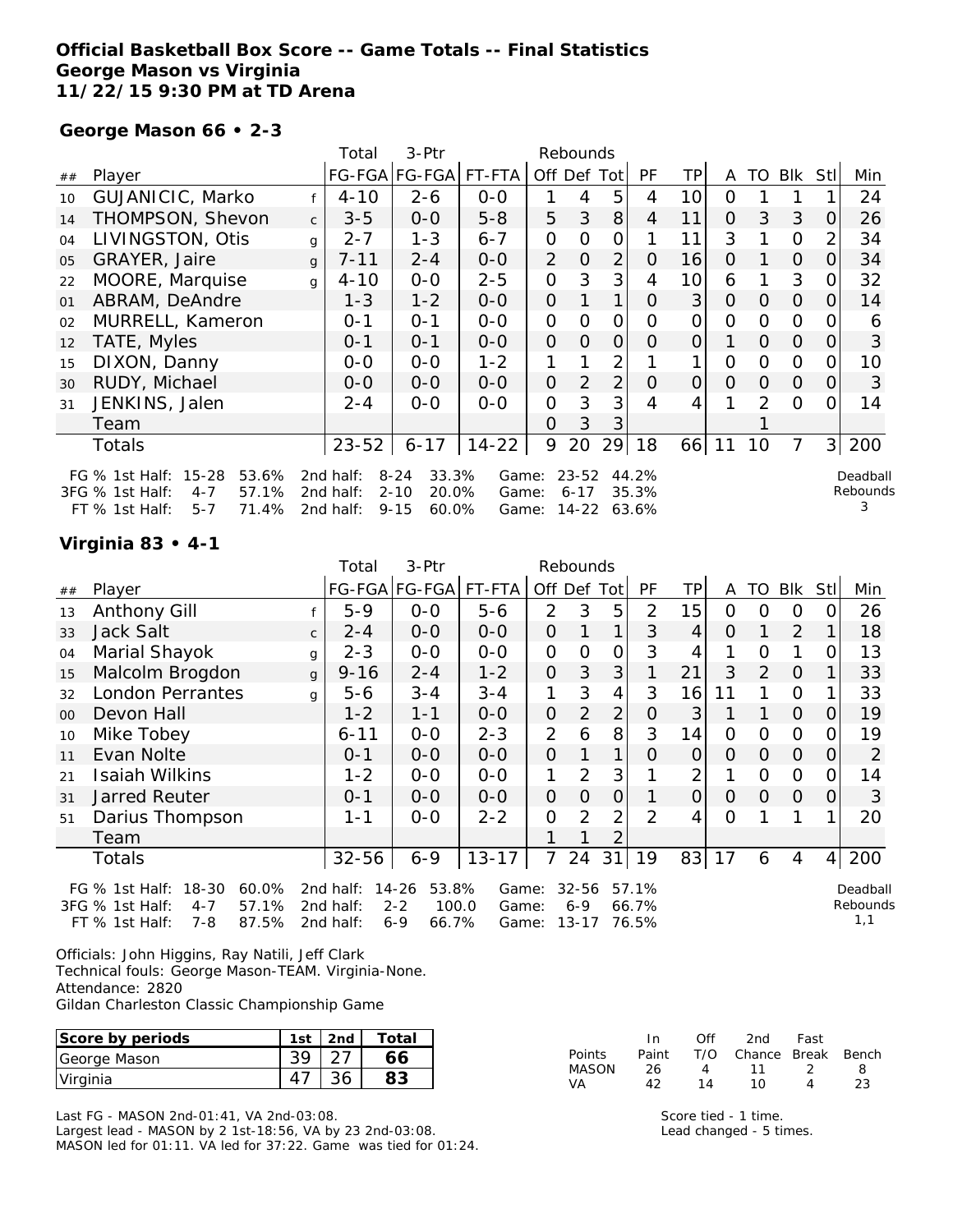**Official Basketball Box Score -- Game Totals -- Final Statistics**
**George Mason vs Virginia**
**11/22/15 9:30 PM at TD Arena**

**George Mason 66 • 2-3**

| ## | Player | | Total FG-FGA | 3-Ptr FG-FGA | FT-FTA | Off | Def | Tot | PF | TP | A | TO | Blk | Stl | Min |
|---|---|---|---|---|---|---|---|---|---|---|---|---|---|---|---|
| 10 | GUJANICIC, Marko | f | 4-10 | 2-6 | 0-0 | 1 | 4 | 5 | 4 | 10 | 0 | 1 | 1 | 1 | 24 |
| 14 | THOMPSON, Shevon | c | 3-5 | 0-0 | 5-8 | 5 | 3 | 8 | 4 | 11 | 0 | 3 | 3 | 0 | 26 |
| 04 | LIVINGSTON, Otis | g | 2-7 | 1-3 | 6-7 | 0 | 0 | 0 | 1 | 11 | 3 | 1 | 0 | 2 | 34 |
| 05 | GRAYER, Jaire | g | 7-11 | 2-4 | 0-0 | 2 | 0 | 2 | 0 | 16 | 0 | 1 | 0 | 0 | 34 |
| 22 | MOORE, Marquise | g | 4-10 | 0-0 | 2-5 | 0 | 3 | 3 | 4 | 10 | 6 | 1 | 3 | 0 | 32 |
| 01 | ABRAM, DeAndre | | 1-3 | 1-2 | 0-0 | 0 | 1 | 1 | 0 | 3 | 0 | 0 | 0 | 0 | 14 |
| 02 | MURRELL, Kameron | | 0-1 | 0-1 | 0-0 | 0 | 0 | 0 | 0 | 0 | 0 | 0 | 0 | 0 | 6 |
| 12 | TATE, Myles | | 0-1 | 0-1 | 0-0 | 0 | 0 | 0 | 0 | 0 | 1 | 0 | 0 | 0 | 3 |
| 15 | DIXON, Danny | | 0-0 | 0-0 | 1-2 | 1 | 1 | 2 | 1 | 1 | 0 | 0 | 0 | 0 | 10 |
| 30 | RUDY, Michael | | 0-0 | 0-0 | 0-0 | 0 | 2 | 2 | 0 | 0 | 0 | 0 | 0 | 0 | 3 |
| 31 | JENKINS, Jalen | | 2-4 | 0-0 | 0-0 | 0 | 3 | 3 | 4 | 4 | 1 | 2 | 0 | 0 | 14 |
| | Team | | | | | 0 | 3 | 3 | | | | 1 | | | |
| | Totals | | 23-52 | 6-17 | 14-22 | 9 | 20 | 29 | 18 | 66 | 11 | 10 | 7 | 3 | 200 |

FG % 1st Half: 15-28 53.6% 2nd half: 8-24 33.3% Game: 23-52 44.2%
3FG % 1st Half: 4-7 57.1% 2nd half: 2-10 20.0% Game: 6-17 35.3%
FT % 1st Half: 5-7 71.4% 2nd half: 9-15 60.0% Game: 14-22 63.6%
Deadball Rebounds 3

**Virginia 83 • 4-1**

| ## | Player | | Total FG-FGA | 3-Ptr FG-FGA | FT-FTA | Off | Def | Tot | PF | TP | A | TO | Blk | Stl | Min |
|---|---|---|---|---|---|---|---|---|---|---|---|---|---|---|---|
| 13 | Anthony Gill | f | 5-9 | 0-0 | 5-6 | 2 | 3 | 5 | 2 | 15 | 0 | 0 | 0 | 0 | 26 |
| 33 | Jack Salt | c | 2-4 | 0-0 | 0-0 | 0 | 1 | 1 | 3 | 4 | 0 | 1 | 2 | 1 | 18 |
| 04 | Marial Shayok | g | 2-3 | 0-0 | 0-0 | 0 | 0 | 0 | 3 | 4 | 1 | 0 | 1 | 0 | 13 |
| 15 | Malcolm Brogdon | g | 9-16 | 2-4 | 1-2 | 0 | 3 | 3 | 1 | 21 | 3 | 2 | 0 | 1 | 33 |
| 32 | London Perrantes | g | 5-6 | 3-4 | 3-4 | 1 | 3 | 4 | 3 | 16 | 11 | 1 | 0 | 1 | 33 |
| 00 | Devon Hall | | 1-2 | 1-1 | 0-0 | 0 | 2 | 2 | 0 | 3 | 1 | 1 | 0 | 0 | 19 |
| 10 | Mike Tobey | | 6-11 | 0-0 | 2-3 | 2 | 6 | 8 | 3 | 14 | 0 | 0 | 0 | 0 | 19 |
| 11 | Evan Nolte | | 0-1 | 0-0 | 0-0 | 0 | 1 | 1 | 0 | 0 | 0 | 0 | 0 | 0 | 2 |
| 21 | Isaiah Wilkins | | 1-2 | 0-0 | 0-0 | 1 | 2 | 3 | 1 | 2 | 1 | 0 | 0 | 0 | 14 |
| 31 | Jarred Reuter | | 0-1 | 0-0 | 0-0 | 0 | 0 | 0 | 1 | 0 | 0 | 0 | 0 | 0 | 3 |
| 51 | Darius Thompson | | 1-1 | 0-0 | 2-2 | 0 | 2 | 2 | 2 | 4 | 0 | 1 | 1 | 1 | 20 |
| | Team | | | | | 1 | 1 | 2 | | | | | | | |
| | Totals | | 32-56 | 6-9 | 13-17 | 7 | 24 | 31 | 19 | 83 | 17 | 6 | 4 | 4 | 200 |

FG % 1st Half: 18-30 60.0% 2nd half: 14-26 53.8% Game: 32-56 57.1%
3FG % 1st Half: 4-7 57.1% 2nd half: 2-2 100.0 Game: 6-9 66.7%
FT % 1st Half: 7-8 87.5% 2nd half: 6-9 66.7% Game: 13-17 76.5%
Deadball Rebounds 1,1

Officials: John Higgins, Ray Natili, Jeff Clark
Technical fouls: George Mason-TEAM. Virginia-None.
Attendance: 2820
Gildan Charleston Classic Championship Game

| Score by periods | 1st | 2nd | Total |
|---|---|---|---|
| George Mason | 39 | 27 | 66 |
| Virginia | 47 | 36 | 83 |

| Points | In Paint | Off T/O | 2nd Chance | Fast Break | Bench |
|---|---|---|---|---|---|
| MASON | 26 | 4 | 11 | 2 | 8 |
| VA | 42 | 14 | 10 | 4 | 23 |

Last FG - MASON 2nd-01:41, VA 2nd-03:08.
Largest lead - MASON by 2 1st-18:56, VA by 23 2nd-03:08.
MASON led for 01:11. VA led for 37:22. Game was tied for 01:24.

Score tied - 1 time.
Lead changed - 5 times.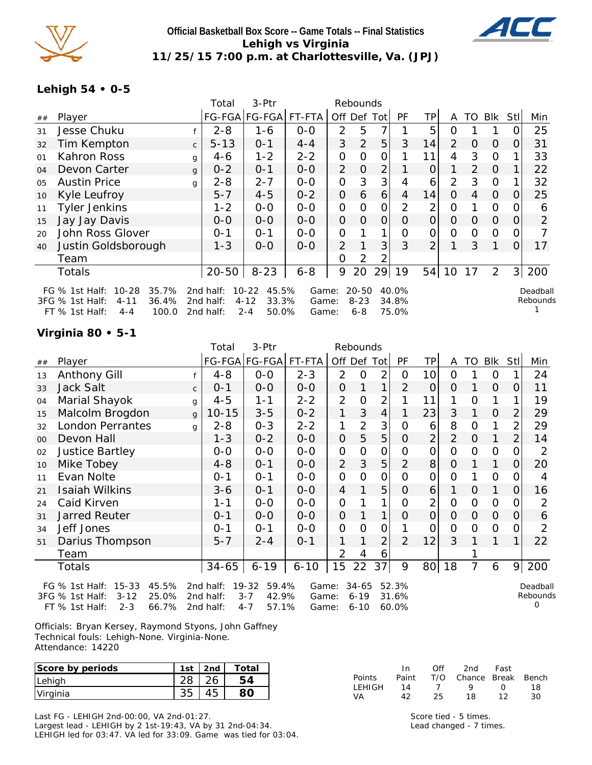# Official Basketball Box Score -- Game Totals -- Final Statistics
## Lehigh vs Virginia
### 11/25/15 7:00 p.m. at Charlottesville, Va. (JPJ)

## Lehigh 54 • 0-5

| ## | Player | | Total FG-FGA | 3-Ptr FG-FGA | FT-FTA | Rebounds Off | Def | Tot | PF | TP | A | TO | Blk | Stl | Min |
|---|---|---|---|---|---|---|---|---|---|---|---|---|---|---|---|
| 31 | Jesse Chuku | f | 2-8 | 1-6 | 0-0 | 2 | 5 | 7 | 1 | 5 | 0 | 1 | 1 | 0 | 25 |
| 32 | Tim Kempton | c | 5-13 | 0-1 | 4-4 | 3 | 2 | 5 | 3 | 14 | 2 | 0 | 0 | 0 | 31 |
| 01 | Kahron Ross | g | 4-6 | 1-2 | 2-2 | 0 | 0 | 0 | 1 | 11 | 4 | 3 | 0 | 1 | 33 |
| 04 | Devon Carter | g | 0-2 | 0-1 | 0-0 | 2 | 0 | 2 | 1 | 0 | 1 | 2 | 0 | 1 | 22 |
| 05 | Austin Price | g | 2-8 | 2-7 | 0-0 | 0 | 3 | 3 | 4 | 6 | 2 | 3 | 0 | 1 | 32 |
| 10 | Kyle Leufroy | | 5-7 | 4-5 | 0-2 | 0 | 6 | 6 | 4 | 14 | 0 | 4 | 0 | 0 | 25 |
| 11 | Tyler Jenkins | | 1-2 | 0-0 | 0-0 | 0 | 0 | 0 | 2 | 2 | 0 | 1 | 0 | 0 | 6 |
| 15 | Jay Jay Davis | | 0-0 | 0-0 | 0-0 | 0 | 0 | 0 | 0 | 0 | 0 | 0 | 0 | 0 | 2 |
| 20 | John Ross Glover | | 0-1 | 0-1 | 0-0 | 0 | 1 | 1 | 0 | 0 | 0 | 0 | 0 | 0 | 7 |
| 40 | Justin Goldsborough | | 1-3 | 0-0 | 0-0 | 2 | 1 | 3 | 3 | 2 | 1 | 3 | 1 | 0 | 17 |
| | Team | | | | | 0 | 2 | 2 | | | | | | | |
| | Totals | | 20-50 | 8-23 | 6-8 | 9 | 20 | 29 | 19 | 54 | 10 | 17 | 2 | 3 | 200 |

FG % 1st Half: 10-28 35.7% 2nd half: 10-22 45.5% Game: 20-50 40.0%
3FG % 1st Half: 4-11 36.4% 2nd half: 4-12 33.3% Game: 8-23 34.8%
FT % 1st Half: 4-4 100.0 2nd half: 2-4 50.0% Game: 6-8 75.0%

Deadball Rebounds 1

## Virginia 80 • 5-1

| ## | Player | | Total FG-FGA | 3-Ptr FG-FGA | FT-FTA | Rebounds Off | Def | Tot | PF | TP | A | TO | Blk | Stl | Min |
|---|---|---|---|---|---|---|---|---|---|---|---|---|---|---|---|
| 13 | Anthony Gill | f | 4-8 | 0-0 | 2-3 | 2 | 0 | 2 | 0 | 10 | 0 | 1 | 0 | 1 | 24 |
| 33 | Jack Salt | c | 0-1 | 0-0 | 0-0 | 0 | 1 | 1 | 2 | 0 | 0 | 1 | 0 | 0 | 11 |
| 04 | Marial Shayok | g | 4-5 | 1-1 | 2-2 | 2 | 0 | 2 | 1 | 11 | 1 | 0 | 1 | 1 | 19 |
| 15 | Malcolm Brogdon | g | 10-15 | 3-5 | 0-2 | 1 | 3 | 4 | 1 | 23 | 3 | 1 | 0 | 2 | 29 |
| 32 | London Perrantes | g | 2-8 | 0-3 | 2-2 | 1 | 2 | 3 | 0 | 6 | 8 | 0 | 1 | 2 | 29 |
| 00 | Devon Hall | | 1-3 | 0-2 | 0-0 | 0 | 5 | 5 | 0 | 2 | 2 | 0 | 1 | 2 | 14 |
| 02 | Justice Bartley | | 0-0 | 0-0 | 0-0 | 0 | 0 | 0 | 0 | 0 | 0 | 0 | 0 | 0 | 2 |
| 10 | Mike Tobey | | 4-8 | 0-1 | 0-0 | 2 | 3 | 5 | 2 | 8 | 0 | 1 | 1 | 0 | 20 |
| 11 | Evan Nolte | | 0-1 | 0-1 | 0-0 | 0 | 0 | 0 | 0 | 0 | 0 | 1 | 0 | 0 | 4 |
| 21 | Isaiah Wilkins | | 3-6 | 0-1 | 0-0 | 4 | 1 | 5 | 0 | 6 | 1 | 0 | 1 | 0 | 16 |
| 24 | Caid Kirven | | 1-1 | 0-0 | 0-0 | 0 | 1 | 1 | 0 | 2 | 0 | 0 | 0 | 0 | 2 |
| 31 | Jarred Reuter | | 0-1 | 0-0 | 0-0 | 0 | 1 | 1 | 0 | 0 | 0 | 0 | 0 | 0 | 6 |
| 34 | Jeff Jones | | 0-1 | 0-1 | 0-0 | 0 | 0 | 0 | 1 | 0 | 0 | 0 | 0 | 0 | 2 |
| 51 | Darius Thompson | | 5-7 | 2-4 | 0-1 | 1 | 1 | 2 | 2 | 12 | 3 | 1 | 1 | 1 | 22 |
| | Team | | | | | 2 | 4 | 6 | | | | 1 | | | |
| | Totals | | 34-65 | 6-19 | 6-10 | 15 | 22 | 37 | 9 | 80 | 18 | 7 | 6 | 9 | 200 |

FG % 1st Half: 15-33 45.5% 2nd half: 19-32 59.4% Game: 34-65 52.3%
3FG % 1st Half: 3-12 25.0% 2nd half: 3-7 42.9% Game: 6-19 31.6%
FT % 1st Half: 2-3 66.7% 2nd half: 4-7 57.1% Game: 6-10 60.0%

Deadball Rebounds 0

Officials: Bryan Kersey, Raymond Styons, John Gaffney
Technical fouls: Lehigh-None. Virginia-None.
Attendance: 14220

| Score by periods | 1st | 2nd | Total |
|---|---|---|---|
| Lehigh | 28 | 26 | 54 |
| Virginia | 35 | 45 | 80 |

| Points | In Paint | Off T/O | 2nd Chance | Fast Break | Bench |
|---|---|---|---|---|---|
| LEHIGH | 14 | 7 | 9 | 0 | 18 |
| VA | 42 | 25 | 18 | 12 | 30 |

Last FG - LEHIGH 2nd-00:00, VA 2nd-01:27.
Largest lead - LEHIGH by 2 1st-19:43, VA by 31 2nd-04:34.
LEHIGH led for 03:47. VA led for 33:09. Game was tied for 03:04.

Score tied - 5 times.
Lead changed - 7 times.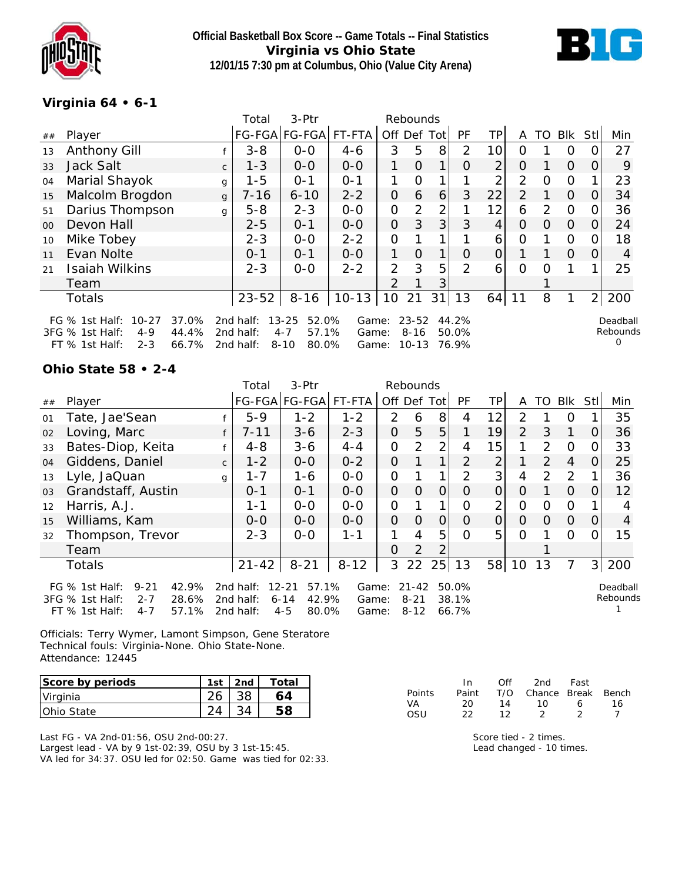# Official Basketball Box Score -- Game Totals -- Final Statistics
## Virginia vs Ohio State
### 12/01/15 7:30 pm at Columbus, Ohio (Value City Arena)

**Virginia 64 • 6-1**

| ## | Player | | Total FG-FGA | 3-Ptr FG-FGA | FT-FTA | Off | Def | Tot | PF | TP | A | TO | Blk | Stl | Min |
|---|---|---|---|---|---|---|---|---|---|---|---|---|---|---|---|
| 13 | Anthony Gill | f | 3-8 | 0-0 | 4-6 | 3 | 5 | 8 | 2 | 10 | 0 | 1 | 0 | 0 | 27 |
| 33 | Jack Salt | c | 1-3 | 0-0 | 0-0 | 1 | 0 | 1 | 0 | 2 | 0 | 1 | 0 | 0 | 9 |
| 04 | Marial Shayok | g | 1-5 | 0-1 | 0-1 | 1 | 0 | 1 | 1 | 2 | 2 | 0 | 0 | 1 | 23 |
| 15 | Malcolm Brogdon | g | 7-16 | 6-10 | 2-2 | 0 | 6 | 6 | 3 | 22 | 2 | 1 | 0 | 0 | 34 |
| 51 | Darius Thompson | g | 5-8 | 2-3 | 0-0 | 0 | 2 | 2 | 1 | 12 | 6 | 2 | 0 | 0 | 36 |
| 00 | Devon Hall | | 2-5 | 0-1 | 0-0 | 0 | 3 | 3 | 3 | 4 | 0 | 0 | 0 | 0 | 24 |
| 10 | Mike Tobey | | 2-3 | 0-0 | 2-2 | 0 | 1 | 1 | 1 | 6 | 0 | 1 | 0 | 0 | 18 |
| 11 | Evan Nolte | | 0-1 | 0-1 | 0-0 | 1 | 0 | 1 | 0 | 0 | 1 | 1 | 0 | 0 | 4 |
| 21 | Isaiah Wilkins | | 2-3 | 0-0 | 2-2 | 2 | 3 | 5 | 2 | 6 | 0 | 0 | 1 | 1 | 25 |
| | Team | | | | | 2 | 1 | 3 | | | | 1 | | | |
| | Totals | | 23-52 | 8-16 | 10-13 | 10 | 21 | 31 | 13 | 64 | 11 | 8 | 1 | 2 | 200 |

FG % 1st Half: 10-27 37.0% 2nd half: 13-25 52.0% Game: 23-52 44.2%
3FG % 1st Half: 4-9 44.4% 2nd half: 4-7 57.1% Game: 8-16 50.0%
FT % 1st Half: 2-3 66.7% 2nd half: 8-10 80.0% Game: 10-13 76.9%

Deadball Rebounds 0

**Ohio State 58 • 2-4**

| ## | Player | | Total FG-FGA | 3-Ptr FG-FGA | FT-FTA | Off | Def | Tot | PF | TP | A | TO | Blk | Stl | Min |
|---|---|---|---|---|---|---|---|---|---|---|---|---|---|---|---|
| 01 | Tate, Jae'Sean | f | 5-9 | 1-2 | 1-2 | 2 | 6 | 8 | 4 | 12 | 2 | 1 | 0 | 1 | 35 |
| 02 | Loving, Marc | f | 7-11 | 3-6 | 2-3 | 0 | 5 | 5 | 1 | 19 | 2 | 3 | 1 | 0 | 36 |
| 33 | Bates-Diop, Keita | f | 4-8 | 3-6 | 4-4 | 0 | 2 | 2 | 4 | 15 | 1 | 2 | 0 | 0 | 33 |
| 04 | Giddens, Daniel | c | 1-2 | 0-0 | 0-2 | 0 | 1 | 1 | 2 | 2 | 1 | 2 | 4 | 0 | 25 |
| 13 | Lyle, JaQuan | g | 1-7 | 1-6 | 0-0 | 0 | 1 | 1 | 2 | 3 | 4 | 2 | 2 | 1 | 36 |
| 03 | Grandstaff, Austin | | 0-1 | 0-1 | 0-0 | 0 | 0 | 0 | 0 | 0 | 0 | 1 | 0 | 0 | 12 |
| 12 | Harris, A.J. | | 1-1 | 0-0 | 0-0 | 0 | 1 | 1 | 0 | 2 | 0 | 0 | 0 | 1 | 4 |
| 15 | Williams, Kam | | 0-0 | 0-0 | 0-0 | 0 | 0 | 0 | 0 | 0 | 0 | 0 | 0 | 0 | 4 |
| 32 | Thompson, Trevor | | 2-3 | 0-0 | 1-1 | 1 | 4 | 5 | 0 | 5 | 0 | 1 | 0 | 0 | 15 |
| | Team | | | | | 0 | 2 | 2 | | | | 1 | | | |
| | Totals | | 21-42 | 8-21 | 8-12 | 3 | 22 | 25 | 13 | 58 | 10 | 13 | 7 | 3 | 200 |

FG % 1st Half: 9-21 42.9% 2nd half: 12-21 57.1% Game: 21-42 50.0%
3FG % 1st Half: 2-7 28.6% 2nd half: 6-14 42.9% Game: 8-21 38.1%
FT % 1st Half: 4-7 57.1% 2nd half: 4-5 80.0% Game: 8-12 66.7%

Deadball Rebounds 1

Officials: Terry Wymer, Lamont Simpson, Gene Steratore
Technical fouls: Virginia-None. Ohio State-None.
Attendance: 12445

| Score by periods | 1st | 2nd | Total |
|---|---|---|---|
| Virginia | 26 | 38 | 64 |
| Ohio State | 24 | 34 | 58 |

| Points | In Paint | Off T/O | 2nd Chance | Fast Break | Bench |
|---|---|---|---|---|---|
| VA | 20 | 14 | 10 | 6 | 16 |
| OSU | 22 | 12 | 2 | 2 | 7 |

Last FG - VA 2nd-01:56, OSU 2nd-00:27.
Largest lead - VA by 9 1st-02:39, OSU by 3 1st-15:45.
VA led for 34:37. OSU led for 02:50. Game was tied for 02:33.

Score tied - 2 times.
Lead changed - 10 times.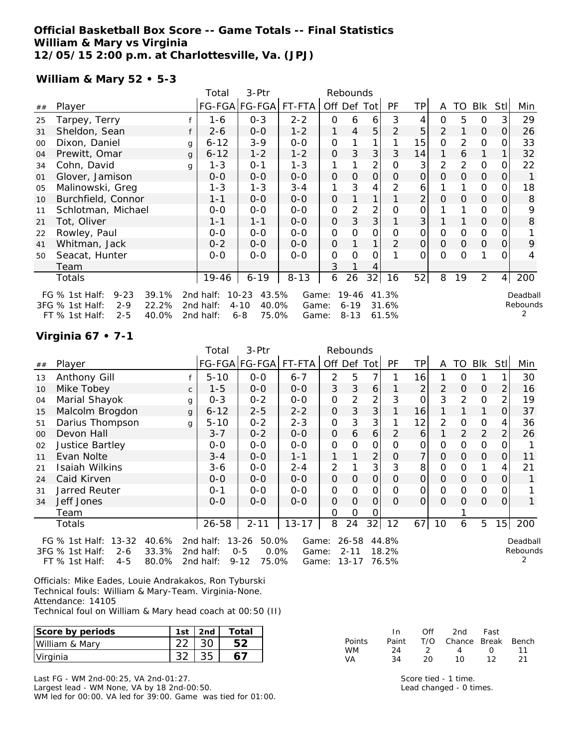**Official Basketball Box Score -- Game Totals -- Final Statistics**
**William & Mary vs Virginia**
**12/05/15 2:00 p.m. at Charlottesville, Va. (JPJ)**

**William & Mary 52 • 5-3**

| ## | Player | | Total FG-FGA | 3-Ptr FG-FGA | FT-FTA | Rebounds Off | Def | Tot | PF | TP | A | TO | Blk | Stl | Min |
|---|---|---|---|---|---|---|---|---|---|---|---|---|---|---|---|
| 25 | Tarpey, Terry | f | 1-6 | 0-3 | 2-2 | 0 | 6 | 6 | 3 | 4 | 0 | 5 | 0 | 3 | 29 |
| 31 | Sheldon, Sean | f | 2-6 | 0-0 | 1-2 | 1 | 4 | 5 | 2 | 5 | 2 | 1 | 0 | 0 | 26 |
| 00 | Dixon, Daniel | g | 6-12 | 3-9 | 0-0 | 0 | 1 | 1 | 1 | 15 | 0 | 2 | 0 | 0 | 33 |
| 04 | Prewitt, Omar | g | 6-12 | 1-2 | 1-2 | 0 | 3 | 3 | 3 | 14 | 1 | 6 | 1 | 1 | 32 |
| 34 | Cohn, David | g | 1-3 | 0-1 | 1-3 | 1 | 1 | 2 | 0 | 3 | 2 | 2 | 0 | 0 | 22 |
| 01 | Glover, Jamison | | 0-0 | 0-0 | 0-0 | 0 | 0 | 0 | 0 | 0 | 0 | 0 | 0 | 0 | 1 |
| 05 | Malinowski, Greg | | 1-3 | 1-3 | 3-4 | 1 | 3 | 4 | 2 | 6 | 1 | 1 | 0 | 0 | 18 |
| 10 | Burchfield, Connor | | 1-1 | 0-0 | 0-0 | 0 | 1 | 1 | 1 | 2 | 0 | 0 | 0 | 0 | 8 |
| 11 | Schlotman, Michael | | 0-0 | 0-0 | 0-0 | 0 | 2 | 2 | 0 | 0 | 1 | 1 | 0 | 0 | 9 |
| 21 | Tot, Oliver | | 1-1 | 1-1 | 0-0 | 0 | 3 | 3 | 1 | 3 | 1 | 1 | 0 | 0 | 8 |
| 22 | Rowley, Paul | | 0-0 | 0-0 | 0-0 | 0 | 0 | 0 | 0 | 0 | 0 | 0 | 0 | 0 | 1 |
| 41 | Whitman, Jack | | 0-2 | 0-0 | 0-0 | 0 | 1 | 1 | 2 | 0 | 0 | 0 | 0 | 0 | 9 |
| 50 | Seacat, Hunter | | 0-0 | 0-0 | 0-0 | 0 | 0 | 0 | 1 | 0 | 0 | 0 | 1 | 0 | 4 |
| | Team | | | | | 3 | 1 | 4 | | | | | | | |
| | Totals | | 19-46 | 6-19 | 8-13 | 6 | 26 | 32 | 16 | 52 | 8 | 19 | 2 | 4 | 200 |

FG % 1st Half: 9-23 39.1% 2nd half: 10-23 43.5% Game: 19-46 41.3%
3FG % 1st Half: 2-9 22.2% 2nd half: 4-10 40.0% Game: 6-19 31.6%
FT % 1st Half: 2-5 40.0% 2nd half: 6-8 75.0% Game: 8-13 61.5%

Deadball Rebounds 2

**Virginia 67 • 7-1**

| ## | Player | | Total FG-FGA | 3-Ptr FG-FGA | FT-FTA | Rebounds Off | Def | Tot | PF | TP | A | TO | Blk | Stl | Min |
|---|---|---|---|---|---|---|---|---|---|---|---|---|---|---|---|
| 13 | Anthony Gill | f | 5-10 | 0-0 | 6-7 | 2 | 5 | 7 | 1 | 16 | 1 | 0 | 1 | 1 | 30 |
| 10 | Mike Tobey | c | 1-5 | 0-0 | 0-0 | 3 | 3 | 6 | 1 | 2 | 2 | 0 | 0 | 2 | 16 |
| 04 | Marial Shayok | g | 0-3 | 0-2 | 0-0 | 0 | 2 | 2 | 3 | 0 | 3 | 2 | 0 | 2 | 19 |
| 15 | Malcolm Brogdon | g | 6-12 | 2-5 | 2-2 | 0 | 3 | 3 | 1 | 16 | 1 | 1 | 1 | 0 | 37 |
| 51 | Darius Thompson | g | 5-10 | 0-2 | 2-3 | 0 | 3 | 3 | 1 | 12 | 2 | 0 | 0 | 4 | 36 |
| 00 | Devon Hall | | 3-7 | 0-2 | 0-0 | 0 | 6 | 6 | 2 | 6 | 1 | 2 | 2 | 2 | 26 |
| 02 | Justice Bartley | | 0-0 | 0-0 | 0-0 | 0 | 0 | 0 | 0 | 0 | 0 | 0 | 0 | 0 | 1 |
| 11 | Evan Nolte | | 3-4 | 0-0 | 1-1 | 1 | 1 | 2 | 0 | 7 | 0 | 0 | 0 | 0 | 11 |
| 21 | Isaiah Wilkins | | 3-6 | 0-0 | 2-4 | 2 | 1 | 3 | 3 | 8 | 0 | 0 | 1 | 4 | 21 |
| 24 | Caid Kirven | | 0-0 | 0-0 | 0-0 | 0 | 0 | 0 | 0 | 0 | 0 | 0 | 0 | 0 | 1 |
| 31 | Jarred Reuter | | 0-1 | 0-0 | 0-0 | 0 | 0 | 0 | 0 | 0 | 0 | 0 | 0 | 0 | 1 |
| 34 | Jeff Jones | | 0-0 | 0-0 | 0-0 | 0 | 0 | 0 | 0 | 0 | 0 | 0 | 0 | 0 | 1 |
| | Team | | | | | 0 | 0 | 0 | | | | 1 | | | |
| | Totals | | 26-58 | 2-11 | 13-17 | 8 | 24 | 32 | 12 | 67 | 10 | 6 | 5 | 15 | 200 |

FG % 1st Half: 13-32 40.6% 2nd half: 13-26 50.0% Game: 26-58 44.8%
3FG % 1st Half: 2-6 33.3% 2nd half: 0-5 0.0% Game: 2-11 18.2%
FT % 1st Half: 4-5 80.0% 2nd half: 9-12 75.0% Game: 13-17 76.5%

Deadball Rebounds 2

Officials: Mike Eades, Louie Andrakakos, Ron Tyburski
Technical fouls: William & Mary-Team. Virginia-None.
Attendance: 14105
Technical foul on William & Mary head coach at 00:50 (II)

| Score by periods | 1st | 2nd | Total |
|---|---|---|---|
| William & Mary | 22 | 30 | **52** |
| Virginia | 32 | 35 | **67** |

| Points | In Paint | Off T/O | 2nd Chance | Fast Break | Bench |
|---|---|---|---|---|---|
| WM | 24 | 2 | 4 | 0 | 11 |
| VA | 34 | 20 | 10 | 12 | 21 |

Last FG - WM 2nd-00:25, VA 2nd-01:27.
Largest lead - WM None, VA by 18 2nd-00:50.
WM led for 00:00. VA led for 39:00. Game was tied for 01:00.

Score tied - 1 time.
Lead changed - 0 times.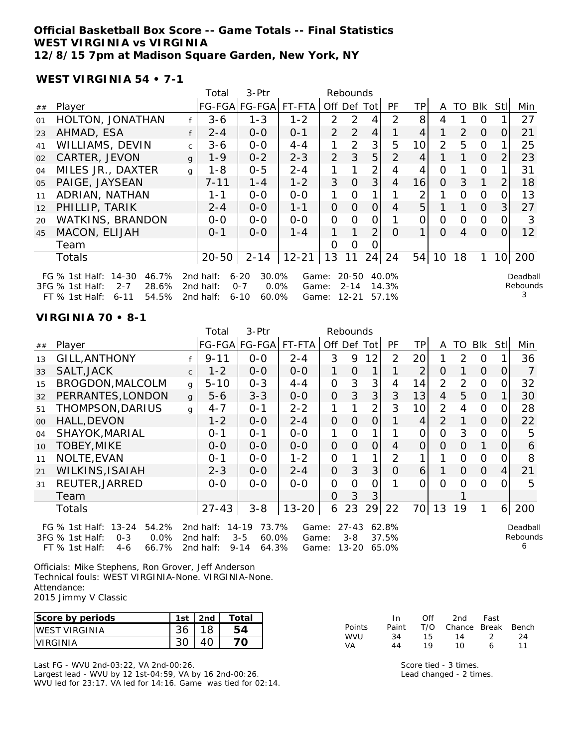**Official Basketball Box Score -- Game Totals -- Final Statistics**
**WEST VIRGINIA vs VIRGINIA**
**12/8/15 7pm at Madison Square Garden, New York, NY**

**WEST VIRGINIA 54 • 7-1**

| ## | Player | | Total FG-FGA | 3-Ptr FG-FGA | FT-FTA | Rebounds Off | Def | Tot | PF | TP | A | TO | Blk | Stl | Min |
|---|---|---|---|---|---|---|---|---|---|---|---|---|---|---|---|
| 01 | HOLTON, JONATHAN | f | 3-6 | 1-3 | 1-2 | 2 | 2 | 4 | 2 | 8 | 4 | 1 | 0 | 1 | 27 |
| 23 | AHMAD, ESA | f | 2-4 | 0-0 | 0-1 | 2 | 2 | 4 | 1 | 4 | 1 | 2 | 0 | 0 | 21 |
| 41 | WILLIAMS, DEVIN | c | 3-6 | 0-0 | 4-4 | 1 | 2 | 3 | 5 | 10 | 2 | 5 | 0 | 1 | 25 |
| 02 | CARTER, JEVON | g | 1-9 | 0-2 | 2-3 | 2 | 3 | 5 | 2 | 4 | 1 | 1 | 0 | 2 | 23 |
| 04 | MILES JR., DAXTER | g | 1-8 | 0-5 | 2-4 | 1 | 1 | 2 | 4 | 4 | 0 | 1 | 0 | 1 | 31 |
| 05 | PAIGE, JAYSEAN | | 7-11 | 1-4 | 1-2 | 3 | 0 | 3 | 4 | 16 | 0 | 3 | 1 | 2 | 18 |
| 11 | ADRIAN, NATHAN | | 1-1 | 0-0 | 0-0 | 1 | 0 | 1 | 1 | 2 | 1 | 0 | 0 | 0 | 13 |
| 12 | PHILLIP, TARIK | | 2-4 | 0-0 | 1-1 | 0 | 0 | 0 | 4 | 5 | 1 | 1 | 0 | 3 | 27 |
| 20 | WATKINS, BRANDON | | 0-0 | 0-0 | 0-0 | 0 | 0 | 0 | 1 | 0 | 0 | 0 | 0 | 0 | 3 |
| 45 | MACON, ELIJAH | | 0-1 | 0-0 | 1-4 | 1 | 1 | 2 | 0 | 1 | 0 | 4 | 0 | 0 | 12 |
| | Team | | | | | 0 | 0 | 0 | | | | | | | |
| | Totals | | 20-50 | 2-14 | 12-21 | 13 | 11 | 24 | 24 | 54 | 10 | 18 | 1 | 10 | 200 |

FG % 1st Half: 14-30 46.7% 2nd half: 6-20 30.0% Game: 20-50 40.0%
3FG % 1st Half: 2-7 28.6% 2nd half: 0-7 0.0% Game: 2-14 14.3%
FT % 1st Half: 6-11 54.5% 2nd half: 6-10 60.0% Game: 12-21 57.1%

Deadball Rebounds 3

**VIRGINIA 70 • 8-1**

| ## | Player | | Total FG-FGA | 3-Ptr FG-FGA | FT-FTA | Rebounds Off | Def | Tot | PF | TP | A | TO | Blk | Stl | Min |
|---|---|---|---|---|---|---|---|---|---|---|---|---|---|---|---|
| 13 | GILL,ANTHONY | f | 9-11 | 0-0 | 2-4 | 3 | 9 | 12 | 2 | 20 | 1 | 2 | 0 | 1 | 36 |
| 33 | SALT,JACK | c | 1-2 | 0-0 | 0-0 | 1 | 0 | 1 | 1 | 2 | 0 | 1 | 0 | 0 | 7 |
| 15 | BROGDON,MALCOLM | g | 5-10 | 0-3 | 4-4 | 0 | 3 | 3 | 4 | 14 | 2 | 2 | 0 | 0 | 32 |
| 32 | PERRANTES,LONDON | g | 5-6 | 3-3 | 0-0 | 0 | 3 | 3 | 3 | 13 | 4 | 5 | 0 | 1 | 30 |
| 51 | THOMPSON,DARIUS | g | 4-7 | 0-1 | 2-2 | 1 | 1 | 2 | 3 | 10 | 2 | 4 | 0 | 0 | 28 |
| 00 | HALL,DEVON | | 1-2 | 0-0 | 2-4 | 0 | 0 | 0 | 1 | 4 | 2 | 1 | 0 | 0 | 22 |
| 04 | SHAYOK,MARIAL | | 0-1 | 0-1 | 0-0 | 1 | 0 | 1 | 1 | 0 | 0 | 3 | 0 | 0 | 5 |
| 10 | TOBEY,MIKE | | 0-0 | 0-0 | 0-0 | 0 | 0 | 0 | 4 | 0 | 0 | 0 | 1 | 0 | 6 |
| 11 | NOLTE,EVAN | | 0-1 | 0-0 | 1-2 | 0 | 1 | 1 | 2 | 1 | 1 | 0 | 0 | 0 | 8 |
| 21 | WILKINS,ISAIAH | | 2-3 | 0-0 | 2-4 | 0 | 3 | 3 | 0 | 6 | 1 | 0 | 0 | 4 | 21 |
| 31 | REUTER,JARRED | | 0-0 | 0-0 | 0-0 | 0 | 0 | 0 | 1 | 0 | 0 | 0 | 0 | 0 | 5 |
| | Team | | | | | 0 | 3 | 3 | | | | 1 | | | |
| | Totals | | 27-43 | 3-8 | 13-20 | 6 | 23 | 29 | 22 | 70 | 13 | 19 | 1 | 6 | 200 |

FG % 1st Half: 13-24 54.2% 2nd half: 14-19 73.7% Game: 27-43 62.8%
3FG % 1st Half: 0-3 0.0% 2nd half: 3-5 60.0% Game: 3-8 37.5%
FT % 1st Half: 4-6 66.7% 2nd half: 9-14 64.3% Game: 13-20 65.0%

Deadball Rebounds 6

Officials: Mike Stephens, Ron Grover, Jeff Anderson
Technical fouls: WEST VIRGINIA-None. VIRGINIA-None.
Attendance:
2015 Jimmy V Classic

| Score by periods | 1st | 2nd | Total |
|---|---|---|---|
| WEST VIRGINIA | 36 | 18 | 54 |
| VIRGINIA | 30 | 40 | 70 |

| Points | In Paint | Off T/O | 2nd Chance | Fast Break | Bench |
|---|---|---|---|---|---|
| WVU | 34 | 15 | 14 | 2 | 24 |
| VA | 44 | 19 | 10 | 6 | 11 |

Last FG - WVU 2nd-03:22, VA 2nd-00:26.
Largest lead - WVU by 12 1st-04:59, VA by 16 2nd-00:26.
WVU led for 23:17. VA led for 14:16. Game was tied for 02:14.

Score tied - 3 times.
Lead changed - 2 times.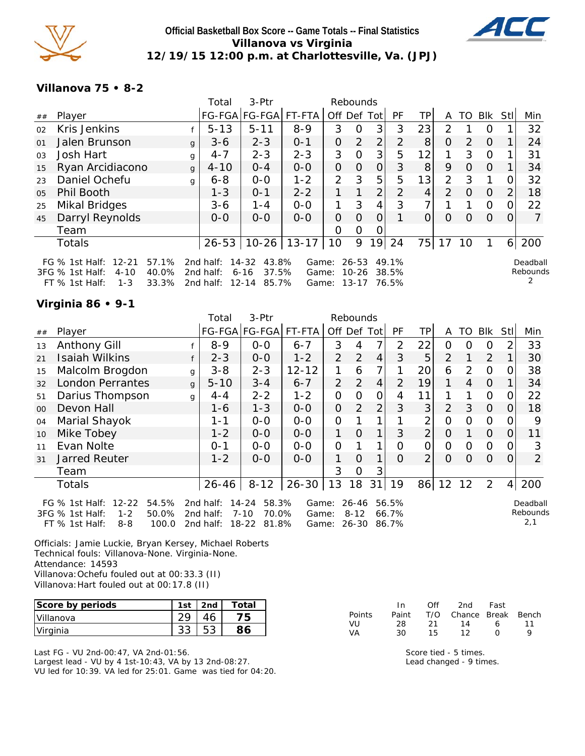**Official Basketball Box Score -- Game Totals -- Final Statistics**
**Villanova vs Virginia**
**12/19/15 12:00 p.m. at Charlottesville, Va. (JPJ)**

### Villanova 75 • 8-2

| ## | Player | | Total FG-FGA | 3-Ptr FG-FGA | FT-FTA | Rebounds Off | Def | Tot | PF | TP | A | TO | Blk | Stl | Min |
|---|---|---|---|---|---|---|---|---|---|---|---|---|---|---|---|
| 02 | Kris Jenkins | f | 5-13 | 5-11 | 8-9 | 3 | 0 | 3 | 3 | 23 | 2 | 1 | 0 | 1 | 32 |
| 01 | Jalen Brunson | g | 3-6 | 2-3 | 0-1 | 0 | 2 | 2 | 2 | 8 | 0 | 2 | 0 | 1 | 24 |
| 03 | Josh Hart | g | 4-7 | 2-3 | 2-3 | 3 | 0 | 3 | 5 | 12 | 1 | 3 | 0 | 1 | 31 |
| 15 | Ryan Arcidiacono | g | 4-10 | 0-4 | 0-0 | 0 | 0 | 0 | 3 | 8 | 9 | 0 | 0 | 1 | 34 |
| 23 | Daniel Ochefu | g | 6-8 | 0-0 | 1-2 | 2 | 3 | 5 | 5 | 13 | 2 | 3 | 1 | 0 | 32 |
| 05 | Phil Booth | | 1-3 | 0-1 | 2-2 | 1 | 1 | 2 | 2 | 4 | 2 | 0 | 0 | 2 | 18 |
| 25 | Mikal Bridges | | 3-6 | 1-4 | 0-0 | 1 | 3 | 4 | 3 | 7 | 1 | 1 | 0 | 0 | 22 |
| 45 | Darryl Reynolds | | 0-0 | 0-0 | 0-0 | 0 | 0 | 0 | 1 | 0 | 0 | 0 | 0 | 0 | 7 |
| | Team | | | | | 0 | 0 | 0 | | | | | | | |
| | Totals | | 26-53 | 10-26 | 13-17 | 10 | 9 | 19 | 24 | 75 | 17 | 10 | 1 | 6 | 200 |

FG % 1st Half: 12-21 57.1% 2nd half: 14-32 43.8% Game: 26-53 49.1%
3FG % 1st Half: 4-10 40.0% 2nd half: 6-16 37.5% Game: 10-26 38.5%
FT % 1st Half: 1-3 33.3% 2nd half: 12-14 85.7% Game: 13-17 76.5%

Deadball Rebounds 2

### Virginia 86 • 9-1

| ## | Player | | Total FG-FGA | 3-Ptr FG-FGA | FT-FTA | Rebounds Off | Def | Tot | PF | TP | A | TO | Blk | Stl | Min |
|---|---|---|---|---|---|---|---|---|---|---|---|---|---|---|---|
| 13 | Anthony Gill | f | 8-9 | 0-0 | 6-7 | 3 | 4 | 7 | 2 | 22 | 0 | 0 | 0 | 2 | 33 |
| 21 | Isaiah Wilkins | f | 2-3 | 0-0 | 1-2 | 2 | 2 | 4 | 3 | 5 | 2 | 1 | 2 | 1 | 30 |
| 15 | Malcolm Brogdon | g | 3-8 | 2-3 | 12-12 | 1 | 6 | 7 | 1 | 20 | 6 | 2 | 0 | 0 | 38 |
| 32 | London Perrantes | g | 5-10 | 3-4 | 6-7 | 2 | 2 | 4 | 2 | 19 | 1 | 4 | 0 | 1 | 34 |
| 51 | Darius Thompson | g | 4-4 | 2-2 | 1-2 | 0 | 0 | 0 | 4 | 11 | 1 | 1 | 0 | 0 | 22 |
| 00 | Devon Hall | | 1-6 | 1-3 | 0-0 | 0 | 2 | 2 | 3 | 3 | 2 | 3 | 0 | 0 | 18 |
| 04 | Marial Shayok | | 1-1 | 0-0 | 0-0 | 0 | 1 | 1 | 1 | 2 | 0 | 0 | 0 | 0 | 9 |
| 10 | Mike Tobey | | 1-2 | 0-0 | 0-0 | 1 | 0 | 1 | 3 | 2 | 0 | 1 | 0 | 0 | 11 |
| 11 | Evan Nolte | | 0-1 | 0-0 | 0-0 | 0 | 1 | 1 | 0 | 0 | 0 | 0 | 0 | 0 | 3 |
| 31 | Jarred Reuter | | 1-2 | 0-0 | 0-0 | 1 | 0 | 1 | 0 | 2 | 0 | 0 | 0 | 0 | 2 |
| | Team | | | | | 3 | 0 | 3 | | | | | | | |
| | Totals | | 26-46 | 8-12 | 26-30 | 13 | 18 | 31 | 19 | 86 | 12 | 12 | 2 | 4 | 200 |

FG % 1st Half: 12-22 54.5% 2nd half: 14-24 58.3% Game: 26-46 56.5%
3FG % 1st Half: 1-2 50.0% 2nd half: 7-10 70.0% Game: 8-12 66.7%
FT % 1st Half: 8-8 100.0 2nd half: 18-22 81.8% Game: 26-30 86.7%

Deadball Rebounds 2,1

Officials: Jamie Luckie, Bryan Kersey, Michael Roberts
Technical fouls: Villanova-None. Virginia-None.
Attendance: 14593
Villanova:Ochefu fouled out at 00:33.3 (II)
Villanova:Hart fouled out at 00:17.8 (II)

| Score by periods | 1st | 2nd | Total |
|---|---|---|---|
| Villanova | 29 | 46 | **75** |
| Virginia | 33 | 53 | **86** |

| Points | In Paint | Off T/O | 2nd Chance | Fast Break | Bench |
|---|---|---|---|---|---|
| VU | 28 | 21 | 14 | 6 | 11 |
| VA | 30 | 15 | 12 | 0 | 9 |

Last FG - VU 2nd-00:47, VA 2nd-01:56.
Largest lead - VU by 4 1st-10:43, VA by 13 2nd-08:27.
VU led for 10:39. VA led for 25:01. Game was tied for 04:20.

Score tied - 5 times.
Lead changed - 9 times.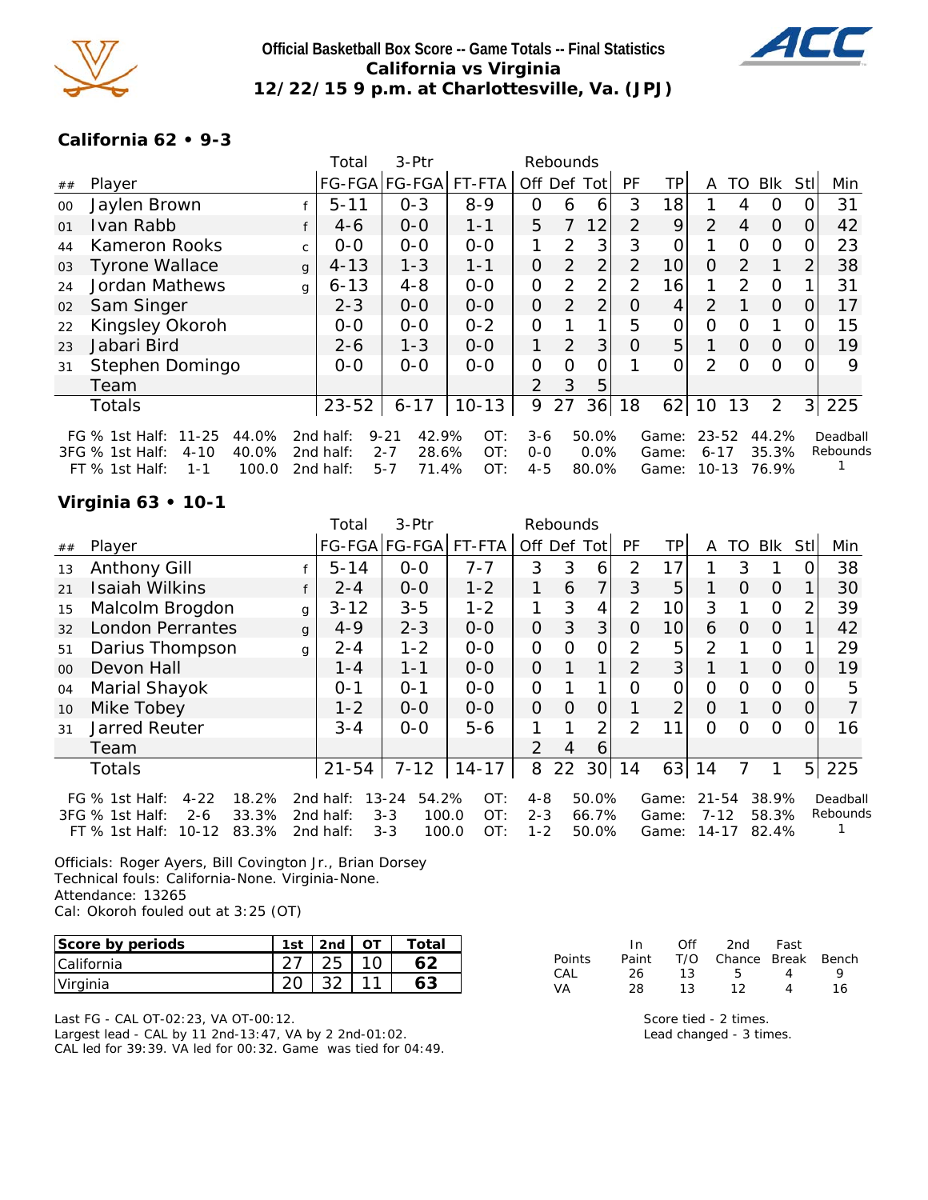**Official Basketball Box Score -- Game Totals -- Final Statistics**
**California vs Virginia**
**12/22/15 9 p.m. at Charlottesville, Va. (JPJ)**

### California 62 • 9-3

| ## | Player | | Total FG-FGA | 3-Ptr FG-FGA | FT-FTA | Off | Def | Tot | PF | TP | A | TO | Blk | Stl | Min |
|---|---|---|---|---|---|---|---|---|---|---|---|---|---|---|---|
| 00 | Jaylen Brown | f | 5-11 | 0-3 | 8-9 | 0 | 6 | 6 | 3 | 18 | 1 | 4 | 0 | 0 | 31 |
| 01 | Ivan Rabb | f | 4-6 | 0-0 | 1-1 | 5 | 7 | 12 | 2 | 9 | 2 | 4 | 0 | 0 | 42 |
| 44 | Kameron Rooks | c | 0-0 | 0-0 | 0-0 | 1 | 2 | 3 | 3 | 0 | 1 | 0 | 0 | 0 | 23 |
| 03 | Tyrone Wallace | g | 4-13 | 1-3 | 1-1 | 0 | 2 | 2 | 2 | 10 | 0 | 2 | 1 | 2 | 38 |
| 24 | Jordan Mathews | g | 6-13 | 4-8 | 0-0 | 0 | 2 | 2 | 2 | 16 | 1 | 2 | 0 | 1 | 31 |
| 02 | Sam Singer | | 2-3 | 0-0 | 0-0 | 0 | 2 | 2 | 0 | 4 | 2 | 1 | 0 | 0 | 17 |
| 22 | Kingsley Okoroh | | 0-0 | 0-0 | 0-2 | 0 | 1 | 1 | 5 | 0 | 0 | 0 | 1 | 0 | 15 |
| 23 | Jabari Bird | | 2-6 | 1-3 | 0-0 | 1 | 2 | 3 | 0 | 5 | 1 | 0 | 0 | 0 | 19 |
| 31 | Stephen Domingo | | 0-0 | 0-0 | 0-0 | 0 | 0 | 0 | 1 | 0 | 2 | 0 | 0 | 0 | 9 |
| | Team | | | | | 2 | 3 | 5 | | | | | | | |
| | Totals | | 23-52 | 6-17 | 10-13 | 9 | 27 | 36 | 18 | 62 | 10 | 13 | 2 | 3 | 225 |

FG % 1st Half: 11-25 44.0% 2nd half: 9-21 42.9% OT: 3-6 50.0% Game: 23-52 44.2%
3FG % 1st Half: 4-10 40.0% 2nd half: 2-7 28.6% OT: 0-0 0.0% Game: 6-17 35.3%
FT % 1st Half: 1-1 100.0 2nd half: 5-7 71.4% OT: 4-5 80.0% Game: 10-13 76.9%
Deadball Rebounds 1

### Virginia 63 • 10-1

| ## | Player | | Total FG-FGA | 3-Ptr FG-FGA | FT-FTA | Off | Def | Tot | PF | TP | A | TO | Blk | Stl | Min |
|---|---|---|---|---|---|---|---|---|---|---|---|---|---|---|---|
| 13 | Anthony Gill | f | 5-14 | 0-0 | 7-7 | 3 | 3 | 6 | 2 | 17 | 1 | 3 | 1 | 0 | 38 |
| 21 | Isaiah Wilkins | f | 2-4 | 0-0 | 1-2 | 1 | 6 | 7 | 3 | 5 | 1 | 0 | 0 | 1 | 30 |
| 15 | Malcolm Brogdon | g | 3-12 | 3-5 | 1-2 | 1 | 3 | 4 | 2 | 10 | 3 | 1 | 0 | 2 | 39 |
| 32 | London Perrantes | g | 4-9 | 2-3 | 0-0 | 0 | 3 | 3 | 0 | 10 | 6 | 0 | 0 | 1 | 42 |
| 51 | Darius Thompson | g | 2-4 | 1-2 | 0-0 | 0 | 0 | 0 | 2 | 5 | 2 | 1 | 0 | 1 | 29 |
| 00 | Devon Hall | | 1-4 | 1-1 | 0-0 | 0 | 1 | 1 | 2 | 3 | 1 | 1 | 0 | 0 | 19 |
| 04 | Marial Shayok | | 0-1 | 0-1 | 0-0 | 0 | 1 | 1 | 0 | 0 | 0 | 0 | 0 | 0 | 5 |
| 10 | Mike Tobey | | 1-2 | 0-0 | 0-0 | 0 | 0 | 0 | 1 | 2 | 0 | 1 | 0 | 0 | 7 |
| 31 | Jarred Reuter | | 3-4 | 0-0 | 5-6 | 1 | 1 | 2 | 2 | 11 | 0 | 0 | 0 | 0 | 16 |
| | Team | | | | | 2 | 4 | 6 | | | | | | | |
| | Totals | | 21-54 | 7-12 | 14-17 | 8 | 22 | 30 | 14 | 63 | 14 | 7 | 1 | 5 | 225 |

FG % 1st Half: 4-22 18.2% 2nd half: 13-24 54.2% OT: 4-8 50.0% Game: 21-54 38.9%
3FG % 1st Half: 2-6 33.3% 2nd half: 3-3 100.0 OT: 2-3 66.7% Game: 7-12 58.3%
FT % 1st Half: 10-12 83.3% 2nd half: 3-3 100.0 OT: 1-2 50.0% Game: 14-17 82.4%
Deadball Rebounds 1

Officials: Roger Ayers, Bill Covington Jr., Brian Dorsey
Technical fouls: California-None. Virginia-None.
Attendance: 13265
Cal: Okoroh fouled out at 3:25 (OT)

| Score by periods | 1st | 2nd | OT | Total |
|---|---|---|---|---|
| California | 27 | 25 | 10 | 62 |
| Virginia | 20 | 32 | 11 | 63 |

| Points | In Paint | Off T/O | 2nd Chance | Fast Break | Bench |
|---|---|---|---|---|---|
| CAL | 26 | 13 | 5 | 4 | 9 |
| VA | 28 | 13 | 12 | 4 | 16 |

Last FG - CAL OT-02:23, VA OT-00:12.
Largest lead - CAL by 11 2nd-13:47, VA by 2 2nd-01:02.
CAL led for 39:39. VA led for 00:32. Game was tied for 04:49.

Score tied - 2 times.
Lead changed - 3 times.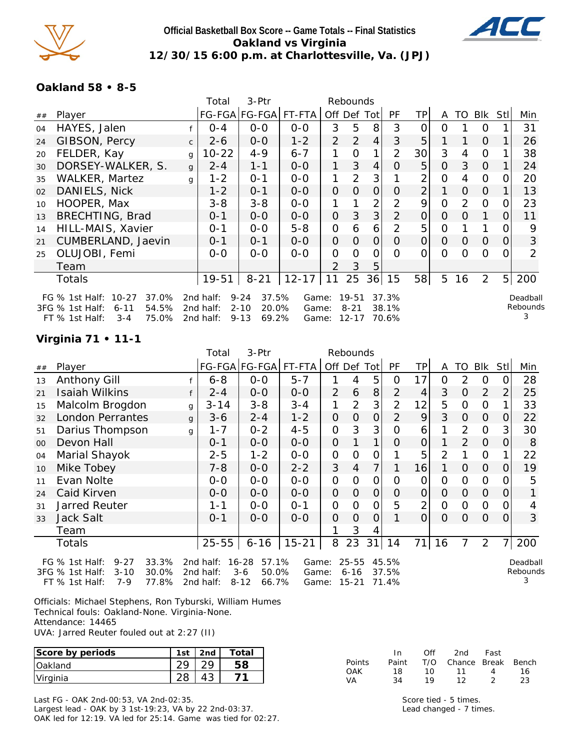**Official Basketball Box Score -- Game Totals -- Final Statistics**
**Oakland vs Virginia**
**12/30/15 6:00 p.m. at Charlottesville, Va. (JPJ)**

### Oakland 58 • 8-5

| ## | Player | | Total FG-FGA | 3-Ptr FG-FGA | FT-FTA | Off | Def | Tot | PF | TP | A | TO | Blk | Stl | Min |
|---|---|---|---|---|---|---|---|---|---|---|---|---|---|---|---|
| 04 | HAYES, Jalen | f | 0-4 | 0-0 | 0-0 | 3 | 5 | 8 | 3 | 0 | 0 | 1 | 0 | 1 | 31 |
| 24 | GIBSON, Percy | c | 2-6 | 0-0 | 1-2 | 2 | 2 | 4 | 3 | 5 | 1 | 1 | 0 | 1 | 26 |
| 20 | FELDER, Kay | g | 10-22 | 4-9 | 6-7 | 1 | 0 | 1 | 2 | 30 | 3 | 4 | 0 | 1 | 38 |
| 30 | DORSEY-WALKER, S. | g | 2-4 | 1-1 | 0-0 | 1 | 3 | 4 | 0 | 5 | 0 | 3 | 0 | 1 | 24 |
| 35 | WALKER, Martez | g | 1-2 | 0-1 | 0-0 | 1 | 2 | 3 | 1 | 2 | 0 | 4 | 0 | 0 | 20 |
| 02 | DANIELS, Nick | | 1-2 | 0-1 | 0-0 | 0 | 0 | 0 | 0 | 2 | 1 | 0 | 0 | 1 | 13 |
| 10 | HOOPER, Max | | 3-8 | 3-8 | 0-0 | 1 | 1 | 2 | 2 | 9 | 0 | 2 | 0 | 0 | 23 |
| 13 | BRECHTING, Brad | | 0-1 | 0-0 | 0-0 | 0 | 3 | 3 | 2 | 0 | 0 | 0 | 1 | 0 | 11 |
| 14 | HILL-MAIS, Xavier | | 0-1 | 0-0 | 5-8 | 0 | 6 | 6 | 2 | 5 | 0 | 1 | 1 | 0 | 9 |
| 21 | CUMBERLAND, Jaevin | | 0-1 | 0-1 | 0-0 | 0 | 0 | 0 | 0 | 0 | 0 | 0 | 0 | 0 | 3 |
| 25 | OLUJOBI, Femi | | 0-0 | 0-0 | 0-0 | 0 | 0 | 0 | 0 | 0 | 0 | 0 | 0 | 0 | 2 |
| | Team | | | | | 2 | 3 | 5 | | | | | | | |
| | Totals | | 19-51 | 8-21 | 12-17 | 11 | 25 | 36 | 15 | 58 | 5 | 16 | 2 | 5 | 200 |

FG % 1st Half: 10-27 37.0% 2nd half: 9-24 37.5% Game: 19-51 37.3%
3FG % 1st Half: 6-11 54.5% 2nd half: 2-10 20.0% Game: 8-21 38.1%
FT % 1st Half: 3-4 75.0% 2nd half: 9-13 69.2% Game: 12-17 70.6%

Deadball Rebounds 3

### Virginia 71 • 11-1

| ## | Player | | Total FG-FGA | 3-Ptr FG-FGA | FT-FTA | Off | Def | Tot | PF | TP | A | TO | Blk | Stl | Min |
|---|---|---|---|---|---|---|---|---|---|---|---|---|---|---|---|
| 13 | Anthony Gill | f | 6-8 | 0-0 | 5-7 | 1 | 4 | 5 | 0 | 17 | 0 | 2 | 0 | 0 | 28 |
| 21 | Isaiah Wilkins | f | 2-4 | 0-0 | 0-0 | 2 | 6 | 8 | 2 | 4 | 3 | 0 | 2 | 2 | 25 |
| 15 | Malcolm Brogdon | g | 3-14 | 3-8 | 3-4 | 1 | 2 | 3 | 2 | 12 | 5 | 0 | 0 | 1 | 33 |
| 32 | London Perrantes | g | 3-6 | 2-4 | 1-2 | 0 | 0 | 0 | 2 | 9 | 3 | 0 | 0 | 0 | 22 |
| 51 | Darius Thompson | g | 1-7 | 0-2 | 4-5 | 0 | 3 | 3 | 0 | 6 | 1 | 2 | 0 | 3 | 30 |
| 00 | Devon Hall | | 0-1 | 0-0 | 0-0 | 0 | 1 | 1 | 0 | 0 | 1 | 2 | 0 | 0 | 8 |
| 04 | Marial Shayok | | 2-5 | 1-2 | 0-0 | 0 | 0 | 0 | 1 | 5 | 2 | 1 | 0 | 1 | 22 |
| 10 | Mike Tobey | | 7-8 | 0-0 | 2-2 | 3 | 4 | 7 | 1 | 16 | 1 | 0 | 0 | 0 | 19 |
| 11 | Evan Nolte | | 0-0 | 0-0 | 0-0 | 0 | 0 | 0 | 0 | 0 | 0 | 0 | 0 | 0 | 5 |
| 24 | Caid Kirven | | 0-0 | 0-0 | 0-0 | 0 | 0 | 0 | 0 | 0 | 0 | 0 | 0 | 0 | 1 |
| 31 | Jarred Reuter | | 1-1 | 0-0 | 0-1 | 0 | 0 | 0 | 5 | 2 | 0 | 0 | 0 | 0 | 4 |
| 33 | Jack Salt | | 0-1 | 0-0 | 0-0 | 0 | 0 | 0 | 1 | 0 | 0 | 0 | 0 | 0 | 3 |
| | Team | | | | | 1 | 3 | 4 | | | | | | | |
| | Totals | | 25-55 | 6-16 | 15-21 | 8 | 23 | 31 | 14 | 71 | 16 | 7 | 2 | 7 | 200 |

FG % 1st Half: 9-27 33.3% 2nd half: 16-28 57.1% Game: 25-55 45.5%
3FG % 1st Half: 3-10 30.0% 2nd half: 3-6 50.0% Game: 6-16 37.5%
FT % 1st Half: 7-9 77.8% 2nd half: 8-12 66.7% Game: 15-21 71.4%

Deadball Rebounds 3

Officials: Michael Stephens, Ron Tyburski, William Humes
Technical fouls: Oakland-None. Virginia-None.
Attendance: 14465
UVA: Jarred Reuter fouled out at 2:27 (II)

| Score by periods | 1st | 2nd | Total |
|---|---|---|---|
| Oakland | 29 | 29 | 58 |
| Virginia | 28 | 43 | 71 |

| Points | In Paint | Off T/O | 2nd Chance | Fast Break | Bench |
|---|---|---|---|---|---|
| OAK | 18 | 10 | 11 | 4 | 16 |
| VA | 34 | 19 | 12 | 2 | 23 |

Last FG - OAK 2nd-00:53, VA 2nd-02:35.
Largest lead - OAK by 3 1st-19:23, VA by 22 2nd-03:37.
OAK led for 12:19. VA led for 25:14. Game was tied for 02:27.

Score tied - 5 times.
Lead changed - 7 times.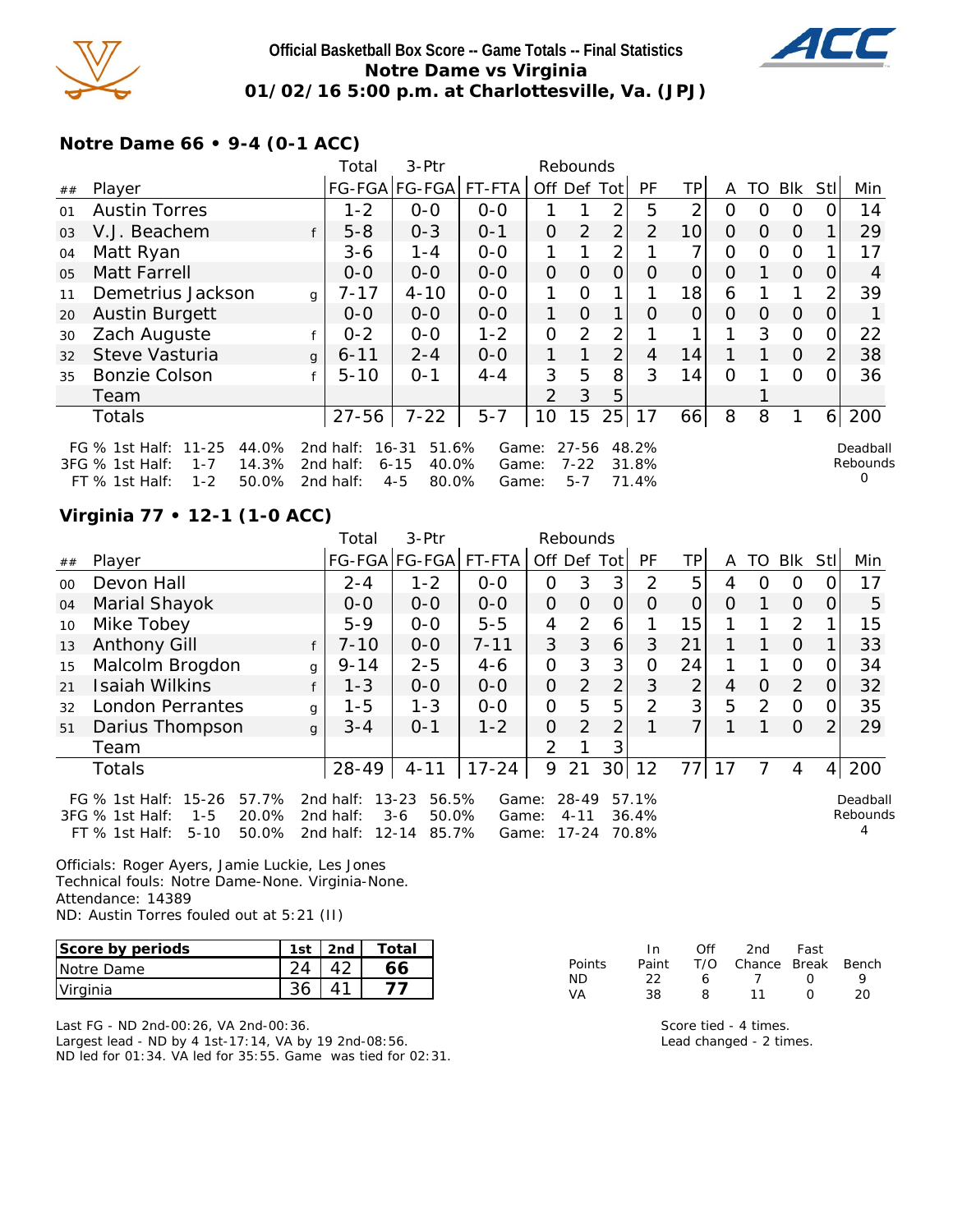# Official Basketball Box Score -- Game Totals -- Final Statistics
## Notre Dame vs Virginia
## 01/02/16 5:00 p.m. at Charlottesville, Va. (JPJ)

### Notre Dame 66 • 9-4 (0-1 ACC)

| ## | Player | | Total FG-FGA | 3-Ptr FG-FGA | FT-FTA | Rebounds Off | Def | Tot | PF | TP | A | TO | Blk | Stl | Min |
|---|---|---|---|---|---|---|---|---|---|---|---|---|---|---|---|
| 01 | Austin Torres | | 1-2 | 0-0 | 0-0 | 1 | 1 | 2 | 5 | 2 | 0 | 0 | 0 | 0 | 14 |
| 03 | V.J. Beachem | f | 5-8 | 0-3 | 0-1 | 0 | 2 | 2 | 2 | 10 | 0 | 0 | 0 | 1 | 29 |
| 04 | Matt Ryan | | 3-6 | 1-4 | 0-0 | 1 | 1 | 2 | 1 | 7 | 0 | 0 | 0 | 1 | 17 |
| 05 | Matt Farrell | | 0-0 | 0-0 | 0-0 | 0 | 0 | 0 | 0 | 0 | 0 | 1 | 0 | 0 | 4 |
| 11 | Demetrius Jackson | g | 7-17 | 4-10 | 0-0 | 1 | 0 | 1 | 1 | 18 | 6 | 1 | 1 | 2 | 39 |
| 20 | Austin Burgett | | 0-0 | 0-0 | 0-0 | 1 | 0 | 1 | 0 | 0 | 0 | 0 | 0 | 0 | 1 |
| 30 | Zach Auguste | f | 0-2 | 0-0 | 1-2 | 0 | 2 | 2 | 1 | 1 | 1 | 3 | 0 | 0 | 22 |
| 32 | Steve Vasturia | g | 6-11 | 2-4 | 0-0 | 1 | 1 | 2 | 4 | 14 | 1 | 1 | 0 | 2 | 38 |
| 35 | Bonzie Colson | f | 5-10 | 0-1 | 4-4 | 3 | 5 | 8 | 3 | 14 | 0 | 1 | 0 | 0 | 36 |
| | Team | | | | | 2 | 3 | 5 | | | | 1 | | | |
| | Totals | | 27-56 | 7-22 | 5-7 | 10 | 15 | 25 | 17 | 66 | 8 | 8 | 1 | 6 | 200 |

| | 1st Half | | 2nd half | | Game | |
|---|---|---|---|---|---|---|
| FG % | 11-25 | 44.0% | 16-31 | 51.6% | 27-56 | 48.2% |
| 3FG % | 1-7 | 14.3% | 6-15 | 40.0% | 7-22 | 31.8% |
| FT % | 1-2 | 50.0% | 4-5 | 80.0% | 5-7 | 71.4% |

Deadball Rebounds 0

### Virginia 77 • 12-1 (1-0 ACC)

| ## | Player | | Total FG-FGA | 3-Ptr FG-FGA | FT-FTA | Rebounds Off | Def | Tot | PF | TP | A | TO | Blk | Stl | Min |
|---|---|---|---|---|---|---|---|---|---|---|---|---|---|---|---|
| 00 | Devon Hall | | 2-4 | 1-2 | 0-0 | 0 | 3 | 3 | 2 | 5 | 4 | 0 | 0 | 0 | 17 |
| 04 | Marial Shayok | | 0-0 | 0-0 | 0-0 | 0 | 0 | 0 | 0 | 0 | 0 | 1 | 0 | 0 | 5 |
| 10 | Mike Tobey | | 5-9 | 0-0 | 5-5 | 4 | 2 | 6 | 1 | 15 | 1 | 1 | 2 | 1 | 15 |
| 13 | Anthony Gill | f | 7-10 | 0-0 | 7-11 | 3 | 3 | 6 | 3 | 21 | 1 | 1 | 0 | 1 | 33 |
| 15 | Malcolm Brogdon | g | 9-14 | 2-5 | 4-6 | 0 | 3 | 3 | 0 | 24 | 1 | 1 | 0 | 0 | 34 |
| 21 | Isaiah Wilkins | f | 1-3 | 0-0 | 0-0 | 0 | 2 | 2 | 3 | 2 | 4 | 0 | 2 | 0 | 32 |
| 32 | London Perrantes | g | 1-5 | 1-3 | 0-0 | 0 | 5 | 5 | 2 | 3 | 5 | 2 | 0 | 0 | 35 |
| 51 | Darius Thompson | g | 3-4 | 0-1 | 1-2 | 0 | 2 | 2 | 1 | 7 | 1 | 1 | 0 | 2 | 29 |
| | Team | | | | | 2 | 1 | 3 | | | | | | | |
| | Totals | | 28-49 | 4-11 | 17-24 | 9 | 21 | 30 | 12 | 77 | 17 | 7 | 4 | 4 | 200 |

| | 1st Half | | 2nd half | | Game | |
|---|---|---|---|---|---|---|
| FG % | 15-26 | 57.7% | 13-23 | 56.5% | 28-49 | 57.1% |
| 3FG % | 1-5 | 20.0% | 3-6 | 50.0% | 4-11 | 36.4% |
| FT % | 5-10 | 50.0% | 12-14 | 85.7% | 17-24 | 70.8% |

Deadball Rebounds 4

Officials: Roger Ayers, Jamie Luckie, Les Jones
Technical fouls: Notre Dame-None. Virginia-None.
Attendance: 14389
ND: Austin Torres fouled out at 5:21 (II)

| Score by periods | 1st | 2nd | Total |
|---|---|---|---|
| Notre Dame | 24 | 42 | 66 |
| Virginia | 36 | 41 | 77 |

| Points | In Paint | Off T/O | 2nd Chance | Fast Break | Bench |
|---|---|---|---|---|---|
| ND | 22 | 6 | 7 | 0 | 9 |
| VA | 38 | 8 | 11 | 0 | 20 |

Last FG - ND 2nd-00:26, VA 2nd-00:36.
Largest lead - ND by 4 1st-17:14, VA by 19 2nd-08:56.
ND led for 01:34. VA led for 35:55. Game was tied for 02:31.

Score tied - 4 times.
Lead changed - 2 times.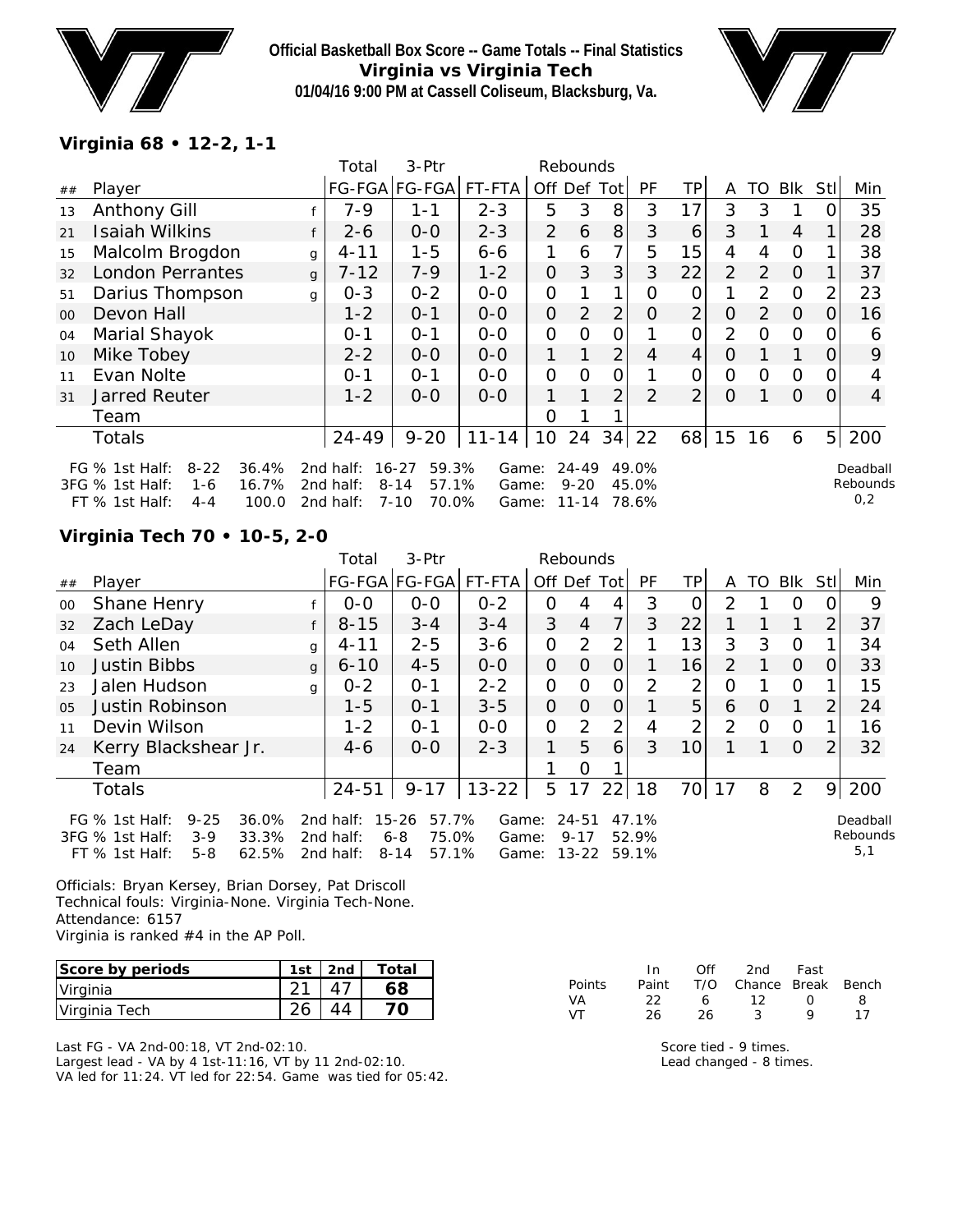**Official Basketball Box Score -- Game Totals -- Final Statistics**
**Virginia vs Virginia Tech**
**01/04/16 9:00 PM at Cassell Coliseum, Blacksburg, Va.**

### Virginia 68 • 12-2, 1-1

| ## | Player | | Total FG-FGA | 3-Ptr FG-FGA | FT-FTA | Off | Def | Tot | PF | TP | A | TO | Blk | Stl | Min |
|---|---|---|---|---|---|---|---|---|---|---|---|---|---|---|---|
| 13 | Anthony Gill | f | 7-9 | 1-1 | 2-3 | 5 | 3 | 8 | 3 | 17 | 3 | 3 | 1 | 0 | 35 |
| 21 | Isaiah Wilkins | f | 2-6 | 0-0 | 2-3 | 2 | 6 | 8 | 3 | 6 | 3 | 1 | 4 | 1 | 28 |
| 15 | Malcolm Brogdon | g | 4-11 | 1-5 | 6-6 | 1 | 6 | 7 | 5 | 15 | 4 | 4 | 0 | 1 | 38 |
| 32 | London Perrantes | g | 7-12 | 7-9 | 1-2 | 0 | 3 | 3 | 3 | 22 | 2 | 2 | 0 | 1 | 37 |
| 51 | Darius Thompson | g | 0-3 | 0-2 | 0-0 | 0 | 1 | 1 | 0 | 0 | 1 | 2 | 0 | 2 | 23 |
| 00 | Devon Hall | | 1-2 | 0-1 | 0-0 | 0 | 2 | 2 | 0 | 2 | 0 | 2 | 0 | 0 | 16 |
| 04 | Marial Shayok | | 0-1 | 0-1 | 0-0 | 0 | 0 | 0 | 1 | 0 | 2 | 0 | 0 | 0 | 6 |
| 10 | Mike Tobey | | 2-2 | 0-0 | 0-0 | 1 | 1 | 2 | 4 | 4 | 0 | 1 | 1 | 0 | 9 |
| 11 | Evan Nolte | | 0-1 | 0-1 | 0-0 | 0 | 0 | 0 | 1 | 0 | 0 | 0 | 0 | 0 | 4 |
| 31 | Jarred Reuter | | 1-2 | 0-0 | 0-0 | 1 | 1 | 2 | 2 | 2 | 0 | 1 | 0 | 0 | 4 |
| | Team | | | | | 0 | 1 | 1 | | | | | | | |
| | Totals | | 24-49 | 9-20 | 11-14 | 10 | 24 | 34 | 22 | 68 | 15 | 16 | 6 | 5 | 200 |

| | | | | | | | | |
|---|---|---|---|---|---|---|---|---|
| FG % 1st Half: | 8-22 | 36.4% | 2nd half: | 16-27 | 59.3% | Game: | 24-49 | 49.0% |
| 3FG % 1st Half: | 1-6 | 16.7% | 2nd half: | 8-14 | 57.1% | Game: | 9-20 | 45.0% |
| FT % 1st Half: | 4-4 | 100.0 | 2nd half: | 7-10 | 70.0% | Game: | 11-14 | 78.6% |

Deadball Rebounds 0,2

### Virginia Tech 70 • 10-5, 2-0

| ## | Player | | Total FG-FGA | 3-Ptr FG-FGA | FT-FTA | Off | Def | Tot | PF | TP | A | TO | Blk | Stl | Min |
|---|---|---|---|---|---|---|---|---|---|---|---|---|---|---|---|
| 00 | Shane Henry | f | 0-0 | 0-0 | 0-2 | 0 | 4 | 4 | 3 | 0 | 2 | 1 | 0 | 0 | 9 |
| 32 | Zach LeDay | f | 8-15 | 3-4 | 3-4 | 3 | 4 | 7 | 3 | 22 | 1 | 1 | 1 | 2 | 37 |
| 04 | Seth Allen | g | 4-11 | 2-5 | 3-6 | 0 | 2 | 2 | 1 | 13 | 3 | 3 | 0 | 1 | 34 |
| 10 | Justin Bibbs | g | 6-10 | 4-5 | 0-0 | 0 | 0 | 0 | 1 | 16 | 2 | 1 | 0 | 0 | 33 |
| 23 | Jalen Hudson | g | 0-2 | 0-1 | 2-2 | 0 | 0 | 0 | 2 | 2 | 0 | 1 | 0 | 1 | 15 |
| 05 | Justin Robinson | | 1-5 | 0-1 | 3-5 | 0 | 0 | 0 | 1 | 5 | 6 | 0 | 1 | 2 | 24 |
| 11 | Devin Wilson | | 1-2 | 0-1 | 0-0 | 0 | 2 | 2 | 4 | 2 | 2 | 0 | 0 | 1 | 16 |
| 24 | Kerry Blackshear Jr. | | 4-6 | 0-0 | 2-3 | 1 | 5 | 6 | 3 | 10 | 1 | 1 | 0 | 2 | 32 |
| | Team | | | | | 1 | 0 | 1 | | | | | | | |
| | Totals | | 24-51 | 9-17 | 13-22 | 5 | 17 | 22 | 18 | 70 | 17 | 8 | 2 | 9 | 200 |

| | | | | | | | | |
|---|---|---|---|---|---|---|---|---|
| FG % 1st Half: | 9-25 | 36.0% | 2nd half: | 15-26 | 57.7% | Game: | 24-51 | 47.1% |
| 3FG % 1st Half: | 3-9 | 33.3% | 2nd half: | 6-8 | 75.0% | Game: | 9-17 | 52.9% |
| FT % 1st Half: | 5-8 | 62.5% | 2nd half: | 8-14 | 57.1% | Game: | 13-22 | 59.1% |

Deadball Rebounds 5,1

Officials: Bryan Kersey, Brian Dorsey, Pat Driscoll
Technical fouls: Virginia-None. Virginia Tech-None.
Attendance: 6157
Virginia is ranked #4 in the AP Poll.

| Score by periods | 1st | 2nd | Total |
|---|---|---|---|
| Virginia | 21 | 47 | **68** |
| Virginia Tech | 26 | 44 | **70** |

| Points | In Paint | Off T/O | 2nd Chance | Fast Break | Bench |
|---|---|---|---|---|---|
| VA | 22 | 6 | 12 | 0 | 8 |
| VT | 26 | 26 | 3 | 9 | 17 |

Last FG - VA 2nd-00:18, VT 2nd-02:10.
Largest lead - VA by 4 1st-11:16, VT by 11 2nd-02:10.
VA led for 11:24. VT led for 22:54. Game was tied for 05:42.

Score tied - 9 times.
Lead changed - 8 times.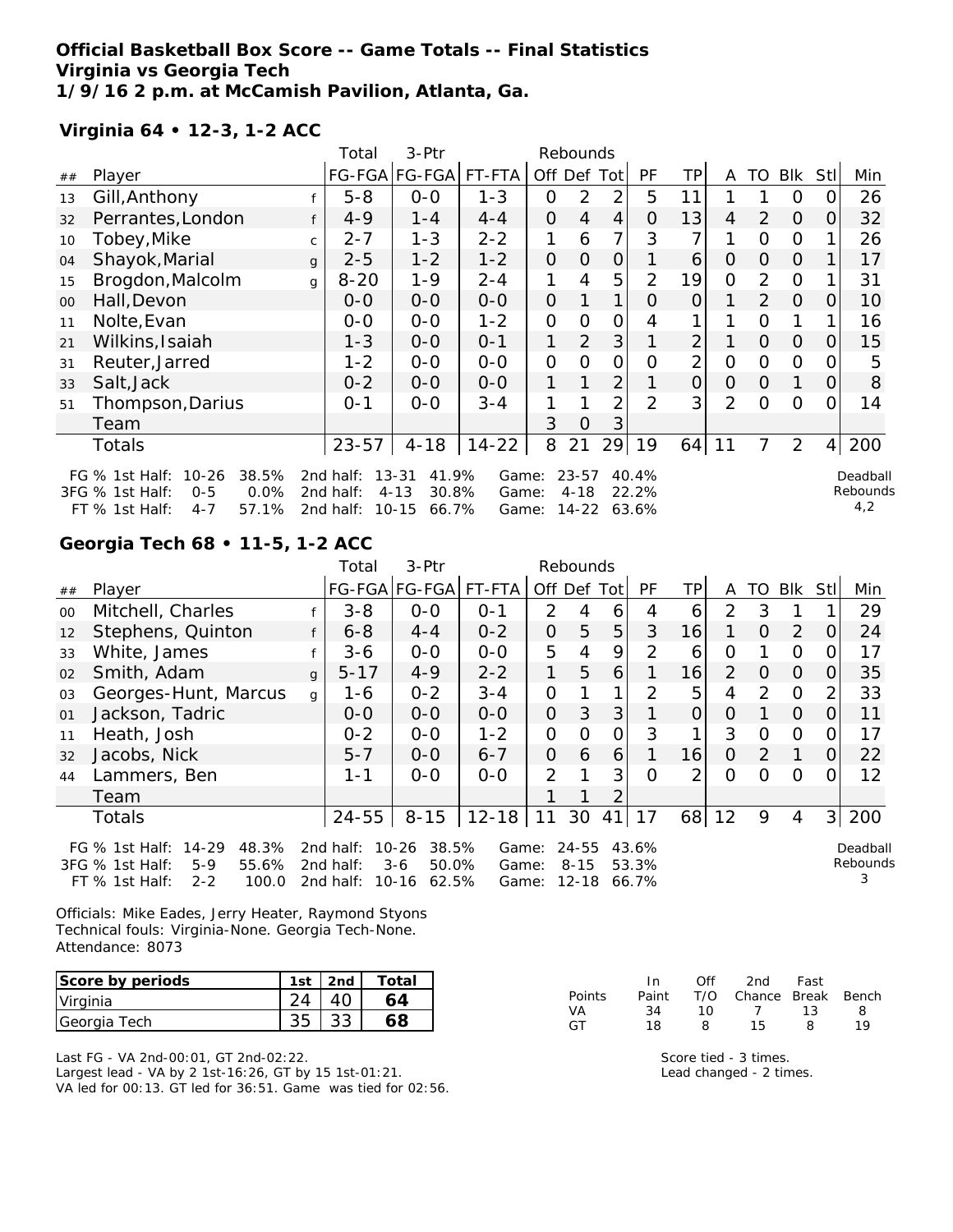**Official Basketball Box Score -- Game Totals -- Final Statistics**
**Virginia vs Georgia Tech**
**1/9/16 2 p.m. at McCamish Pavilion, Atlanta, Ga.**

**Virginia 64 • 12-3, 1-2 ACC**

| ## | Player | | Total FG-FGA | 3-Ptr FG-FGA | FT-FTA | Off | Def | Tot | PF | TP | A | TO | Blk | Stl | Min |
|---|---|---|---|---|---|---|---|---|---|---|---|---|---|---|---|
| 13 | Gill,Anthony | f | 5-8 | 0-0 | 1-3 | 0 | 2 | 2 | 5 | 11 | 1 | 1 | 0 | 0 | 26 |
| 32 | Perrantes,London | f | 4-9 | 1-4 | 4-4 | 0 | 4 | 4 | 0 | 13 | 4 | 2 | 0 | 0 | 32 |
| 10 | Tobey,Mike | c | 2-7 | 1-3 | 2-2 | 1 | 6 | 7 | 3 | 7 | 1 | 0 | 0 | 1 | 26 |
| 04 | Shayok,Marial | g | 2-5 | 1-2 | 1-2 | 0 | 0 | 0 | 1 | 6 | 0 | 0 | 0 | 1 | 17 |
| 15 | Brogdon,Malcolm | g | 8-20 | 1-9 | 2-4 | 1 | 4 | 5 | 2 | 19 | 0 | 2 | 0 | 1 | 31 |
| 00 | Hall,Devon | | 0-0 | 0-0 | 0-0 | 0 | 1 | 1 | 0 | 0 | 1 | 2 | 0 | 0 | 10 |
| 11 | Nolte,Evan | | 0-0 | 0-0 | 1-2 | 0 | 0 | 0 | 4 | 1 | 1 | 0 | 1 | 1 | 16 |
| 21 | Wilkins,Isaiah | | 1-3 | 0-0 | 0-1 | 1 | 2 | 3 | 1 | 2 | 1 | 0 | 0 | 0 | 15 |
| 31 | Reuter,Jarred | | 1-2 | 0-0 | 0-0 | 0 | 0 | 0 | 0 | 2 | 0 | 0 | 0 | 0 | 5 |
| 33 | Salt,Jack | | 0-2 | 0-0 | 0-0 | 1 | 1 | 2 | 1 | 0 | 0 | 0 | 1 | 0 | 8 |
| 51 | Thompson,Darius | | 0-1 | 0-0 | 3-4 | 1 | 1 | 2 | 2 | 3 | 2 | 0 | 0 | 0 | 14 |
| | Team | | | | | 3 | 0 | 3 | | | | | | | |
| | Totals | | 23-57 | 4-18 | 14-22 | 8 | 21 | 29 | 19 | 64 | 11 | 7 | 2 | 4 | 200 |

FG % 1st Half: 10-26 38.5% 2nd half: 13-31 41.9% Game: 23-57 40.4%
3FG % 1st Half: 0-5 0.0% 2nd half: 4-13 30.8% Game: 4-18 22.2%
FT % 1st Half: 4-7 57.1% 2nd half: 10-15 66.7% Game: 14-22 63.6%

Deadball Rebounds 4,2

**Georgia Tech 68 • 11-5, 1-2 ACC**

| ## | Player | | Total FG-FGA | 3-Ptr FG-FGA | FT-FTA | Off | Def | Tot | PF | TP | A | TO | Blk | Stl | Min |
|---|---|---|---|---|---|---|---|---|---|---|---|---|---|---|---|
| 00 | Mitchell, Charles | f | 3-8 | 0-0 | 0-1 | 2 | 4 | 6 | 4 | 6 | 2 | 3 | 1 | 1 | 29 |
| 12 | Stephens, Quinton | f | 6-8 | 4-4 | 0-2 | 0 | 5 | 5 | 3 | 16 | 1 | 0 | 2 | 0 | 24 |
| 33 | White, James | f | 3-6 | 0-0 | 0-0 | 5 | 4 | 9 | 2 | 6 | 0 | 1 | 0 | 0 | 17 |
| 02 | Smith, Adam | g | 5-17 | 4-9 | 2-2 | 1 | 5 | 6 | 1 | 16 | 2 | 0 | 0 | 0 | 35 |
| 03 | Georges-Hunt, Marcus | g | 1-6 | 0-2 | 3-4 | 0 | 1 | 1 | 2 | 5 | 4 | 2 | 0 | 2 | 33 |
| 01 | Jackson, Tadric | | 0-0 | 0-0 | 0-0 | 0 | 3 | 3 | 1 | 0 | 0 | 1 | 0 | 0 | 11 |
| 11 | Heath, Josh | | 0-2 | 0-0 | 1-2 | 0 | 0 | 0 | 3 | 1 | 3 | 0 | 0 | 0 | 17 |
| 32 | Jacobs, Nick | | 5-7 | 0-0 | 6-7 | 0 | 6 | 6 | 1 | 16 | 0 | 2 | 1 | 0 | 22 |
| 44 | Lammers, Ben | | 1-1 | 0-0 | 0-0 | 2 | 1 | 3 | 0 | 2 | 0 | 0 | 0 | 0 | 12 |
| | Team | | | | | 1 | 1 | 2 | | | | | | | |
| | Totals | | 24-55 | 8-15 | 12-18 | 11 | 30 | 41 | 17 | 68 | 12 | 9 | 4 | 3 | 200 |

FG % 1st Half: 14-29 48.3% 2nd half: 10-26 38.5% Game: 24-55 43.6%
3FG % 1st Half: 5-9 55.6% 2nd half: 3-6 50.0% Game: 8-15 53.3%
FT % 1st Half: 2-2 100.0 2nd half: 10-16 62.5% Game: 12-18 66.7%

Deadball Rebounds 3

Officials: Mike Eades, Jerry Heater, Raymond Styons
Technical fouls: Virginia-None. Georgia Tech-None.
Attendance: 8073

| Score by periods | 1st | 2nd | Total |
|---|---|---|---|
| Virginia | 24 | 40 | 64 |
| Georgia Tech | 35 | 33 | 68 |

| Points | In Paint | Off T/O | 2nd Chance | Fast Break | Bench |
|---|---|---|---|---|---|
| VA | 34 | 10 | 7 | 13 | 8 |
| GT | 18 | 8 | 15 | 8 | 19 |

Last FG - VA 2nd-00:01, GT 2nd-02:22.
Largest lead - VA by 2 1st-16:26, GT by 15 1st-01:21.
VA led for 00:13. GT led for 36:51. Game was tied for 02:56.

Score tied - 3 times.
Lead changed - 2 times.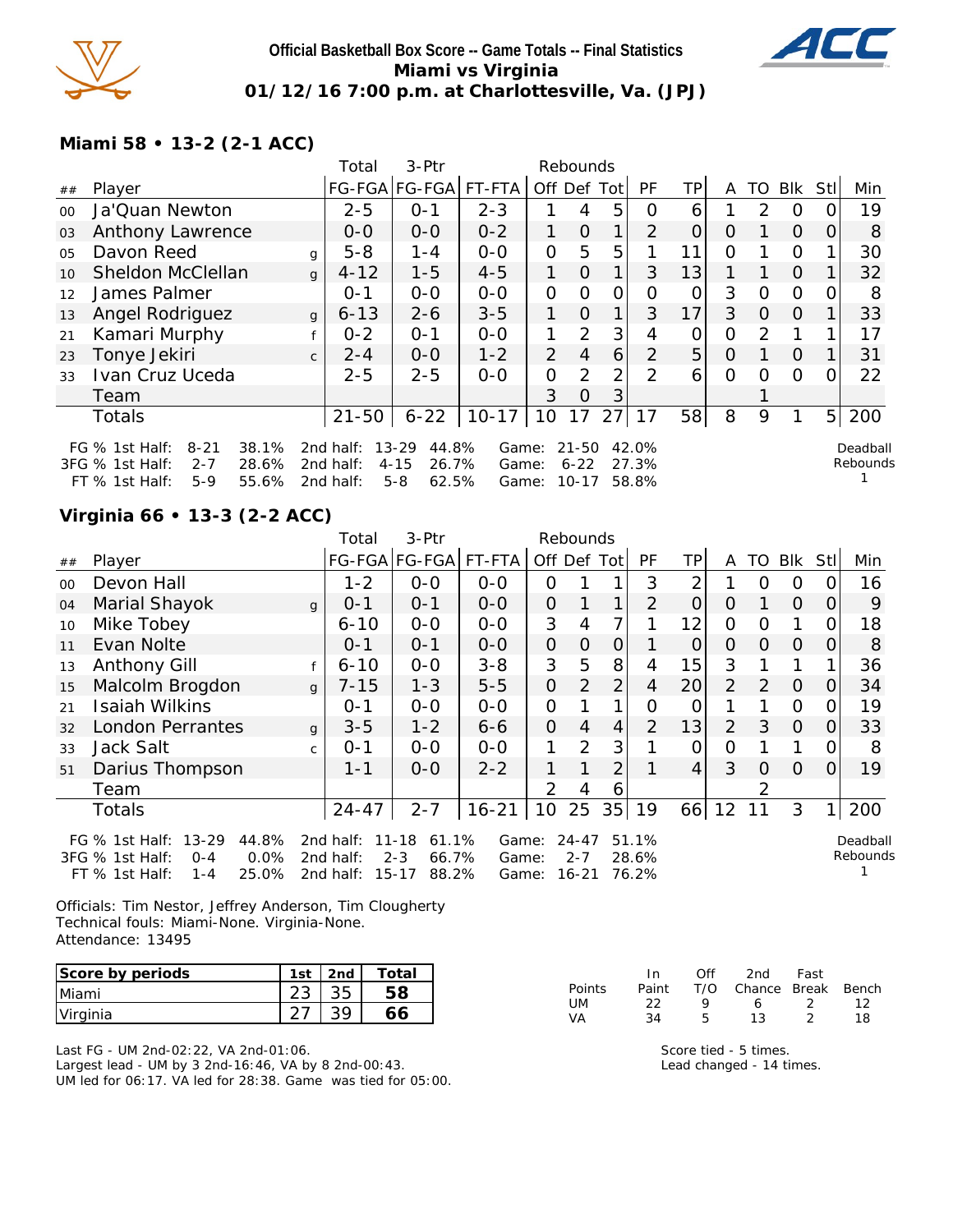**Official Basketball Box Score -- Game Totals -- Final Statistics**
**Miami vs Virginia**
**01/12/16 7:00 p.m. at Charlottesville, Va. (JPJ)**

### Miami 58 • 13-2 (2-1 ACC)

| ## | Player | | Total FG-FGA | 3-Ptr FG-FGA | FT-FTA | Off | Def | Tot | PF | TP | A | TO | Blk | Stl | Min |
|---|---|---|---|---|---|---|---|---|---|---|---|---|---|---|---|
| 00 | Ja'Quan Newton | | 2-5 | 0-1 | 2-3 | 1 | 4 | 5 | 0 | 6 | 1 | 2 | 0 | 0 | 19 |
| 03 | Anthony Lawrence | | 0-0 | 0-0 | 0-2 | 1 | 0 | 1 | 2 | 0 | 0 | 1 | 0 | 0 | 8 |
| 05 | Davon Reed | g | 5-8 | 1-4 | 0-0 | 0 | 5 | 5 | 1 | 11 | 0 | 1 | 0 | 1 | 30 |
| 10 | Sheldon McClellan | g | 4-12 | 1-5 | 4-5 | 1 | 0 | 1 | 3 | 13 | 1 | 1 | 0 | 1 | 32 |
| 12 | James Palmer | | 0-1 | 0-0 | 0-0 | 0 | 0 | 0 | 0 | 0 | 3 | 0 | 0 | 0 | 8 |
| 13 | Angel Rodriguez | g | 6-13 | 2-6 | 3-5 | 1 | 0 | 1 | 3 | 17 | 3 | 0 | 0 | 1 | 33 |
| 21 | Kamari Murphy | f | 0-2 | 0-1 | 0-0 | 1 | 2 | 3 | 4 | 0 | 0 | 2 | 1 | 1 | 17 |
| 23 | Tonye Jekiri | c | 2-4 | 0-0 | 1-2 | 2 | 4 | 6 | 2 | 5 | 0 | 1 | 0 | 1 | 31 |
| 33 | Ivan Cruz Uceda | | 2-5 | 2-5 | 0-0 | 0 | 2 | 2 | 2 | 6 | 0 | 0 | 0 | 0 | 22 |
| | Team | | | | | 3 | 0 | 3 | | | | 1 | | | |
| | Totals | | 21-50 | 6-22 | 10-17 | 10 | 17 | 27 | 17 | 58 | 8 | 9 | 1 | 5 | 200 |

FG % 1st Half: 8-21 38.1% 2nd half: 13-29 44.8% Game: 21-50 42.0%
3FG % 1st Half: 2-7 28.6% 2nd half: 4-15 26.7% Game: 6-22 27.3%
FT % 1st Half: 5-9 55.6% 2nd half: 5-8 62.5% Game: 10-17 58.8%

Deadball Rebounds 1

### Virginia 66 • 13-3 (2-2 ACC)

| ## | Player | | Total FG-FGA | 3-Ptr FG-FGA | FT-FTA | Off | Def | Tot | PF | TP | A | TO | Blk | Stl | Min |
|---|---|---|---|---|---|---|---|---|---|---|---|---|---|---|---|
| 00 | Devon Hall | | 1-2 | 0-0 | 0-0 | 0 | 1 | 1 | 3 | 2 | 1 | 0 | 0 | 0 | 16 |
| 04 | Marial Shayok | g | 0-1 | 0-1 | 0-0 | 0 | 1 | 1 | 2 | 0 | 0 | 1 | 0 | 0 | 9 |
| 10 | Mike Tobey | | 6-10 | 0-0 | 0-0 | 3 | 4 | 7 | 1 | 12 | 0 | 0 | 1 | 0 | 18 |
| 11 | Evan Nolte | | 0-1 | 0-1 | 0-0 | 0 | 0 | 0 | 1 | 0 | 0 | 0 | 0 | 0 | 8 |
| 13 | Anthony Gill | f | 6-10 | 0-0 | 3-8 | 3 | 5 | 8 | 4 | 15 | 3 | 1 | 1 | 1 | 36 |
| 15 | Malcolm Brogdon | g | 7-15 | 1-3 | 5-5 | 0 | 2 | 2 | 4 | 20 | 2 | 2 | 0 | 0 | 34 |
| 21 | Isaiah Wilkins | | 0-1 | 0-0 | 0-0 | 0 | 1 | 1 | 0 | 0 | 1 | 1 | 0 | 0 | 19 |
| 32 | London Perrantes | g | 3-5 | 1-2 | 6-6 | 0 | 4 | 4 | 2 | 13 | 2 | 3 | 0 | 0 | 33 |
| 33 | Jack Salt | c | 0-1 | 0-0 | 0-0 | 1 | 2 | 3 | 1 | 0 | 0 | 1 | 1 | 0 | 8 |
| 51 | Darius Thompson | | 1-1 | 0-0 | 2-2 | 1 | 1 | 2 | 1 | 4 | 3 | 0 | 0 | 0 | 19 |
| | Team | | | | | 2 | 4 | 6 | | | | 2 | | | |
| | Totals | | 24-47 | 2-7 | 16-21 | 10 | 25 | 35 | 19 | 66 | 12 | 11 | 3 | 1 | 200 |

FG % 1st Half: 13-29 44.8% 2nd half: 11-18 61.1% Game: 24-47 51.1%
3FG % 1st Half: 0-4 0.0% 2nd half: 2-3 66.7% Game: 2-7 28.6%
FT % 1st Half: 1-4 25.0% 2nd half: 15-17 88.2% Game: 16-21 76.2%

Deadball Rebounds 1

Officials: Tim Nestor, Jeffrey Anderson, Tim Clougherty
Technical fouls: Miami-None. Virginia-None.
Attendance: 13495

| Score by periods | 1st | 2nd | Total |
|---|---|---|---|
| Miami | 23 | 35 | 58 |
| Virginia | 27 | 39 | 66 |

| Points | In Paint | Off T/O | 2nd Chance | Fast Break | Bench |
|---|---|---|---|---|---|
| UM | 22 | 9 | 6 | 2 | 12 |
| VA | 34 | 5 | 13 | 2 | 18 |

Last FG - UM 2nd-02:22, VA 2nd-01:06.
Largest lead - UM by 3 2nd-16:46, VA by 8 2nd-00:43.
UM led for 06:17. VA led for 28:38. Game was tied for 05:00.

Score tied - 5 times.
Lead changed - 14 times.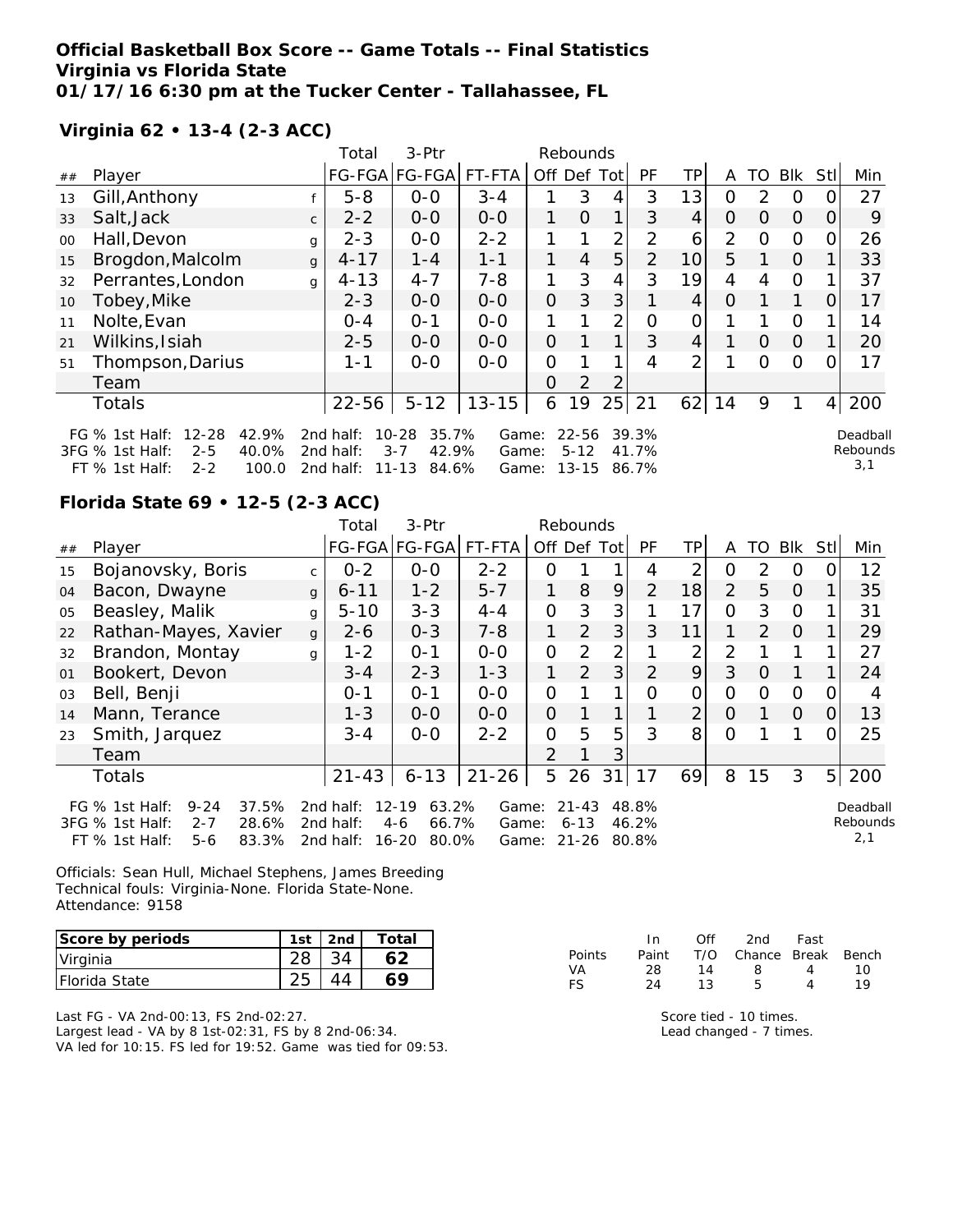**Official Basketball Box Score -- Game Totals -- Final Statistics**
**Virginia vs Florida State**
**01/17/16 6:30 pm at the Tucker Center - Tallahassee, FL**

**Virginia 62 • 13-4 (2-3 ACC)**

| ## | Player | | Total FG-FGA | 3-Ptr FG-FGA | FT-FTA | Rebounds Off | Def | Tot | PF | TP | A | TO | Blk | Stl | Min |
|---|---|---|---|---|---|---|---|---|---|---|---|---|---|---|---|
| 13 | Gill,Anthony | f | 5-8 | 0-0 | 3-4 | 1 | 3 | 4 | 3 | 13 | 0 | 2 | 0 | 0 | 27 |
| 33 | Salt,Jack | c | 2-2 | 0-0 | 0-0 | 1 | 0 | 1 | 3 | 4 | 0 | 0 | 0 | 0 | 9 |
| 00 | Hall,Devon | g | 2-3 | 0-0 | 2-2 | 1 | 1 | 2 | 2 | 6 | 2 | 0 | 0 | 0 | 26 |
| 15 | Brogdon,Malcolm | g | 4-17 | 1-4 | 1-1 | 1 | 4 | 5 | 2 | 10 | 5 | 1 | 0 | 1 | 33 |
| 32 | Perrantes,London | g | 4-13 | 4-7 | 7-8 | 1 | 3 | 4 | 3 | 19 | 4 | 4 | 0 | 1 | 37 |
| 10 | Tobey,Mike | | 2-3 | 0-0 | 0-0 | 0 | 3 | 3 | 1 | 4 | 0 | 1 | 1 | 0 | 17 |
| 11 | Nolte,Evan | | 0-4 | 0-1 | 0-0 | 1 | 1 | 2 | 0 | 0 | 1 | 1 | 0 | 1 | 14 |
| 21 | Wilkins,Isiah | | 2-5 | 0-0 | 0-0 | 0 | 1 | 1 | 3 | 4 | 1 | 0 | 0 | 1 | 20 |
| 51 | Thompson,Darius | | 1-1 | 0-0 | 0-0 | 0 | 1 | 1 | 4 | 2 | 1 | 0 | 0 | 0 | 17 |
| | Team | | | | | 0 | 2 | 2 | | | | | | | |
| | Totals | | 22-56 | 5-12 | 13-15 | 6 | 19 | 25 | 21 | 62 | 14 | 9 | 1 | 4 | 200 |

FG % 1st Half: 12-28 42.9% 2nd half: 10-28 35.7% Game: 22-56 39.3%
3FG % 1st Half: 2-5 40.0% 2nd half: 3-7 42.9% Game: 5-12 41.7%
FT % 1st Half: 2-2 100.0 2nd half: 11-13 84.6% Game: 13-15 86.7%

Deadball Rebounds 3,1

**Florida State 69 • 12-5 (2-3 ACC)**

| ## | Player | | Total FG-FGA | 3-Ptr FG-FGA | FT-FTA | Rebounds Off | Def | Tot | PF | TP | A | TO | Blk | Stl | Min |
|---|---|---|---|---|---|---|---|---|---|---|---|---|---|---|---|
| 15 | Bojanovsky, Boris | c | 0-2 | 0-0 | 2-2 | 0 | 1 | 1 | 4 | 2 | 0 | 2 | 0 | 0 | 12 |
| 04 | Bacon, Dwayne | g | 6-11 | 1-2 | 5-7 | 1 | 8 | 9 | 2 | 18 | 2 | 5 | 0 | 1 | 35 |
| 05 | Beasley, Malik | g | 5-10 | 3-3 | 4-4 | 0 | 3 | 3 | 1 | 17 | 0 | 3 | 0 | 1 | 31 |
| 22 | Rathan-Mayes, Xavier | g | 2-6 | 0-3 | 7-8 | 1 | 2 | 3 | 3 | 11 | 1 | 2 | 0 | 1 | 29 |
| 32 | Brandon, Montay | g | 1-2 | 0-1 | 0-0 | 0 | 2 | 2 | 1 | 2 | 2 | 1 | 1 | 1 | 27 |
| 01 | Bookert, Devon | | 3-4 | 2-3 | 1-3 | 1 | 2 | 3 | 2 | 9 | 3 | 0 | 1 | 1 | 24 |
| 03 | Bell, Benji | | 0-1 | 0-1 | 0-0 | 0 | 1 | 1 | 0 | 0 | 0 | 0 | 0 | 0 | 4 |
| 14 | Mann, Terance | | 1-3 | 0-0 | 0-0 | 0 | 1 | 1 | 1 | 2 | 0 | 1 | 0 | 0 | 13 |
| 23 | Smith, Jarquez | | 3-4 | 0-0 | 2-2 | 0 | 5 | 5 | 3 | 8 | 0 | 1 | 1 | 0 | 25 |
| | Team | | | | | 2 | 1 | 3 | | | | | | | |
| | Totals | | 21-43 | 6-13 | 21-26 | 5 | 26 | 31 | 17 | 69 | 8 | 15 | 3 | 5 | 200 |

FG % 1st Half: 9-24 37.5% 2nd half: 12-19 63.2% Game: 21-43 48.8%
3FG % 1st Half: 2-7 28.6% 2nd half: 4-6 66.7% Game: 6-13 46.2%
FT % 1st Half: 5-6 83.3% 2nd half: 16-20 80.0% Game: 21-26 80.8%

Deadball Rebounds 2,1

Officials: Sean Hull, Michael Stephens, James Breeding
Technical fouls: Virginia-None. Florida State-None.
Attendance: 9158

| Score by periods | 1st | 2nd | Total |
|---|---|---|---|
| Virginia | 28 | 34 | 62 |
| Florida State | 25 | 44 | 69 |

| Points | In Paint | Off T/O | 2nd Chance | Fast Break | Bench |
|---|---|---|---|---|---|
| VA | 28 | 14 | 8 | 4 | 10 |
| FS | 24 | 13 | 5 | 4 | 19 |

Last FG - VA 2nd-00:13, FS 2nd-02:27.
Largest lead - VA by 8 1st-02:31, FS by 8 2nd-06:34.
VA led for 10:15. FS led for 19:52. Game was tied for 09:53.

Score tied - 10 times.
Lead changed - 7 times.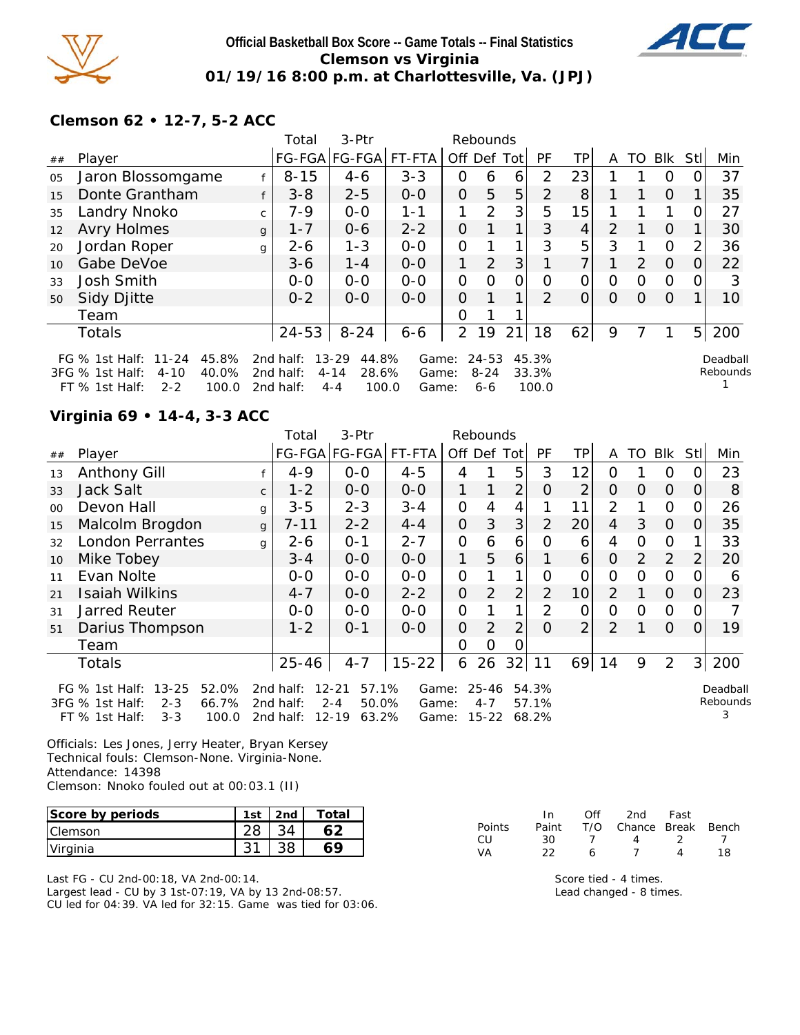**Official Basketball Box Score -- Game Totals -- Final Statistics**
**Clemson vs Virginia**
**01/19/16 8:00 p.m. at Charlottesville, Va. (JPJ)**

### Clemson 62 • 12-7, 5-2 ACC

| ## | Player | | Total FG-FGA | 3-Ptr FG-FGA | FT-FTA | Rebounds Off | Def | Tot | PF | TP | A | TO | Blk | Stl | Min |
|---|---|---|---|---|---|---|---|---|---|---|---|---|---|---|---|
| 05 | Jaron Blossomgame | f | 8-15 | 4-6 | 3-3 | 0 | 6 | 6 | 2 | 23 | 1 | 1 | 0 | 0 | 37 |
| 15 | Donte Grantham | f | 3-8 | 2-5 | 0-0 | 0 | 5 | 5 | 2 | 8 | 1 | 1 | 0 | 1 | 35 |
| 35 | Landry Nnoko | c | 7-9 | 0-0 | 1-1 | 1 | 2 | 3 | 5 | 15 | 1 | 1 | 1 | 0 | 27 |
| 12 | Avry Holmes | g | 1-7 | 0-6 | 2-2 | 0 | 1 | 1 | 3 | 4 | 2 | 1 | 0 | 1 | 30 |
| 20 | Jordan Roper | g | 2-6 | 1-3 | 0-0 | 0 | 1 | 1 | 3 | 5 | 3 | 1 | 0 | 2 | 36 |
| 10 | Gabe DeVoe | | 3-6 | 1-4 | 0-0 | 1 | 2 | 3 | 1 | 7 | 1 | 2 | 0 | 0 | 22 |
| 33 | Josh Smith | | 0-0 | 0-0 | 0-0 | 0 | 0 | 0 | 0 | 0 | 0 | 0 | 0 | 0 | 3 |
| 50 | Sidy Djitte | | 0-2 | 0-0 | 0-0 | 0 | 1 | 1 | 2 | 0 | 0 | 0 | 0 | 1 | 10 |
| | Team | | | | | 0 | 1 | 1 | | | | | | | |
| | Totals | | 24-53 | 8-24 | 6-6 | 2 | 19 | 21 | 18 | 62 | 9 | 7 | 1 | 5 | 200 |

FG % 1st Half: 11-24 45.8% 2nd half: 13-29 44.8% Game: 24-53 45.3%
3FG % 1st Half: 4-10 40.0% 2nd half: 4-14 28.6% Game: 8-24 33.3%
FT % 1st Half: 2-2 100.0 2nd half: 4-4 100.0 Game: 6-6 100.0

Deadball Rebounds 1

### Virginia 69 • 14-4, 3-3 ACC

| ## | Player | | Total FG-FGA | 3-Ptr FG-FGA | FT-FTA | Rebounds Off | Def | Tot | PF | TP | A | TO | Blk | Stl | Min |
|---|---|---|---|---|---|---|---|---|---|---|---|---|---|---|---|
| 13 | Anthony Gill | f | 4-9 | 0-0 | 4-5 | 4 | 1 | 5 | 3 | 12 | 0 | 1 | 0 | 0 | 23 |
| 33 | Jack Salt | c | 1-2 | 0-0 | 0-0 | 1 | 1 | 2 | 0 | 2 | 0 | 0 | 0 | 0 | 8 |
| 00 | Devon Hall | g | 3-5 | 2-3 | 3-4 | 0 | 4 | 4 | 1 | 11 | 2 | 1 | 0 | 0 | 26 |
| 15 | Malcolm Brogdon | g | 7-11 | 2-2 | 4-4 | 0 | 3 | 3 | 2 | 20 | 4 | 3 | 0 | 0 | 35 |
| 32 | London Perrantes | g | 2-6 | 0-1 | 2-7 | 0 | 6 | 6 | 0 | 6 | 4 | 0 | 0 | 1 | 33 |
| 10 | Mike Tobey | | 3-4 | 0-0 | 0-0 | 1 | 5 | 6 | 1 | 6 | 0 | 2 | 2 | 2 | 20 |
| 11 | Evan Nolte | | 0-0 | 0-0 | 0-0 | 0 | 1 | 1 | 0 | 0 | 0 | 0 | 0 | 0 | 6 |
| 21 | Isaiah Wilkins | | 4-7 | 0-0 | 2-2 | 0 | 2 | 2 | 2 | 10 | 2 | 1 | 0 | 0 | 23 |
| 31 | Jarred Reuter | | 0-0 | 0-0 | 0-0 | 0 | 1 | 1 | 2 | 0 | 0 | 0 | 0 | 0 | 7 |
| 51 | Darius Thompson | | 1-2 | 0-1 | 0-0 | 0 | 2 | 2 | 0 | 2 | 2 | 1 | 0 | 0 | 19 |
| | Team | | | | | 0 | 0 | 0 | | | | | | | |
| | Totals | | 25-46 | 4-7 | 15-22 | 6 | 26 | 32 | 11 | 69 | 14 | 9 | 2 | 3 | 200 |

FG % 1st Half: 13-25 52.0% 2nd half: 12-21 57.1% Game: 25-46 54.3%
3FG % 1st Half: 2-3 66.7% 2nd half: 2-4 50.0% Game: 4-7 57.1%
FT % 1st Half: 3-3 100.0 2nd half: 12-19 63.2% Game: 15-22 68.2%

Deadball Rebounds 3

Officials: Les Jones, Jerry Heater, Bryan Kersey
Technical fouls: Clemson-None. Virginia-None.
Attendance: 14398
Clemson: Nnoko fouled out at 00:03.1 (II)

| Score by periods | 1st | 2nd | Total |
|---|---|---|---|
| Clemson | 28 | 34 | 62 |
| Virginia | 31 | 38 | 69 |

| Points | In Paint | Off T/O | 2nd Chance | Fast Break | Bench |
|---|---|---|---|---|---|
| CU | 30 | 7 | 4 | 2 | 7 |
| VA | 22 | 6 | 7 | 4 | 18 |

Last FG - CU 2nd-00:18, VA 2nd-00:14.
Largest lead - CU by 3 1st-07:19, VA by 13 2nd-08:57.
CU led for 04:39. VA led for 32:15. Game was tied for 03:06.

Score tied - 4 times.
Lead changed - 8 times.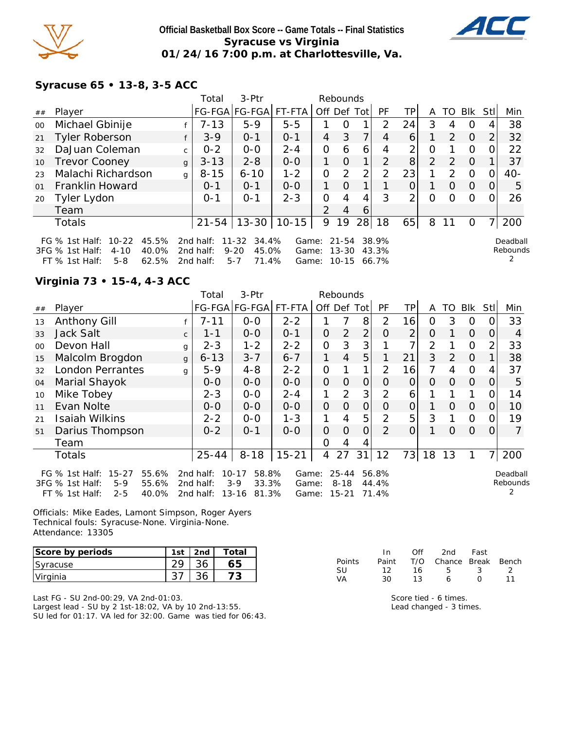**Official Basketball Box Score -- Game Totals -- Final Statistics**
**Syracuse vs Virginia**
**01/24/16 7:00 p.m. at Charlottesville, Va.**

### Syracuse 65 • 13-8, 3-5 ACC

| ## | Player | | Total FG-FGA | 3-Ptr FG-FGA | FT-FTA | Rebounds Off | Def | Tot | PF | TP | A | TO | Blk | Stl | Min |
|---|---|---|---|---|---|---|---|---|---|---|---|---|---|---|---|
| 00 | Michael Gbinije | f | 7-13 | 5-9 | 5-5 | 1 | 0 | 1 | 2 | 24 | 3 | 4 | 0 | 4 | 38 |
| 21 | Tyler Roberson | f | 3-9 | 0-1 | 0-1 | 4 | 3 | 7 | 4 | 6 | 1 | 2 | 0 | 2 | 32 |
| 32 | DaJuan Coleman | c | 0-2 | 0-0 | 2-4 | 0 | 6 | 6 | 4 | 2 | 0 | 1 | 0 | 0 | 22 |
| 10 | Trevor Cooney | g | 3-13 | 2-8 | 0-0 | 1 | 0 | 1 | 2 | 8 | 2 | 2 | 0 | 1 | 37 |
| 23 | Malachi Richardson | g | 8-15 | 6-10 | 1-2 | 0 | 2 | 2 | 2 | 23 | 1 | 2 | 0 | 0 | 40- |
| 01 | Franklin Howard | | 0-1 | 0-1 | 0-0 | 1 | 0 | 1 | 1 | 0 | 1 | 0 | 0 | 0 | 5 |
| 20 | Tyler Lydon | | 0-1 | 0-1 | 2-3 | 0 | 4 | 4 | 3 | 2 | 0 | 0 | 0 | 0 | 26 |
| | Team | | | | | 2 | 4 | 6 | | | | | | | |
| | Totals | | 21-54 | 13-30 | 10-15 | 9 | 19 | 28 | 18 | 65 | 8 | 11 | 0 | 7 | 200 |

FG % 1st Half: 10-22 45.5% | 2nd half: 11-32 34.4% | Game: 21-54 38.9%
3FG % 1st Half: 4-10 40.0% | 2nd half: 9-20 45.0% | Game: 13-30 43.3%
FT % 1st Half: 5-8 62.5% | 2nd half: 5-7 71.4% | Game: 10-15 66.7%

Deadball Rebounds: 2

### Virginia 73 • 15-4, 4-3 ACC

| ## | Player | | Total FG-FGA | 3-Ptr FG-FGA | FT-FTA | Rebounds Off | Def | Tot | PF | TP | A | TO | Blk | Stl | Min |
|---|---|---|---|---|---|---|---|---|---|---|---|---|---|---|---|
| 13 | Anthony Gill | f | 7-11 | 0-0 | 2-2 | 1 | 7 | 8 | 2 | 16 | 0 | 3 | 0 | 0 | 33 |
| 33 | Jack Salt | c | 1-1 | 0-0 | 0-1 | 0 | 2 | 2 | 0 | 2 | 0 | 1 | 0 | 0 | 4 |
| 00 | Devon Hall | g | 2-3 | 1-2 | 2-2 | 0 | 3 | 3 | 1 | 7 | 2 | 1 | 0 | 2 | 33 |
| 15 | Malcolm Brogdon | g | 6-13 | 3-7 | 6-7 | 1 | 4 | 5 | 1 | 21 | 3 | 2 | 0 | 1 | 38 |
| 32 | London Perrantes | g | 5-9 | 4-8 | 2-2 | 0 | 1 | 1 | 2 | 16 | 7 | 4 | 0 | 4 | 37 |
| 04 | Marial Shayok | | 0-0 | 0-0 | 0-0 | 0 | 0 | 0 | 0 | 0 | 0 | 0 | 0 | 0 | 5 |
| 10 | Mike Tobey | | 2-3 | 0-0 | 2-4 | 1 | 2 | 3 | 2 | 6 | 1 | 1 | 1 | 0 | 14 |
| 11 | Evan Nolte | | 0-0 | 0-0 | 0-0 | 0 | 0 | 0 | 0 | 0 | 1 | 0 | 0 | 0 | 10 |
| 21 | Isaiah Wilkins | | 2-2 | 0-0 | 1-3 | 1 | 4 | 5 | 2 | 5 | 3 | 1 | 0 | 0 | 19 |
| 51 | Darius Thompson | | 0-2 | 0-1 | 0-0 | 0 | 0 | 0 | 2 | 0 | 1 | 0 | 0 | 0 | 7 |
| | Team | | | | | 0 | 4 | 4 | | | | | | | |
| | Totals | | 25-44 | 8-18 | 15-21 | 4 | 27 | 31 | 12 | 73 | 18 | 13 | 1 | 7 | 200 |

FG % 1st Half: 15-27 55.6% | 2nd half: 10-17 58.8% | Game: 25-44 56.8%
3FG % 1st Half: 5-9 55.6% | 2nd half: 3-9 33.3% | Game: 8-18 44.4%
FT % 1st Half: 2-5 40.0% | 2nd half: 13-16 81.3% | Game: 15-21 71.4%

Deadball Rebounds: 2

Officials: Mike Eades, Lamont Simpson, Roger Ayers
Technical fouls: Syracuse-None. Virginia-None.
Attendance: 13305

| Score by periods | 1st | 2nd | Total |
|---|---|---|---|
| Syracuse | 29 | 36 | 65 |
| Virginia | 37 | 36 | 73 |

| Points | In Paint | Off T/O | 2nd Chance | Fast Break | Bench |
|---|---|---|---|---|---|
| SU | 12 | 16 | 5 | 3 | 2 |
| VA | 30 | 13 | 6 | 0 | 11 |

Last FG - SU 2nd-00:29, VA 2nd-01:03.
Largest lead - SU by 2 1st-18:02, VA by 10 2nd-13:55.
SU led for 01:17. VA led for 32:00. Game was tied for 06:43.

Score tied - 6 times.
Lead changed - 3 times.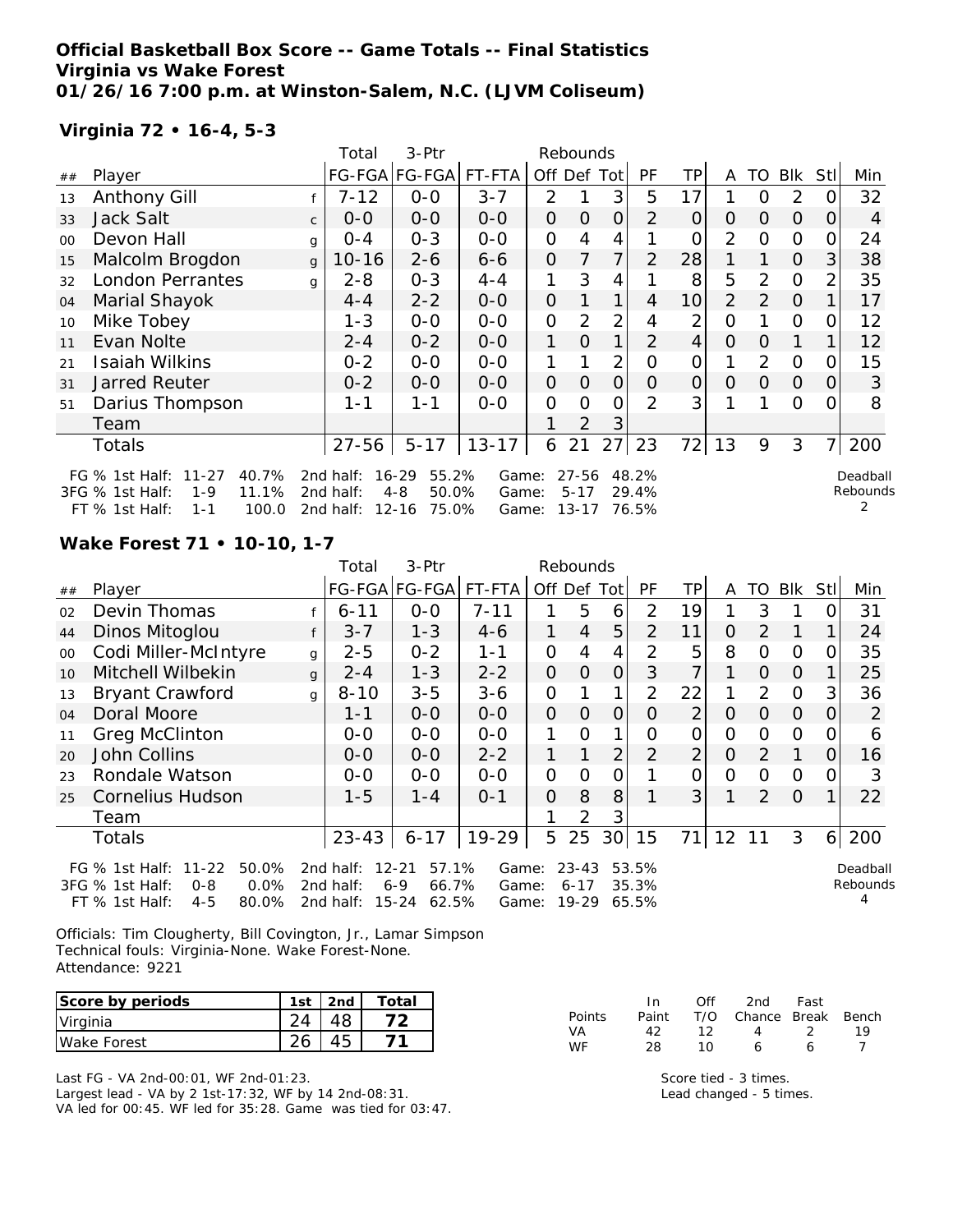# Official Basketball Box Score -- Game Totals -- Final Statistics
## Virginia vs Wake Forest
### 01/26/16 7:00 p.m. at Winston-Salem, N.C. (LJVM Coliseum)

**Virginia 72 • 16-4, 5-3**

| ## | Player | | Total FG-FGA | 3-Ptr FG-FGA | FT-FTA | Rebounds Off | Def | Tot | PF | TP | A | TO | Blk | Stl | Min |
|---|---|---|---|---|---|---|---|---|---|---|---|---|---|---|---|
| 13 | Anthony Gill | f | 7-12 | 0-0 | 3-7 | 2 | 1 | 3 | 5 | 17 | 1 | 0 | 2 | 0 | 32 |
| 33 | Jack Salt | c | 0-0 | 0-0 | 0-0 | 0 | 0 | 0 | 2 | 0 | 0 | 0 | 0 | 0 | 4 |
| 00 | Devon Hall | g | 0-4 | 0-3 | 0-0 | 0 | 4 | 4 | 1 | 0 | 2 | 0 | 0 | 0 | 24 |
| 15 | Malcolm Brogdon | g | 10-16 | 2-6 | 6-6 | 0 | 7 | 7 | 2 | 28 | 1 | 1 | 0 | 3 | 38 |
| 32 | London Perrantes | g | 2-8 | 0-3 | 4-4 | 1 | 3 | 4 | 1 | 8 | 5 | 2 | 0 | 2 | 35 |
| 04 | Marial Shayok | | 4-4 | 2-2 | 0-0 | 0 | 1 | 1 | 4 | 10 | 2 | 2 | 0 | 1 | 17 |
| 10 | Mike Tobey | | 1-3 | 0-0 | 0-0 | 0 | 2 | 2 | 4 | 2 | 0 | 1 | 0 | 0 | 12 |
| 11 | Evan Nolte | | 2-4 | 0-2 | 0-0 | 1 | 0 | 1 | 2 | 4 | 0 | 0 | 1 | 1 | 12 |
| 21 | Isaiah Wilkins | | 0-2 | 0-0 | 0-0 | 1 | 1 | 2 | 0 | 0 | 1 | 2 | 0 | 0 | 15 |
| 31 | Jarred Reuter | | 0-2 | 0-0 | 0-0 | 0 | 0 | 0 | 0 | 0 | 0 | 0 | 0 | 0 | 3 |
| 51 | Darius Thompson | | 1-1 | 1-1 | 0-0 | 0 | 0 | 0 | 2 | 3 | 1 | 1 | 0 | 0 | 8 |
| | Team | | | | | 1 | 2 | 3 | | | | | | | |
| | Totals | | 27-56 | 5-17 | 13-17 | 6 | 21 | 27 | 23 | 72 | 13 | 9 | 3 | 7 | 200 |

FG % 1st Half: 11-27 40.7% 2nd half: 16-29 55.2% Game: 27-56 48.2%
3FG % 1st Half: 1-9 11.1% 2nd half: 4-8 50.0% Game: 5-17 29.4%
FT % 1st Half: 1-1 100.0 2nd half: 12-16 75.0% Game: 13-17 76.5%

Deadball Rebounds 2

**Wake Forest 71 • 10-10, 1-7**

| ## | Player | | Total FG-FGA | 3-Ptr FG-FGA | FT-FTA | Rebounds Off | Def | Tot | PF | TP | A | TO | Blk | Stl | Min |
|---|---|---|---|---|---|---|---|---|---|---|---|---|---|---|---|
| 02 | Devin Thomas | f | 6-11 | 0-0 | 7-11 | 1 | 5 | 6 | 2 | 19 | 1 | 3 | 1 | 0 | 31 |
| 44 | Dinos Mitoglou | f | 3-7 | 1-3 | 4-6 | 1 | 4 | 5 | 2 | 11 | 0 | 2 | 1 | 1 | 24 |
| 00 | Codi Miller-McIntyre | g | 2-5 | 0-2 | 1-1 | 0 | 4 | 4 | 2 | 5 | 8 | 0 | 0 | 0 | 35 |
| 10 | Mitchell Wilbekin | g | 2-4 | 1-3 | 2-2 | 0 | 0 | 0 | 3 | 7 | 1 | 0 | 0 | 1 | 25 |
| 13 | Bryant Crawford | g | 8-10 | 3-5 | 3-6 | 0 | 1 | 1 | 2 | 22 | 1 | 2 | 0 | 3 | 36 |
| 04 | Doral Moore | | 1-1 | 0-0 | 0-0 | 0 | 0 | 0 | 0 | 2 | 0 | 0 | 0 | 0 | 2 |
| 11 | Greg McClinton | | 0-0 | 0-0 | 0-0 | 1 | 0 | 1 | 0 | 0 | 0 | 0 | 0 | 0 | 6 |
| 20 | John Collins | | 0-0 | 0-0 | 2-2 | 1 | 1 | 2 | 2 | 2 | 0 | 2 | 1 | 0 | 16 |
| 23 | Rondale Watson | | 0-0 | 0-0 | 0-0 | 0 | 0 | 0 | 1 | 0 | 0 | 0 | 0 | 0 | 3 |
| 25 | Cornelius Hudson | | 1-5 | 1-4 | 0-1 | 0 | 8 | 8 | 1 | 3 | 1 | 2 | 0 | 1 | 22 |
| | Team | | | | | 1 | 2 | 3 | | | | | | | |
| | Totals | | 23-43 | 6-17 | 19-29 | 5 | 25 | 30 | 15 | 71 | 12 | 11 | 3 | 6 | 200 |

FG % 1st Half: 11-22 50.0% 2nd half: 12-21 57.1% Game: 23-43 53.5%
3FG % 1st Half: 0-8 0.0% 2nd half: 6-9 66.7% Game: 6-17 35.3%
FT % 1st Half: 4-5 80.0% 2nd half: 15-24 62.5% Game: 19-29 65.5%

Deadball Rebounds 4

Officials: Tim Clougherty, Bill Covington, Jr., Lamar Simpson
Technical fouls: Virginia-None. Wake Forest-None.
Attendance: 9221

| Score by periods | 1st | 2nd | Total |
|---|---|---|---|
| Virginia | 24 | 48 | 72 |
| Wake Forest | 26 | 45 | 71 |

| Points | In Paint | Off T/O | 2nd Chance | Fast Break | Bench |
|---|---|---|---|---|---|
| VA | 42 | 12 | 4 | 2 | 19 |
| WF | 28 | 10 | 6 | 6 | 7 |

Last FG - VA 2nd-00:01, WF 2nd-01:23.
Largest lead - VA by 2 1st-17:32, WF by 14 2nd-08:31.
VA led for 00:45. WF led for 35:28. Game was tied for 03:47.

Score tied - 3 times.
Lead changed - 5 times.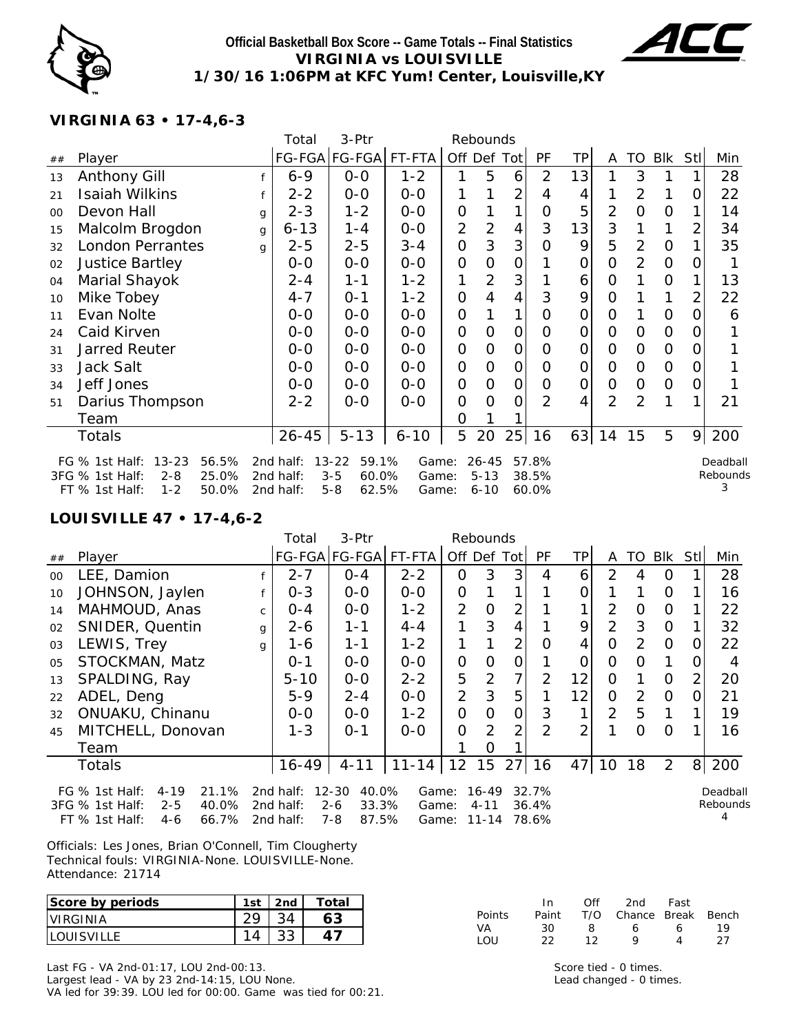**Official Basketball Box Score -- Game Totals -- Final Statistics**
**VIRGINIA vs LOUISVILLE**
**1/30/16 1:06PM at KFC Yum! Center, Louisville,KY**

### VIRGINIA 63 • 17-4,6-3

| ## | Player | | Total FG-FGA | 3-Ptr FG-FGA | FT-FTA | Off | Def | Tot | PF | TP | A | TO | Blk | Stl | Min |
|---|---|---|---|---|---|---|---|---|---|---|---|---|---|---|---|
| 13 | Anthony Gill | f | 6-9 | 0-0 | 1-2 | 1 | 5 | 6 | 2 | 13 | 1 | 3 | 1 | 1 | 28 |
| 21 | Isaiah Wilkins | f | 2-2 | 0-0 | 0-0 | 1 | 1 | 2 | 4 | 4 | 1 | 2 | 1 | 0 | 22 |
| 00 | Devon Hall | g | 2-3 | 1-2 | 0-0 | 0 | 1 | 1 | 0 | 5 | 2 | 0 | 0 | 1 | 14 |
| 15 | Malcolm Brogdon | g | 6-13 | 1-4 | 0-0 | 2 | 2 | 4 | 3 | 13 | 3 | 1 | 1 | 2 | 34 |
| 32 | London Perrantes | g | 2-5 | 2-5 | 3-4 | 0 | 3 | 3 | 0 | 9 | 5 | 2 | 0 | 1 | 35 |
| 02 | Justice Bartley | | 0-0 | 0-0 | 0-0 | 0 | 0 | 0 | 1 | 0 | 0 | 2 | 0 | 0 | 1 |
| 04 | Marial Shayok | | 2-4 | 1-1 | 1-2 | 1 | 2 | 3 | 1 | 6 | 0 | 1 | 0 | 1 | 13 |
| 10 | Mike Tobey | | 4-7 | 0-1 | 1-2 | 0 | 4 | 4 | 3 | 9 | 0 | 1 | 1 | 2 | 22 |
| 11 | Evan Nolte | | 0-0 | 0-0 | 0-0 | 0 | 1 | 1 | 0 | 0 | 0 | 1 | 0 | 0 | 6 |
| 24 | Caid Kirven | | 0-0 | 0-0 | 0-0 | 0 | 0 | 0 | 0 | 0 | 0 | 0 | 0 | 0 | 1 |
| 31 | Jarred Reuter | | 0-0 | 0-0 | 0-0 | 0 | 0 | 0 | 0 | 0 | 0 | 0 | 0 | 0 | 1 |
| 33 | Jack Salt | | 0-0 | 0-0 | 0-0 | 0 | 0 | 0 | 0 | 0 | 0 | 0 | 0 | 0 | 1 |
| 34 | Jeff Jones | | 0-0 | 0-0 | 0-0 | 0 | 0 | 0 | 0 | 0 | 0 | 0 | 0 | 0 | 1 |
| 51 | Darius Thompson | | 2-2 | 0-0 | 0-0 | 0 | 0 | 0 | 2 | 4 | 2 | 2 | 1 | 1 | 21 |
| | Team | | | | | 0 | 1 | 1 | | | | | | | |
| | Totals | | 26-45 | 5-13 | 6-10 | 5 | 20 | 25 | 16 | 63 | 14 | 15 | 5 | 9 | 200 |

FG % 1st Half: 13-23 56.5% 2nd half: 13-22 59.1% Game: 26-45 57.8%
3FG % 1st Half: 2-8 25.0% 2nd half: 3-5 60.0% Game: 5-13 38.5%
FT % 1st Half: 1-2 50.0% 2nd half: 5-8 62.5% Game: 6-10 60.0%
Deadball Rebounds: 3

### LOUISVILLE 47 • 17-4,6-2

| ## | Player | | Total FG-FGA | 3-Ptr FG-FGA | FT-FTA | Off | Def | Tot | PF | TP | A | TO | Blk | Stl | Min |
|---|---|---|---|---|---|---|---|---|---|---|---|---|---|---|---|
| 00 | LEE, Damion | f | 2-7 | 0-4 | 2-2 | 0 | 3 | 3 | 4 | 6 | 2 | 4 | 0 | 1 | 28 |
| 10 | JOHNSON, Jaylen | f | 0-3 | 0-0 | 0-0 | 0 | 1 | 1 | 1 | 0 | 1 | 1 | 0 | 1 | 16 |
| 14 | MAHMOUD, Anas | c | 0-4 | 0-0 | 1-2 | 2 | 0 | 2 | 1 | 1 | 2 | 0 | 0 | 1 | 22 |
| 02 | SNIDER, Quentin | g | 2-6 | 1-1 | 4-4 | 1 | 3 | 4 | 1 | 9 | 2 | 3 | 0 | 1 | 32 |
| 03 | LEWIS, Trey | g | 1-6 | 1-1 | 1-2 | 1 | 1 | 2 | 0 | 4 | 0 | 2 | 0 | 0 | 22 |
| 05 | STOCKMAN, Matz | | 0-1 | 0-0 | 0-0 | 0 | 0 | 0 | 1 | 0 | 0 | 0 | 1 | 0 | 4 |
| 13 | SPALDING, Ray | | 5-10 | 0-0 | 2-2 | 5 | 2 | 7 | 2 | 12 | 0 | 1 | 0 | 2 | 20 |
| 22 | ADEL, Deng | | 5-9 | 2-4 | 0-0 | 2 | 3 | 5 | 1 | 12 | 0 | 2 | 0 | 0 | 21 |
| 32 | ONUAKU, Chinanu | | 0-0 | 0-0 | 1-2 | 0 | 0 | 0 | 3 | 1 | 2 | 5 | 1 | 1 | 19 |
| 45 | MITCHELL, Donovan | | 1-3 | 0-1 | 0-0 | 0 | 2 | 2 | 2 | 2 | 1 | 0 | 0 | 1 | 16 |
| | Team | | | | | 1 | 0 | 1 | | | | | | | |
| | Totals | | 16-49 | 4-11 | 11-14 | 12 | 15 | 27 | 16 | 47 | 10 | 18 | 2 | 8 | 200 |

FG % 1st Half: 4-19 21.1% 2nd half: 12-30 40.0% Game: 16-49 32.7%
3FG % 1st Half: 2-5 40.0% 2nd half: 2-6 33.3% Game: 4-11 36.4%
FT % 1st Half: 4-6 66.7% 2nd half: 7-8 87.5% Game: 11-14 78.6%
Deadball Rebounds: 4

Officials: Les Jones, Brian O'Connell, Tim Clougherty
Technical fouls: VIRGINIA-None. LOUISVILLE-None.
Attendance: 21714

| Score by periods | 1st | 2nd | Total |
|---|---|---|---|
| VIRGINIA | 29 | 34 | 63 |
| LOUISVILLE | 14 | 33 | 47 |

| Points | In Paint | Off T/O | 2nd Chance | Fast Break | Bench |
|---|---|---|---|---|---|
| VA | 30 | 8 | 6 | 6 | 19 |
| LOU | 22 | 12 | 9 | 4 | 27 |

Last FG - VA 2nd-01:17, LOU 2nd-00:13.
Largest lead - VA by 23 2nd-14:15, LOU None.
VA led for 39:39. LOU led for 00:00. Game was tied for 00:21.

Score tied - 0 times.
Lead changed - 0 times.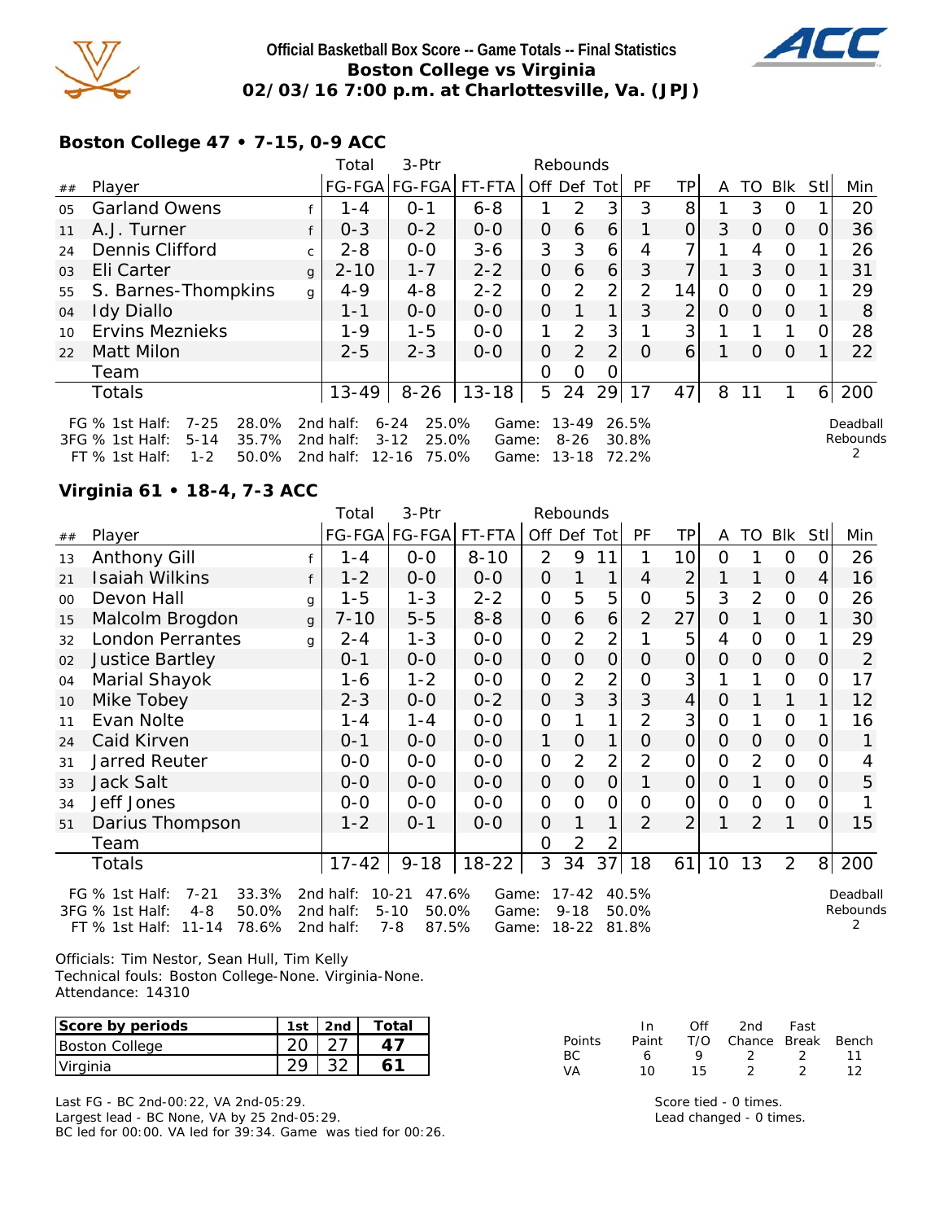**Official Basketball Box Score -- Game Totals -- Final Statistics**
**Boston College vs Virginia**
**02/03/16 7:00 p.m. at Charlottesville, Va. (JPJ)**

### Boston College 47 • 7-15, 0-9 ACC

| ## | Player | | Total FG-FGA | 3-Ptr FG-FGA | FT-FTA | Off | Def | Tot | PF | TP | A | TO | Blk | Stl | Min |
|---|---|---|---|---|---|---|---|---|---|---|---|---|---|---|---|
| 05 | Garland Owens | f | 1-4 | 0-1 | 6-8 | 1 | 2 | 3 | 3 | 8 | 1 | 3 | 0 | 1 | 20 |
| 11 | A.J. Turner | f | 0-3 | 0-2 | 0-0 | 0 | 6 | 6 | 1 | 0 | 3 | 0 | 0 | 0 | 36 |
| 24 | Dennis Clifford | c | 2-8 | 0-0 | 3-6 | 3 | 3 | 6 | 4 | 7 | 1 | 4 | 0 | 1 | 26 |
| 03 | Eli Carter | g | 2-10 | 1-7 | 2-2 | 0 | 6 | 6 | 3 | 7 | 1 | 3 | 0 | 1 | 31 |
| 55 | S. Barnes-Thompkins | g | 4-9 | 4-8 | 2-2 | 0 | 2 | 2 | 2 | 14 | 0 | 0 | 0 | 1 | 29 |
| 04 | Idy Diallo | | 1-1 | 0-0 | 0-0 | 0 | 1 | 1 | 3 | 2 | 0 | 0 | 0 | 1 | 8 |
| 10 | Ervins Meznieks | | 1-9 | 1-5 | 0-0 | 1 | 2 | 3 | 1 | 3 | 1 | 1 | 1 | 0 | 28 |
| 22 | Matt Milon | | 2-5 | 2-3 | 0-0 | 0 | 2 | 2 | 0 | 6 | 1 | 0 | 0 | 1 | 22 |
| | Team | | | | | 0 | 0 | 0 | | | | | | | |
| | Totals | | 13-49 | 8-26 | 13-18 | 5 | 24 | 29 | 17 | 47 | 8 | 11 | 1 | 6 | 200 |

FG % 1st Half: 7-25 28.0% 2nd half: 6-24 25.0% Game: 13-49 26.5%
3FG % 1st Half: 5-14 35.7% 2nd half: 3-12 25.0% Game: 8-26 30.8%
FT % 1st Half: 1-2 50.0% 2nd half: 12-16 75.0% Game: 13-18 72.2%

Deadball Rebounds 2

### Virginia 61 • 18-4, 7-3 ACC

| ## | Player | | Total FG-FGA | 3-Ptr FG-FGA | FT-FTA | Off | Def | Tot | PF | TP | A | TO | Blk | Stl | Min |
|---|---|---|---|---|---|---|---|---|---|---|---|---|---|---|---|
| 13 | Anthony Gill | f | 1-4 | 0-0 | 8-10 | 2 | 9 | 11 | 1 | 10 | 0 | 1 | 0 | 0 | 26 |
| 21 | Isaiah Wilkins | f | 1-2 | 0-0 | 0-0 | 0 | 1 | 1 | 4 | 2 | 1 | 1 | 0 | 4 | 16 |
| 00 | Devon Hall | g | 1-5 | 1-3 | 2-2 | 0 | 5 | 5 | 0 | 5 | 3 | 2 | 0 | 0 | 26 |
| 15 | Malcolm Brogdon | g | 7-10 | 5-5 | 8-8 | 0 | 6 | 6 | 2 | 27 | 0 | 1 | 0 | 1 | 30 |
| 32 | London Perrantes | g | 2-4 | 1-3 | 0-0 | 0 | 2 | 2 | 1 | 5 | 4 | 0 | 0 | 1 | 29 |
| 02 | Justice Bartley | | 0-1 | 0-0 | 0-0 | 0 | 0 | 0 | 0 | 0 | 0 | 0 | 0 | 0 | 2 |
| 04 | Marial Shayok | | 1-6 | 1-2 | 0-0 | 0 | 2 | 2 | 0 | 3 | 1 | 1 | 0 | 0 | 17 |
| 10 | Mike Tobey | | 2-3 | 0-0 | 0-2 | 0 | 3 | 3 | 3 | 4 | 0 | 1 | 1 | 1 | 12 |
| 11 | Evan Nolte | | 1-4 | 1-4 | 0-0 | 0 | 1 | 1 | 2 | 3 | 0 | 1 | 0 | 1 | 16 |
| 24 | Caid Kirven | | 0-1 | 0-0 | 0-0 | 1 | 0 | 1 | 0 | 0 | 0 | 0 | 0 | 0 | 1 |
| 31 | Jarred Reuter | | 0-0 | 0-0 | 0-0 | 0 | 2 | 2 | 2 | 0 | 0 | 2 | 0 | 0 | 4 |
| 33 | Jack Salt | | 0-0 | 0-0 | 0-0 | 0 | 0 | 0 | 1 | 0 | 0 | 1 | 0 | 0 | 5 |
| 34 | Jeff Jones | | 0-0 | 0-0 | 0-0 | 0 | 0 | 0 | 0 | 0 | 0 | 0 | 0 | 0 | 1 |
| 51 | Darius Thompson | | 1-2 | 0-1 | 0-0 | 0 | 1 | 1 | 2 | 2 | 1 | 2 | 1 | 0 | 15 |
| | Team | | | | | 0 | 2 | 2 | | | | | | | |
| | Totals | | 17-42 | 9-18 | 18-22 | 3 | 34 | 37 | 18 | 61 | 10 | 13 | 2 | 8 | 200 |

FG % 1st Half: 7-21 33.3% 2nd half: 10-21 47.6% Game: 17-42 40.5%
3FG % 1st Half: 4-8 50.0% 2nd half: 5-10 50.0% Game: 9-18 50.0%
FT % 1st Half: 11-14 78.6% 2nd half: 7-8 87.5% Game: 18-22 81.8%

Deadball Rebounds 2

Officials: Tim Nestor, Sean Hull, Tim Kelly
Technical fouls: Boston College-None. Virginia-None.
Attendance: 14310

| Score by periods | 1st | 2nd | Total |
|---|---|---|---|
| Boston College | 20 | 27 | 47 |
| Virginia | 29 | 32 | 61 |

| Points | In Paint | Off T/O | 2nd Chance | Fast Break | Bench |
|---|---|---|---|---|---|
| BC | 6 | 9 | 2 | 2 | 11 |
| VA | 10 | 15 | 2 | 2 | 12 |

Last FG - BC 2nd-00:22, VA 2nd-05:29.
Largest lead - BC None, VA by 25 2nd-05:29.
BC led for 00:00. VA led for 39:34. Game was tied for 00:26.

Score tied - 0 times.
Lead changed - 0 times.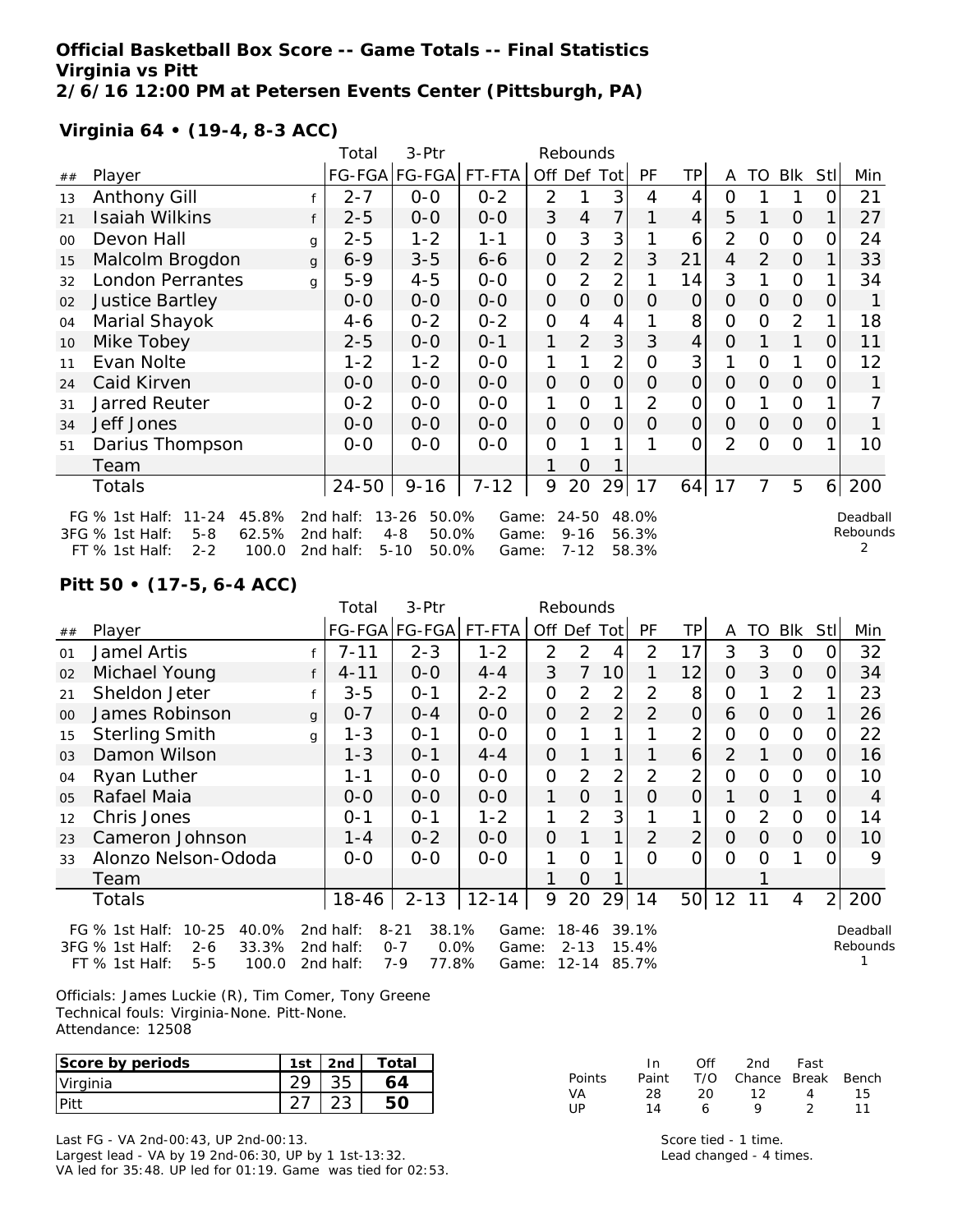**Official Basketball Box Score -- Game Totals -- Final Statistics**
**Virginia vs Pitt**
**2/6/16 12:00 PM at Petersen Events Center (Pittsburgh, PA)**

**Virginia 64 • (19-4, 8-3 ACC)**

| ## | Player | | Total FG-FGA | 3-Ptr FG-FGA | FT-FTA | Rebounds Off | Def | Tot | PF | TP | A | TO | Blk | Stl | Min |
|---|---|---|---|---|---|---|---|---|---|---|---|---|---|---|---|
| 13 | Anthony Gill | f | 2-7 | 0-0 | 0-2 | 2 | 1 | 3 | 4 | 4 | 0 | 1 | 1 | 0 | 21 |
| 21 | Isaiah Wilkins | f | 2-5 | 0-0 | 0-0 | 3 | 4 | 7 | 1 | 4 | 5 | 1 | 0 | 1 | 27 |
| 00 | Devon Hall | g | 2-5 | 1-2 | 1-1 | 0 | 3 | 3 | 1 | 6 | 2 | 0 | 0 | 0 | 24 |
| 15 | Malcolm Brogdon | g | 6-9 | 3-5 | 6-6 | 0 | 2 | 2 | 3 | 21 | 4 | 2 | 0 | 1 | 33 |
| 32 | London Perrantes | g | 5-9 | 4-5 | 0-0 | 0 | 2 | 2 | 1 | 14 | 3 | 1 | 0 | 1 | 34 |
| 02 | Justice Bartley | | 0-0 | 0-0 | 0-0 | 0 | 0 | 0 | 0 | 0 | 0 | 0 | 0 | 0 | 1 |
| 04 | Marial Shayok | | 4-6 | 0-2 | 0-2 | 0 | 4 | 4 | 1 | 8 | 0 | 0 | 2 | 1 | 18 |
| 10 | Mike Tobey | | 2-5 | 0-0 | 0-1 | 1 | 2 | 3 | 3 | 4 | 0 | 1 | 1 | 0 | 11 |
| 11 | Evan Nolte | | 1-2 | 1-2 | 0-0 | 1 | 1 | 2 | 0 | 3 | 1 | 0 | 1 | 0 | 12 |
| 24 | Caid Kirven | | 0-0 | 0-0 | 0-0 | 0 | 0 | 0 | 0 | 0 | 0 | 0 | 0 | 0 | 1 |
| 31 | Jarred Reuter | | 0-2 | 0-0 | 0-0 | 1 | 0 | 1 | 2 | 0 | 0 | 1 | 0 | 1 | 7 |
| 34 | Jeff Jones | | 0-0 | 0-0 | 0-0 | 0 | 0 | 0 | 0 | 0 | 0 | 0 | 0 | 0 | 1 |
| 51 | Darius Thompson | | 0-0 | 0-0 | 0-0 | 0 | 1 | 1 | 1 | 0 | 2 | 0 | 0 | 1 | 10 |
| | Team | | | | | 1 | 0 | 1 | | | | | | | |
| | Totals | | 24-50 | 9-16 | 7-12 | 9 | 20 | 29 | 17 | 64 | 17 | 7 | 5 | 6 | 200 |

FG % 1st Half: 11-24 45.8% 2nd half: 13-26 50.0% Game: 24-50 48.0%
3FG % 1st Half: 5-8 62.5% 2nd half: 4-8 50.0% Game: 9-16 56.3%
FT % 1st Half: 2-2 100.0 2nd half: 5-10 50.0% Game: 7-12 58.3%

Deadball Rebounds 2

**Pitt 50 • (17-5, 6-4 ACC)**

| ## | Player | | Total FG-FGA | 3-Ptr FG-FGA | FT-FTA | Rebounds Off | Def | Tot | PF | TP | A | TO | Blk | Stl | Min |
|---|---|---|---|---|---|---|---|---|---|---|---|---|---|---|---|
| 01 | Jamel Artis | f | 7-11 | 2-3 | 1-2 | 2 | 2 | 4 | 2 | 17 | 3 | 3 | 0 | 0 | 32 |
| 02 | Michael Young | f | 4-11 | 0-0 | 4-4 | 3 | 7 | 10 | 1 | 12 | 0 | 3 | 0 | 0 | 34 |
| 21 | Sheldon Jeter | f | 3-5 | 0-1 | 2-2 | 0 | 2 | 2 | 2 | 8 | 0 | 1 | 2 | 1 | 23 |
| 00 | James Robinson | g | 0-7 | 0-4 | 0-0 | 0 | 2 | 2 | 2 | 0 | 6 | 0 | 0 | 1 | 26 |
| 15 | Sterling Smith | g | 1-3 | 0-1 | 0-0 | 0 | 1 | 1 | 1 | 2 | 0 | 0 | 0 | 0 | 22 |
| 03 | Damon Wilson | | 1-3 | 0-1 | 4-4 | 0 | 1 | 1 | 1 | 6 | 2 | 1 | 0 | 0 | 16 |
| 04 | Ryan Luther | | 1-1 | 0-0 | 0-0 | 0 | 2 | 2 | 2 | 2 | 0 | 0 | 0 | 0 | 10 |
| 05 | Rafael Maia | | 0-0 | 0-0 | 0-0 | 1 | 0 | 1 | 0 | 0 | 1 | 0 | 1 | 0 | 4 |
| 12 | Chris Jones | | 0-1 | 0-1 | 1-2 | 1 | 2 | 3 | 1 | 1 | 0 | 2 | 0 | 0 | 14 |
| 23 | Cameron Johnson | | 1-4 | 0-2 | 0-0 | 0 | 1 | 1 | 2 | 2 | 0 | 0 | 0 | 0 | 10 |
| 33 | Alonzo Nelson-Ododa | | 0-0 | 0-0 | 0-0 | 1 | 0 | 1 | 0 | 0 | 0 | 0 | 1 | 0 | 9 |
| | Team | | | | | 1 | 0 | 1 | | | | 1 | | | |
| | Totals | | 18-46 | 2-13 | 12-14 | 9 | 20 | 29 | 14 | 50 | 12 | 11 | 4 | 2 | 200 |

FG % 1st Half: 10-25 40.0% 2nd half: 8-21 38.1% Game: 18-46 39.1%
3FG % 1st Half: 2-6 33.3% 2nd half: 0-7 0.0% Game: 2-13 15.4%
FT % 1st Half: 5-5 100.0 2nd half: 7-9 77.8% Game: 12-14 85.7%

Deadball Rebounds 1

Officials: James Luckie (R), Tim Comer, Tony Greene
Technical fouls: Virginia-None. Pitt-None.
Attendance: 12508

| Score by periods | 1st | 2nd | Total |
|---|---|---|---|
| Virginia | 29 | 35 | 64 |
| Pitt | 27 | 23 | 50 |

| Points | In Paint | Off T/O | 2nd Chance | Fast Break | Bench |
|---|---|---|---|---|---|
| VA | 28 | 20 | 12 | 4 | 15 |
| UP | 14 | 6 | 9 | 2 | 11 |

Last FG - VA 2nd-00:43, UP 2nd-00:13.
Largest lead - VA by 19 2nd-06:30, UP by 1 1st-13:32.
VA led for 35:48. UP led for 01:19. Game was tied for 02:53.

Score tied - 1 time.
Lead changed - 4 times.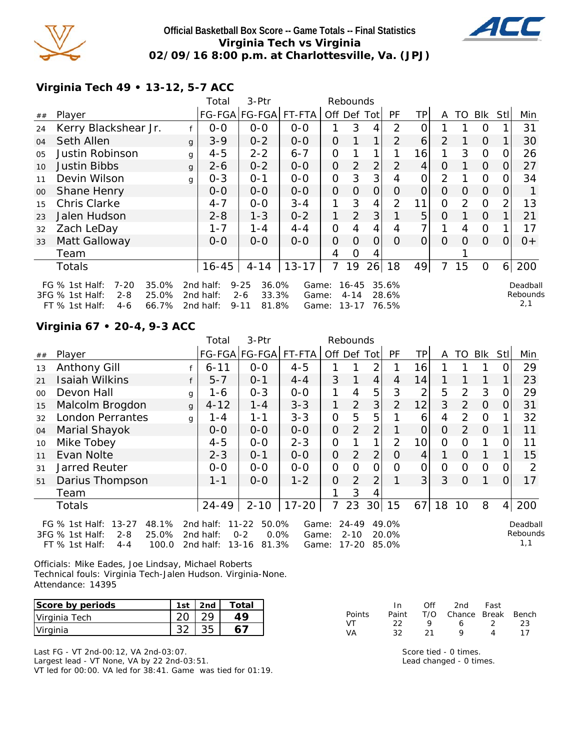**Official Basketball Box Score -- Game Totals -- Final Statistics**
**Virginia Tech vs Virginia**
**02/09/16 8:00 p.m. at Charlottesville, Va. (JPJ)**

### Virginia Tech 49 • 13-12, 5-7 ACC

| ## | Player | | Total FG-FGA | 3-Ptr FG-FGA | FT-FTA | Off | Def | Tot | PF | TP | A | TO | Blk | Stl | Min |
|---|---|---|---|---|---|---|---|---|---|---|---|---|---|---|---|
| 24 | Kerry Blackshear Jr. | f | 0-0 | 0-0 | 0-0 | 1 | 3 | 4 | 2 | 0 | 1 | 1 | 0 | 1 | 31 |
| 04 | Seth Allen | g | 3-9 | 0-2 | 0-0 | 0 | 1 | 1 | 2 | 6 | 2 | 1 | 0 | 1 | 30 |
| 05 | Justin Robinson | g | 4-5 | 2-2 | 6-7 | 0 | 1 | 1 | 1 | 16 | 1 | 3 | 0 | 0 | 26 |
| 10 | Justin Bibbs | g | 2-6 | 0-2 | 0-0 | 0 | 2 | 2 | 2 | 4 | 0 | 1 | 0 | 0 | 27 |
| 11 | Devin Wilson | g | 0-3 | 0-1 | 0-0 | 0 | 3 | 3 | 4 | 0 | 2 | 1 | 0 | 0 | 34 |
| 00 | Shane Henry | | 0-0 | 0-0 | 0-0 | 0 | 0 | 0 | 0 | 0 | 0 | 0 | 0 | 0 | 1 |
| 15 | Chris Clarke | | 4-7 | 0-0 | 3-4 | 1 | 3 | 4 | 2 | 11 | 0 | 2 | 0 | 2 | 13 |
| 23 | Jalen Hudson | | 2-8 | 1-3 | 0-2 | 1 | 2 | 3 | 1 | 5 | 0 | 1 | 0 | 1 | 21 |
| 32 | Zach LeDay | | 1-7 | 1-4 | 4-4 | 0 | 4 | 4 | 4 | 7 | 1 | 4 | 0 | 1 | 17 |
| 33 | Matt Galloway | | 0-0 | 0-0 | 0-0 | 0 | 0 | 0 | 0 | 0 | 0 | 0 | 0 | 0 | 0+ |
| | Team | | | | | 4 | 0 | 4 | | | | 1 | | | |
| | Totals | | 16-45 | 4-14 | 13-17 | 7 | 19 | 26 | 18 | 49 | 7 | 15 | 0 | 6 | 200 |

FG % 1st Half: 7-20 35.0% | 2nd half: 9-25 36.0% | Game: 16-45 35.6%
3FG % 1st Half: 2-8 25.0% | 2nd half: 2-6 33.3% | Game: 4-14 28.6%
FT % 1st Half: 4-6 66.7% | 2nd half: 9-11 81.8% | Game: 13-17 76.5%

Deadball Rebounds 2,1

### Virginia 67 • 20-4, 9-3 ACC

| ## | Player | | Total FG-FGA | 3-Ptr FG-FGA | FT-FTA | Off | Def | Tot | PF | TP | A | TO | Blk | Stl | Min |
|---|---|---|---|---|---|---|---|---|---|---|---|---|---|---|---|
| 13 | Anthony Gill | f | 6-11 | 0-0 | 4-5 | 1 | 1 | 2 | 1 | 16 | 1 | 1 | 1 | 0 | 29 |
| 21 | Isaiah Wilkins | f | 5-7 | 0-1 | 4-4 | 3 | 1 | 4 | 4 | 14 | 1 | 1 | 1 | 1 | 23 |
| 00 | Devon Hall | g | 1-6 | 0-3 | 0-0 | 1 | 4 | 5 | 3 | 2 | 5 | 2 | 3 | 0 | 29 |
| 15 | Malcolm Brogdon | g | 4-12 | 1-4 | 3-3 | 1 | 2 | 3 | 2 | 12 | 3 | 2 | 0 | 0 | 31 |
| 32 | London Perrantes | g | 1-4 | 1-1 | 3-3 | 0 | 5 | 5 | 1 | 6 | 4 | 2 | 0 | 1 | 32 |
| 04 | Marial Shayok | | 0-0 | 0-0 | 0-0 | 0 | 2 | 2 | 1 | 0 | 0 | 2 | 0 | 1 | 11 |
| 10 | Mike Tobey | | 4-5 | 0-0 | 2-3 | 0 | 1 | 1 | 2 | 10 | 0 | 0 | 1 | 0 | 11 |
| 11 | Evan Nolte | | 2-3 | 0-1 | 0-0 | 0 | 2 | 2 | 0 | 4 | 1 | 0 | 1 | 1 | 15 |
| 31 | Jarred Reuter | | 0-0 | 0-0 | 0-0 | 0 | 0 | 0 | 0 | 0 | 0 | 0 | 0 | 0 | 2 |
| 51 | Darius Thompson | | 1-1 | 0-0 | 1-2 | 0 | 2 | 2 | 1 | 3 | 3 | 0 | 1 | 0 | 17 |
| | Team | | | | | 1 | 3 | 4 | | | | | | | |
| | Totals | | 24-49 | 2-10 | 17-20 | 7 | 23 | 30 | 15 | 67 | 18 | 10 | 8 | 4 | 200 |

FG % 1st Half: 13-27 48.1% | 2nd half: 11-22 50.0% | Game: 24-49 49.0%
3FG % 1st Half: 2-8 25.0% | 2nd half: 0-2 0.0% | Game: 2-10 20.0%
FT % 1st Half: 4-4 100.0 | 2nd half: 13-16 81.3% | Game: 17-20 85.0%

Deadball Rebounds 1,1

Officials: Mike Eades, Joe Lindsay, Michael Roberts
Technical fouls: Virginia Tech-Jalen Hudson. Virginia-None.
Attendance: 14395

| Score by periods | 1st | 2nd | Total |
|---|---|---|---|
| Virginia Tech | 20 | 29 | **49** |
| Virginia | 32 | 35 | **67** |

| Points | In Paint | Off T/O | 2nd Chance | Fast Break | Bench |
|---|---|---|---|---|---|
| VT | 22 | 9 | 6 | 2 | 23 |
| VA | 32 | 21 | 9 | 4 | 17 |

Last FG - VT 2nd-00:12, VA 2nd-03:07.
Largest lead - VT None, VA by 22 2nd-03:51.
VT led for 00:00. VA led for 38:41. Game was tied for 01:19.

Score tied - 0 times.
Lead changed - 0 times.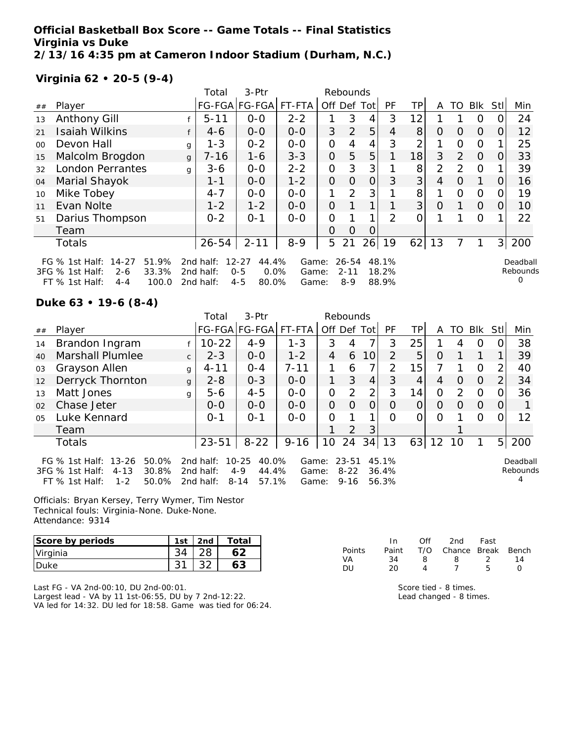**Official Basketball Box Score -- Game Totals -- Final Statistics**
**Virginia vs Duke**
**2/13/16 4:35 pm at Cameron Indoor Stadium (Durham, N.C.)**

**Virginia 62 • 20-5 (9-4)**

| ## | Player | | Total FG-FGA | 3-Ptr FG-FGA | FT-FTA | Off | Def | Tot | PF | TP | A | TO | Blk | Stl | Min |
|---|---|---|---|---|---|---|---|---|---|---|---|---|---|---|---|
| 13 | Anthony Gill | f | 5-11 | 0-0 | 2-2 | 1 | 3 | 4 | 3 | 12 | 1 | 1 | 0 | 0 | 24 |
| 21 | Isaiah Wilkins | f | 4-6 | 0-0 | 0-0 | 3 | 2 | 5 | 4 | 8 | 0 | 0 | 0 | 0 | 12 |
| 00 | Devon Hall | g | 1-3 | 0-2 | 0-0 | 0 | 4 | 4 | 3 | 2 | 1 | 0 | 0 | 1 | 25 |
| 15 | Malcolm Brogdon | g | 7-16 | 1-6 | 3-3 | 0 | 5 | 5 | 1 | 18 | 3 | 2 | 0 | 0 | 33 |
| 32 | London Perrantes | g | 3-6 | 0-0 | 2-2 | 0 | 3 | 3 | 1 | 8 | 2 | 2 | 0 | 1 | 39 |
| 04 | Marial Shayok | | 1-1 | 0-0 | 1-2 | 0 | 0 | 0 | 3 | 3 | 4 | 0 | 1 | 0 | 16 |
| 10 | Mike Tobey | | 4-7 | 0-0 | 0-0 | 1 | 2 | 3 | 1 | 8 | 1 | 0 | 0 | 0 | 19 |
| 11 | Evan Nolte | | 1-2 | 1-2 | 0-0 | 0 | 1 | 1 | 1 | 3 | 0 | 1 | 0 | 0 | 10 |
| 51 | Darius Thompson | | 0-2 | 0-1 | 0-0 | 0 | 1 | 1 | 2 | 0 | 1 | 1 | 0 | 1 | 22 |
| | Team | | | | | 0 | 0 | 0 | | | | | | | |
| | Totals | | 26-54 | 2-11 | 8-9 | 5 | 21 | 26 | 19 | 62 | 13 | 7 | 1 | 3 | 200 |

FG % 1st Half: 14-27 51.9% 2nd half: 12-27 44.4% Game: 26-54 48.1%
3FG % 1st Half: 2-6 33.3% 2nd half: 0-5 0.0% Game: 2-11 18.2%
FT % 1st Half: 4-4 100.0 2nd half: 4-5 80.0% Game: 8-9 88.9%

Deadball Rebounds 0

**Duke 63 • 19-6 (8-4)**

| ## | Player | | Total FG-FGA | 3-Ptr FG-FGA | FT-FTA | Off | Def | Tot | PF | TP | A | TO | Blk | Stl | Min |
|---|---|---|---|---|---|---|---|---|---|---|---|---|---|---|---|
| 14 | Brandon Ingram | f | 10-22 | 4-9 | 1-3 | 3 | 4 | 7 | 3 | 25 | 1 | 4 | 0 | 0 | 38 |
| 40 | Marshall Plumlee | c | 2-3 | 0-0 | 1-2 | 4 | 6 | 10 | 2 | 5 | 0 | 1 | 1 | 1 | 39 |
| 03 | Grayson Allen | g | 4-11 | 0-4 | 7-11 | 1 | 6 | 7 | 2 | 15 | 7 | 1 | 0 | 2 | 40 |
| 12 | Derryck Thornton | g | 2-8 | 0-3 | 0-0 | 1 | 3 | 4 | 3 | 4 | 4 | 0 | 0 | 2 | 34 |
| 13 | Matt Jones | g | 5-6 | 4-5 | 0-0 | 0 | 2 | 2 | 3 | 14 | 0 | 2 | 0 | 0 | 36 |
| 02 | Chase Jeter | | 0-0 | 0-0 | 0-0 | 0 | 0 | 0 | 0 | 0 | 0 | 0 | 0 | 0 | 1 |
| 05 | Luke Kennard | | 0-1 | 0-1 | 0-0 | 0 | 1 | 1 | 0 | 0 | 0 | 1 | 0 | 0 | 12 |
| | Team | | | | | 1 | 2 | 3 | | | | 1 | | | |
| | Totals | | 23-51 | 8-22 | 9-16 | 10 | 24 | 34 | 13 | 63 | 12 | 10 | 1 | 5 | 200 |

FG % 1st Half: 13-26 50.0% 2nd half: 10-25 40.0% Game: 23-51 45.1%
3FG % 1st Half: 4-13 30.8% 2nd half: 4-9 44.4% Game: 8-22 36.4%
FT % 1st Half: 1-2 50.0% 2nd half: 8-14 57.1% Game: 9-16 56.3%

Deadball Rebounds 4

Officials: Bryan Kersey, Terry Wymer, Tim Nestor
Technical fouls: Virginia-None. Duke-None.
Attendance: 9314

| Score by periods | 1st | 2nd | Total |
|---|---|---|---|
| Virginia | 34 | 28 | 62 |
| Duke | 31 | 32 | 63 |

| Points | In Paint | Off T/O | 2nd Chance | Fast Break | Bench |
|---|---|---|---|---|---|
| VA | 34 | 8 | 8 | 2 | 14 |
| DU | 20 | 4 | 7 | 5 | 0 |

Last FG - VA 2nd-00:10, DU 2nd-00:01.
Largest lead - VA by 11 1st-06:55, DU by 7 2nd-12:22.
VA led for 14:32. DU led for 18:58. Game was tied for 06:24.

Score tied - 8 times.
Lead changed - 8 times.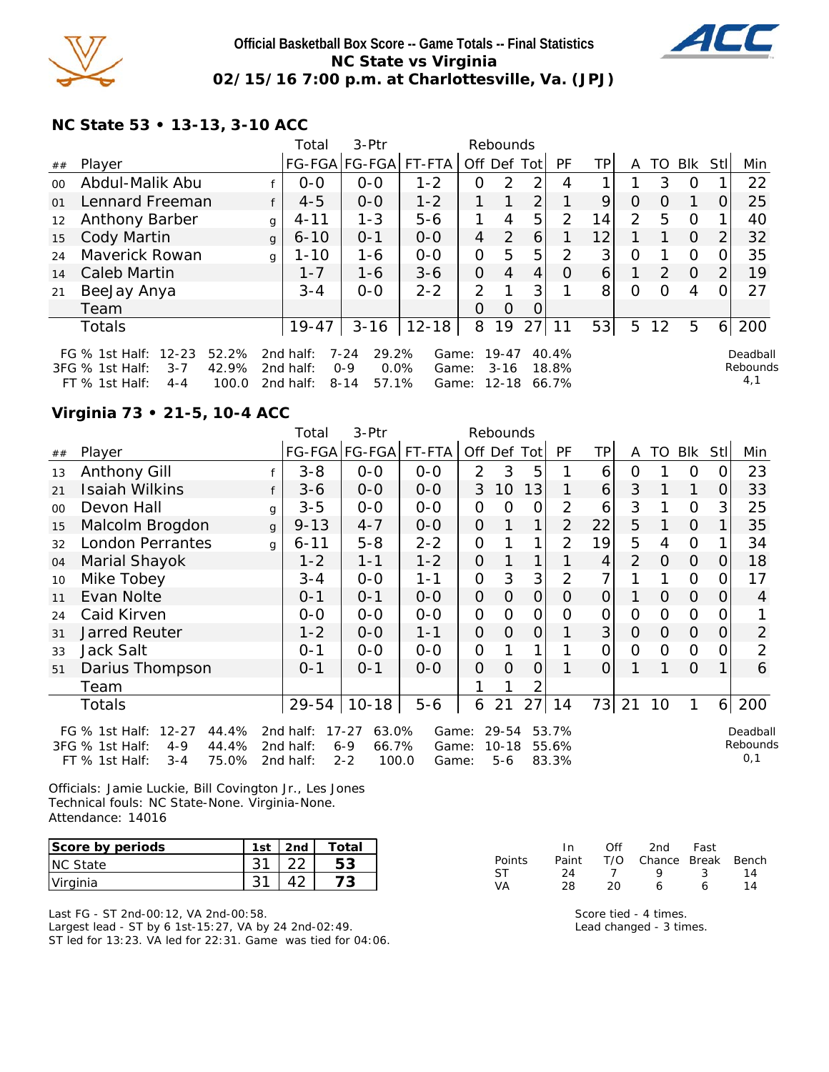# Official Basketball Box Score -- Game Totals -- Final Statistics
## NC State vs Virginia
### 02/15/16 7:00 p.m. at Charlottesville, Va. (JPJ)

**NC State 53 • 13-13, 3-10 ACC**

| ## | Player | | Total FG-FGA | 3-Ptr FG-FGA | FT-FTA | Off | Def | Tot | PF | TP | A | TO | Blk | Stl | Min |
|---|---|---|---|---|---|---|---|---|---|---|---|---|---|---|---|
| 00 | Abdul-Malik Abu | f | 0-0 | 0-0 | 1-2 | 0 | 2 | 2 | 4 | 1 | 1 | 3 | 0 | 1 | 22 |
| 01 | Lennard Freeman | f | 4-5 | 0-0 | 1-2 | 1 | 1 | 2 | 1 | 9 | 0 | 0 | 1 | 0 | 25 |
| 12 | Anthony Barber | g | 4-11 | 1-3 | 5-6 | 1 | 4 | 5 | 2 | 14 | 2 | 5 | 0 | 1 | 40 |
| 15 | Cody Martin | g | 6-10 | 0-1 | 0-0 | 4 | 2 | 6 | 1 | 12 | 1 | 1 | 0 | 2 | 32 |
| 24 | Maverick Rowan | g | 1-10 | 1-6 | 0-0 | 0 | 5 | 5 | 2 | 3 | 0 | 1 | 0 | 0 | 35 |
| 14 | Caleb Martin | | 1-7 | 1-6 | 3-6 | 0 | 4 | 4 | 0 | 6 | 1 | 2 | 0 | 2 | 19 |
| 21 | BeeJay Anya | | 3-4 | 0-0 | 2-2 | 2 | 1 | 3 | 1 | 8 | 0 | 0 | 4 | 0 | 27 |
| | Team | | | | | 0 | 0 | 0 | | | | | | | |
| | Totals | | 19-47 | 3-16 | 12-18 | 8 | 19 | 27 | 11 | 53 | 5 | 12 | 5 | 6 | 200 |

FG % 1st Half: 12-23 52.2% | 2nd half: 7-24 29.2% | Game: 19-47 40.4%
3FG % 1st Half: 3-7 42.9% | 2nd half: 0-9 0.0% | Game: 3-16 18.8%
FT % 1st Half: 4-4 100.0 | 2nd half: 8-14 57.1% | Game: 12-18 66.7%

Deadball Rebounds 4,1

**Virginia 73 • 21-5, 10-4 ACC**

| ## | Player | | Total FG-FGA | 3-Ptr FG-FGA | FT-FTA | Off | Def | Tot | PF | TP | A | TO | Blk | Stl | Min |
|---|---|---|---|---|---|---|---|---|---|---|---|---|---|---|---|
| 13 | Anthony Gill | f | 3-8 | 0-0 | 0-0 | 2 | 3 | 5 | 1 | 6 | 0 | 1 | 0 | 0 | 23 |
| 21 | Isaiah Wilkins | f | 3-6 | 0-0 | 0-0 | 3 | 10 | 13 | 1 | 6 | 3 | 1 | 1 | 0 | 33 |
| 00 | Devon Hall | g | 3-5 | 0-0 | 0-0 | 0 | 0 | 0 | 2 | 6 | 3 | 1 | 0 | 3 | 25 |
| 15 | Malcolm Brogdon | g | 9-13 | 4-7 | 0-0 | 0 | 1 | 1 | 2 | 22 | 5 | 1 | 0 | 1 | 35 |
| 32 | London Perrantes | g | 6-11 | 5-8 | 2-2 | 0 | 1 | 1 | 2 | 19 | 5 | 4 | 0 | 1 | 34 |
| 04 | Marial Shayok | | 1-2 | 1-1 | 1-2 | 0 | 1 | 1 | 1 | 4 | 2 | 0 | 0 | 0 | 18 |
| 10 | Mike Tobey | | 3-4 | 0-0 | 1-1 | 0 | 3 | 3 | 2 | 7 | 1 | 1 | 0 | 0 | 17 |
| 11 | Evan Nolte | | 0-1 | 0-1 | 0-0 | 0 | 0 | 0 | 0 | 0 | 1 | 0 | 0 | 0 | 4 |
| 24 | Caid Kirven | | 0-0 | 0-0 | 0-0 | 0 | 0 | 0 | 0 | 0 | 0 | 0 | 0 | 0 | 1 |
| 31 | Jarred Reuter | | 1-2 | 0-0 | 1-1 | 0 | 0 | 0 | 1 | 3 | 0 | 0 | 0 | 0 | 2 |
| 33 | Jack Salt | | 0-1 | 0-0 | 0-0 | 0 | 1 | 1 | 1 | 0 | 0 | 0 | 0 | 0 | 2 |
| 51 | Darius Thompson | | 0-1 | 0-1 | 0-0 | 0 | 0 | 0 | 1 | 0 | 1 | 1 | 0 | 1 | 6 |
| | Team | | | | | 1 | 1 | 2 | | | | | | | |
| | Totals | | 29-54 | 10-18 | 5-6 | 6 | 21 | 27 | 14 | 73 | 21 | 10 | 1 | 6 | 200 |

FG % 1st Half: 12-27 44.4% | 2nd half: 17-27 63.0% | Game: 29-54 53.7%
3FG % 1st Half: 4-9 44.4% | 2nd half: 6-9 66.7% | Game: 10-18 55.6%
FT % 1st Half: 3-4 75.0% | 2nd half: 2-2 100.0 | Game: 5-6 83.3%

Deadball Rebounds 0,1

Officials: Jamie Luckie, Bill Covington Jr., Les Jones
Technical fouls: NC State-None. Virginia-None.
Attendance: 14016

| Score by periods | 1st | 2nd | Total |
|---|---|---|---|
| NC State | 31 | 22 | **53** |
| Virginia | 31 | 42 | **73** |

| Points | In Paint | Off T/O | 2nd Chance | Fast Break | Bench |
|---|---|---|---|---|---|
| ST | 24 | 7 | 9 | 3 | 14 |
| VA | 28 | 20 | 6 | 6 | 14 |

Last FG - ST 2nd-00:12, VA 2nd-00:58.
Largest lead - ST by 6 1st-15:27, VA by 24 2nd-02:49.
ST led for 13:23. VA led for 22:31. Game was tied for 04:06.

Score tied - 4 times.
Lead changed - 3 times.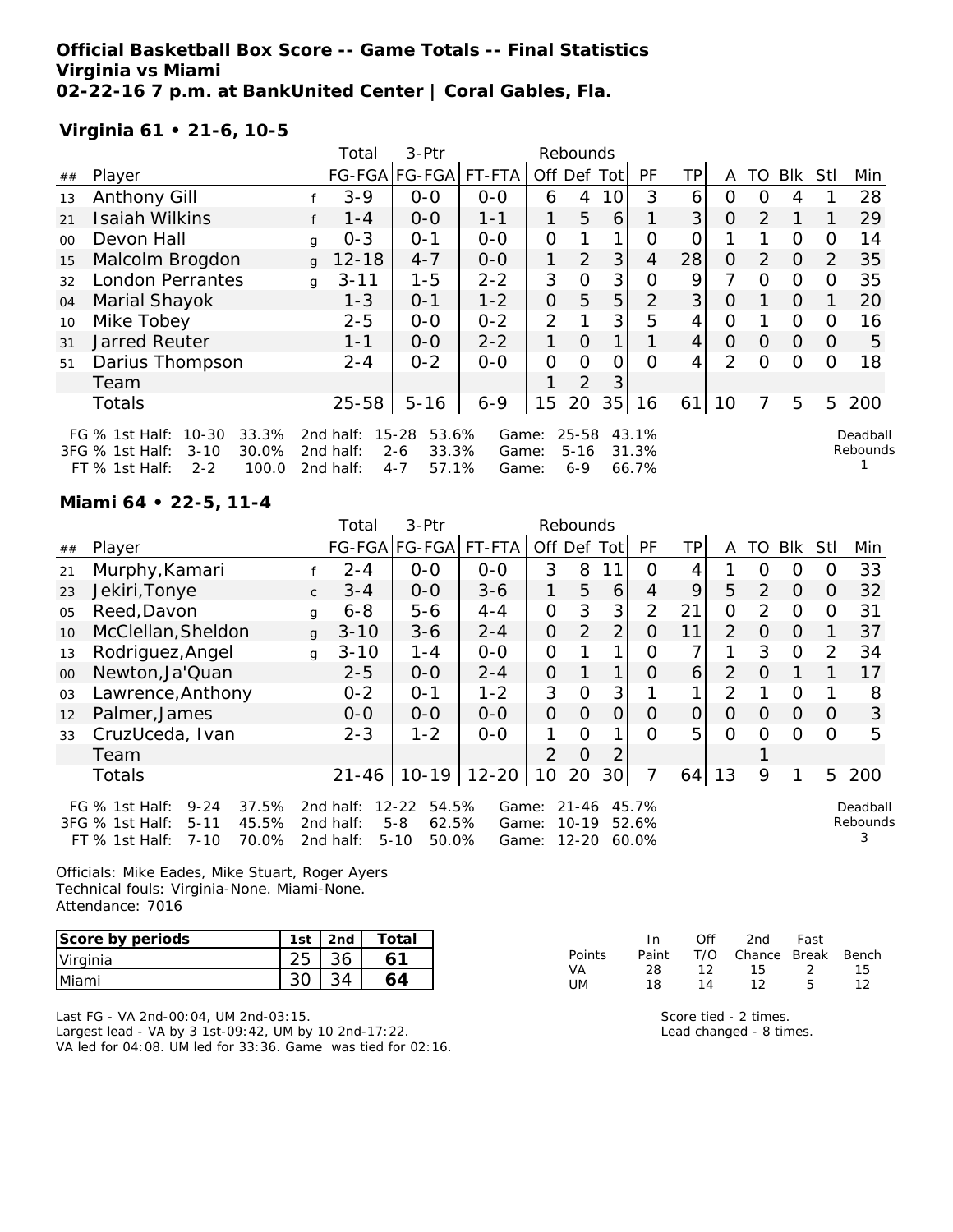**Official Basketball Box Score -- Game Totals -- Final Statistics**
**Virginia vs Miami**
**02-22-16 7 p.m. at BankUnited Center | Coral Gables, Fla.**

### Virginia 61 • 21-6, 10-5

| ## | Player | | Total FG-FGA | 3-Ptr FG-FGA | FT-FTA | Rebounds Off | Def | Tot | PF | TP | A | TO | Blk | Stl | Min |
|---|---|---|---|---|---|---|---|---|---|---|---|---|---|---|---|
| 13 | Anthony Gill | f | 3-9 | 0-0 | 0-0 | 6 | 4 | 10 | 3 | 6 | 0 | 0 | 4 | 1 | 28 |
| 21 | Isaiah Wilkins | f | 1-4 | 0-0 | 1-1 | 1 | 5 | 6 | 1 | 3 | 0 | 2 | 1 | 1 | 29 |
| 00 | Devon Hall | g | 0-3 | 0-1 | 0-0 | 0 | 1 | 1 | 0 | 0 | 1 | 1 | 0 | 0 | 14 |
| 15 | Malcolm Brogdon | g | 12-18 | 4-7 | 0-0 | 1 | 2 | 3 | 4 | 28 | 0 | 2 | 0 | 2 | 35 |
| 32 | London Perrantes | g | 3-11 | 1-5 | 2-2 | 3 | 0 | 3 | 0 | 9 | 7 | 0 | 0 | 0 | 35 |
| 04 | Marial Shayok | | 1-3 | 0-1 | 1-2 | 0 | 5 | 5 | 2 | 3 | 0 | 1 | 0 | 1 | 20 |
| 10 | Mike Tobey | | 2-5 | 0-0 | 0-2 | 2 | 1 | 3 | 5 | 4 | 0 | 1 | 0 | 0 | 16 |
| 31 | Jarred Reuter | | 1-1 | 0-0 | 2-2 | 1 | 0 | 1 | 1 | 4 | 0 | 0 | 0 | 0 | 5 |
| 51 | Darius Thompson | | 2-4 | 0-2 | 0-0 | 0 | 0 | 0 | 0 | 4 | 2 | 0 | 0 | 0 | 18 |
| | Team | | | | | 1 | 2 | 3 | | | | | | | |
| | Totals | | 25-58 | 5-16 | 6-9 | 15 | 20 | 35 | 16 | 61 | 10 | 7 | 5 | 5 | 200 |

FG % 1st Half: 10-30 33.3% 2nd half: 15-28 53.6% Game: 25-58 43.1%
3FG % 1st Half: 3-10 30.0% 2nd half: 2-6 33.3% Game: 5-16 31.3%
FT % 1st Half: 2-2 100.0 2nd half: 4-7 57.1% Game: 6-9 66.7%

Deadball Rebounds 1

### Miami 64 • 22-5, 11-4

| ## | Player | | Total FG-FGA | 3-Ptr FG-FGA | FT-FTA | Rebounds Off | Def | Tot | PF | TP | A | TO | Blk | Stl | Min |
|---|---|---|---|---|---|---|---|---|---|---|---|---|---|---|---|
| 21 | Murphy,Kamari | f | 2-4 | 0-0 | 0-0 | 3 | 8 | 11 | 0 | 4 | 1 | 0 | 0 | 0 | 33 |
| 23 | Jekiri,Tonye | c | 3-4 | 0-0 | 3-6 | 1 | 5 | 6 | 4 | 9 | 5 | 2 | 0 | 0 | 32 |
| 05 | Reed,Davon | g | 6-8 | 5-6 | 4-4 | 0 | 3 | 3 | 2 | 21 | 0 | 2 | 0 | 0 | 31 |
| 10 | McClellan,Sheldon | g | 3-10 | 3-6 | 2-4 | 0 | 2 | 2 | 0 | 11 | 2 | 0 | 0 | 1 | 37 |
| 13 | Rodriguez,Angel | g | 3-10 | 1-4 | 0-0 | 0 | 1 | 1 | 0 | 7 | 1 | 3 | 0 | 2 | 34 |
| 00 | Newton,Ja'Quan | | 2-5 | 0-0 | 2-4 | 0 | 1 | 1 | 0 | 6 | 2 | 0 | 1 | 1 | 17 |
| 03 | Lawrence,Anthony | | 0-2 | 0-1 | 1-2 | 3 | 0 | 3 | 1 | 1 | 2 | 1 | 0 | 1 | 8 |
| 12 | Palmer,James | | 0-0 | 0-0 | 0-0 | 0 | 0 | 0 | 0 | 0 | 0 | 0 | 0 | 0 | 3 |
| 33 | CruzUceda, Ivan | | 2-3 | 1-2 | 0-0 | 1 | 0 | 1 | 0 | 5 | 0 | 0 | 0 | 0 | 5 |
| | Team | | | | | 2 | 0 | 2 | | | | 1 | | | |
| | Totals | | 21-46 | 10-19 | 12-20 | 10 | 20 | 30 | 7 | 64 | 13 | 9 | 1 | 5 | 200 |

FG % 1st Half: 9-24 37.5% 2nd half: 12-22 54.5% Game: 21-46 45.7%
3FG % 1st Half: 5-11 45.5% 2nd half: 5-8 62.5% Game: 10-19 52.6%
FT % 1st Half: 7-10 70.0% 2nd half: 5-10 50.0% Game: 12-20 60.0%

Deadball Rebounds 3

Officials: Mike Eades, Mike Stuart, Roger Ayers
Technical fouls: Virginia-None. Miami-None.
Attendance: 7016

| Score by periods | 1st | 2nd | Total |
|---|---|---|---|
| Virginia | 25 | 36 | 61 |
| Miami | 30 | 34 | 64 |

| Points | In Paint | Off T/O | 2nd Chance | Fast Break | Bench |
|---|---|---|---|---|---|
| VA | 28 | 12 | 15 | 2 | 15 |
| UM | 18 | 14 | 12 | 5 | 12 |

Last FG - VA 2nd-00:04, UM 2nd-03:15.
Largest lead - VA by 3 1st-09:42, UM by 10 2nd-17:22.
VA led for 04:08. UM led for 33:36. Game was tied for 02:16.

Score tied - 2 times.
Lead changed - 8 times.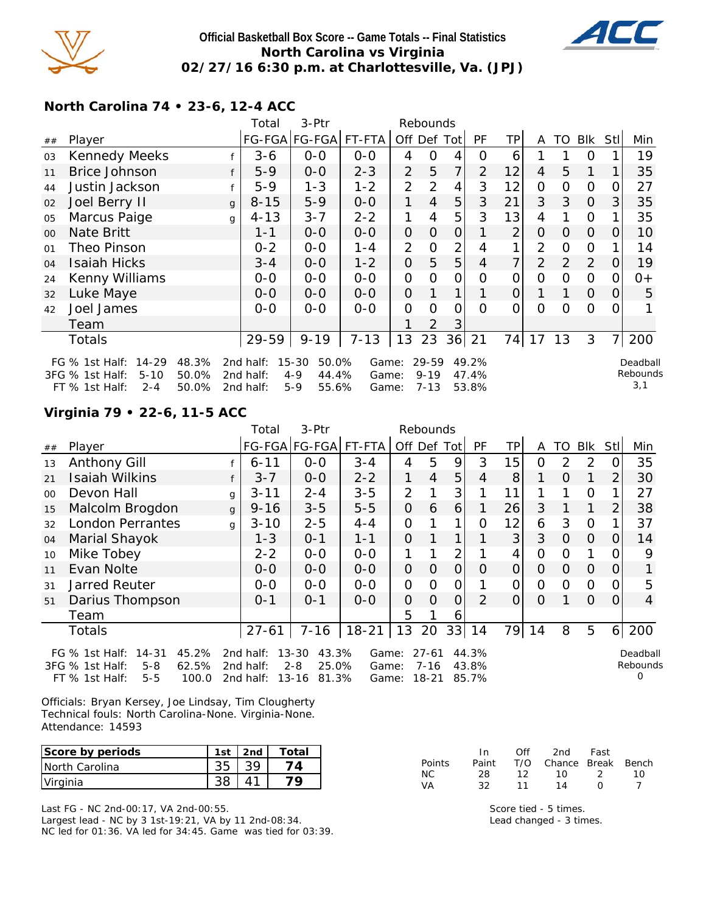# Official Basketball Box Score -- Game Totals -- Final Statistics
## North Carolina vs Virginia
### 02/27/16 6:30 p.m. at Charlottesville, Va. (JPJ)

### North Carolina 74 • 23-6, 12-4 ACC

| ## | Player | | Total FG-FGA | 3-Ptr FG-FGA | FT-FTA | Off | Def | Tot | PF | TP | A | TO | Blk | Stl | Min |
|---|---|---|---|---|---|---|---|---|---|---|---|---|---|---|---|
| 03 | Kennedy Meeks | f | 3-6 | 0-0 | 0-0 | 4 | 0 | 4 | 0 | 6 | 1 | 1 | 0 | 1 | 19 |
| 11 | Brice Johnson | f | 5-9 | 0-0 | 2-3 | 2 | 5 | 7 | 2 | 12 | 4 | 5 | 1 | 1 | 35 |
| 44 | Justin Jackson | f | 5-9 | 1-3 | 1-2 | 2 | 2 | 4 | 3 | 12 | 0 | 0 | 0 | 0 | 27 |
| 02 | Joel Berry II | g | 8-15 | 5-9 | 0-0 | 1 | 4 | 5 | 3 | 21 | 3 | 3 | 0 | 3 | 35 |
| 05 | Marcus Paige | g | 4-13 | 3-7 | 2-2 | 1 | 4 | 5 | 3 | 13 | 4 | 1 | 0 | 1 | 35 |
| 00 | Nate Britt | | 1-1 | 0-0 | 0-0 | 0 | 0 | 0 | 1 | 2 | 0 | 0 | 0 | 0 | 10 |
| 01 | Theo Pinson | | 0-2 | 0-0 | 1-4 | 2 | 0 | 2 | 4 | 1 | 2 | 0 | 0 | 1 | 14 |
| 04 | Isaiah Hicks | | 3-4 | 0-0 | 1-2 | 0 | 5 | 5 | 4 | 7 | 2 | 2 | 2 | 0 | 19 |
| 24 | Kenny Williams | | 0-0 | 0-0 | 0-0 | 0 | 0 | 0 | 0 | 0 | 0 | 0 | 0 | 0 | 0+ |
| 32 | Luke Maye | | 0-0 | 0-0 | 0-0 | 0 | 1 | 1 | 1 | 0 | 1 | 1 | 0 | 0 | 5 |
| 42 | Joel James | | 0-0 | 0-0 | 0-0 | 0 | 0 | 0 | 0 | 0 | 0 | 0 | 0 | 0 | 1 |
| | Team | | | | | 1 | 2 | 3 | | | | | | | |
| | Totals | | 29-59 | 9-19 | 7-13 | 13 | 23 | 36 | 21 | 74 | 17 | 13 | 3 | 7 | 200 |

FG % 1st Half: 14-29 48.3% 2nd half: 15-30 50.0% Game: 29-59 49.2%
3FG % 1st Half: 5-10 50.0% 2nd half: 4-9 44.4% Game: 9-19 47.4%
FT % 1st Half: 2-4 50.0% 2nd half: 5-9 55.6% Game: 7-13 53.8%

Deadball Rebounds 3,1

### Virginia 79 • 22-6, 11-5 ACC

| ## | Player | | Total FG-FGA | 3-Ptr FG-FGA | FT-FTA | Off | Def | Tot | PF | TP | A | TO | Blk | Stl | Min |
|---|---|---|---|---|---|---|---|---|---|---|---|---|---|---|---|
| 13 | Anthony Gill | f | 6-11 | 0-0 | 3-4 | 4 | 5 | 9 | 3 | 15 | 0 | 2 | 2 | 0 | 35 |
| 21 | Isaiah Wilkins | f | 3-7 | 0-0 | 2-2 | 1 | 4 | 5 | 4 | 8 | 1 | 0 | 1 | 2 | 30 |
| 00 | Devon Hall | g | 3-11 | 2-4 | 3-5 | 2 | 1 | 3 | 1 | 11 | 1 | 1 | 0 | 1 | 27 |
| 15 | Malcolm Brogdon | g | 9-16 | 3-5 | 5-5 | 0 | 6 | 6 | 1 | 26 | 3 | 1 | 1 | 2 | 38 |
| 32 | London Perrantes | g | 3-10 | 2-5 | 4-4 | 0 | 1 | 1 | 0 | 12 | 6 | 3 | 0 | 1 | 37 |
| 04 | Marial Shayok | | 1-3 | 0-1 | 1-1 | 0 | 1 | 1 | 1 | 3 | 3 | 0 | 0 | 0 | 14 |
| 10 | Mike Tobey | | 2-2 | 0-0 | 0-0 | 1 | 1 | 2 | 1 | 4 | 0 | 0 | 1 | 0 | 9 |
| 11 | Evan Nolte | | 0-0 | 0-0 | 0-0 | 0 | 0 | 0 | 0 | 0 | 0 | 0 | 0 | 0 | 1 |
| 31 | Jarred Reuter | | 0-0 | 0-0 | 0-0 | 0 | 0 | 0 | 1 | 0 | 0 | 0 | 0 | 0 | 5 |
| 51 | Darius Thompson | | 0-1 | 0-1 | 0-0 | 0 | 0 | 0 | 2 | 0 | 0 | 1 | 0 | 0 | 4 |
| | Team | | | | | 5 | 1 | 6 | | | | | | | |
| | Totals | | 27-61 | 7-16 | 18-21 | 13 | 20 | 33 | 14 | 79 | 14 | 8 | 5 | 6 | 200 |

FG % 1st Half: 14-31 45.2% 2nd half: 13-30 43.3% Game: 27-61 44.3%
3FG % 1st Half: 5-8 62.5% 2nd half: 2-8 25.0% Game: 7-16 43.8%
FT % 1st Half: 5-5 100.0 2nd half: 13-16 81.3% Game: 18-21 85.7%

Deadball Rebounds 0

Officials: Bryan Kersey, Joe Lindsay, Tim Clougherty
Technical fouls: North Carolina-None. Virginia-None.
Attendance: 14593

| Score by periods | 1st | 2nd | Total |
|---|---|---|---|
| North Carolina | 35 | 39 | 74 |
| Virginia | 38 | 41 | 79 |

| Points | In Paint | Off T/O | 2nd Chance | Fast Break | Bench |
|---|---|---|---|---|---|
| NC | 28 | 12 | 10 | 2 | 10 |
| VA | 32 | 11 | 14 | 0 | 7 |

Last FG - NC 2nd-00:17, VA 2nd-00:55.
Largest lead - NC by 3 1st-19:21, VA by 11 2nd-08:34.
NC led for 01:36. VA led for 34:45. Game was tied for 03:39.

Score tied - 5 times.
Lead changed - 3 times.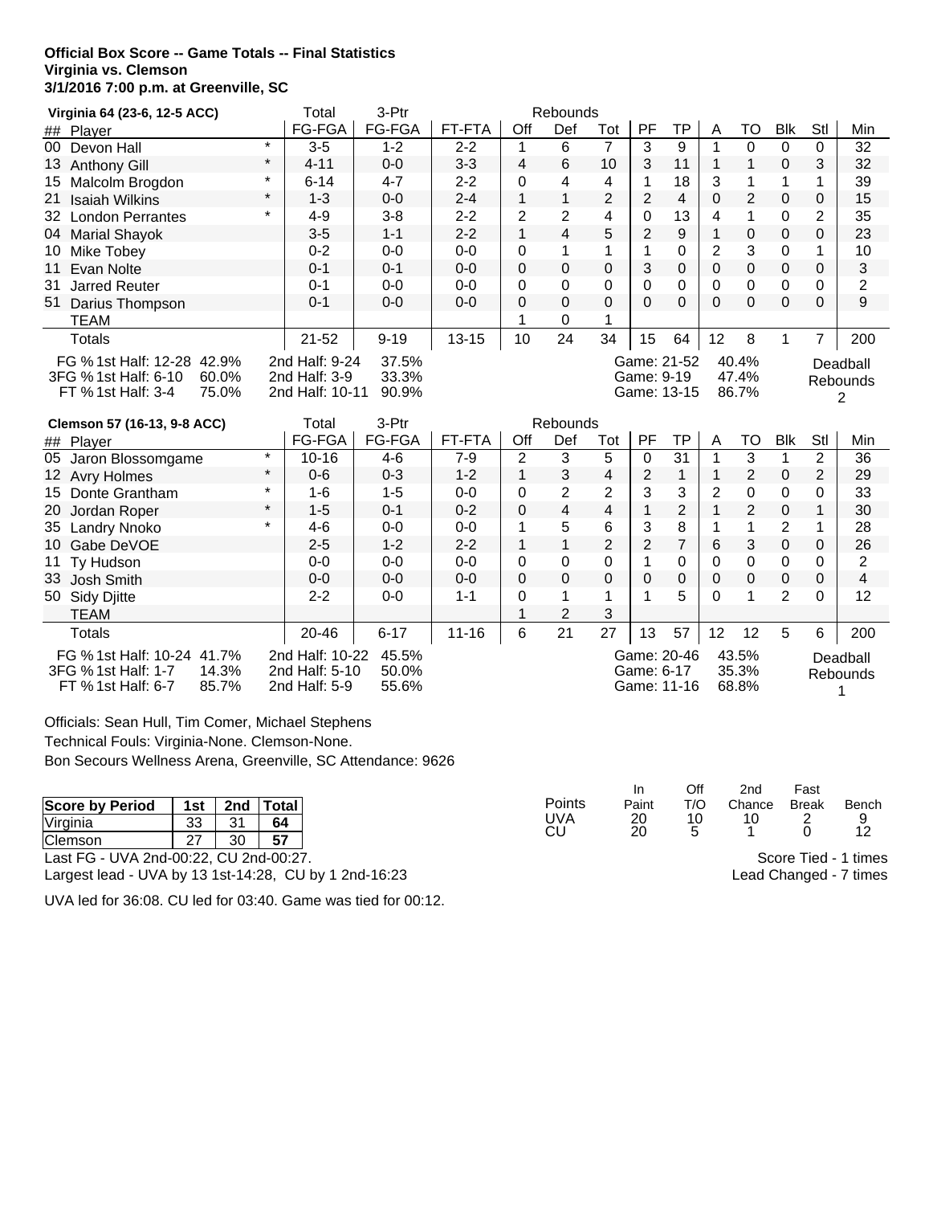**Official Box Score -- Game Totals -- Final Statistics**
**Virginia vs. Clemson**
**3/1/2016 7:00 p.m. at Greenville, SC**

| ## | Virginia 64 (23-6, 12-5 ACC) | | Total FG-FGA | 3-Ptr FG-FGA | FT-FTA | Rebounds Off | Def | Tot | PF | TP | A | TO | Blk | Stl | Min |
|---|---|---|---|---|---|---|---|---|---|---|---|---|---|---|---|
| 00 | Devon Hall | * | 3-5 | 1-2 | 2-2 | 1 | 6 | 7 | 3 | 9 | 1 | 0 | 0 | 0 | 32 |
| 13 | Anthony Gill | * | 4-11 | 0-0 | 3-3 | 4 | 6 | 10 | 3 | 11 | 1 | 1 | 0 | 3 | 32 |
| 15 | Malcolm Brogdon | * | 6-14 | 4-7 | 2-2 | 0 | 4 | 4 | 1 | 18 | 3 | 1 | 1 | 1 | 39 |
| 21 | Isaiah Wilkins | * | 1-3 | 0-0 | 2-4 | 1 | 1 | 2 | 2 | 4 | 0 | 2 | 0 | 0 | 15 |
| 32 | London Perrantes | * | 4-9 | 3-8 | 2-2 | 2 | 2 | 4 | 0 | 13 | 4 | 1 | 0 | 2 | 35 |
| 04 | Marial Shayok | | 3-5 | 1-1 | 2-2 | 1 | 4 | 5 | 2 | 9 | 1 | 0 | 0 | 0 | 23 |
| 10 | Mike Tobey | | 0-2 | 0-0 | 0-0 | 0 | 1 | 1 | 1 | 0 | 2 | 3 | 0 | 1 | 10 |
| 11 | Evan Nolte | | 0-1 | 0-1 | 0-0 | 0 | 0 | 0 | 3 | 0 | 0 | 0 | 0 | 0 | 3 |
| 31 | Jarred Reuter | | 0-1 | 0-0 | 0-0 | 0 | 0 | 0 | 0 | 0 | 0 | 0 | 0 | 0 | 2 |
| 51 | Darius Thompson | | 0-1 | 0-0 | 0-0 | 0 | 0 | 0 | 0 | 0 | 0 | 0 | 0 | 0 | 9 |
| | TEAM | | | | | 1 | 0 | 1 | | | | | | | |
| | Totals | | 21-52 | 9-19 | 13-15 | 10 | 24 | 34 | 15 | 64 | 12 | 8 | 1 | 7 | 200 |

FG % 1st Half: 12-28 42.9% | 2nd Half: 9-24 37.5% | Game: 21-52 40.4%
3FG % 1st Half: 6-10 60.0% | 2nd Half: 3-9 33.3% | Game: 9-19 47.4%
FT % 1st Half: 3-4 75.0% | 2nd Half: 10-11 90.9% | Game: 13-15 86.7%
Deadball Rebounds 2

| ## | Clemson 57 (16-13, 9-8 ACC) | | Total FG-FGA | 3-Ptr FG-FGA | FT-FTA | Rebounds Off | Def | Tot | PF | TP | A | TO | Blk | Stl | Min |
|---|---|---|---|---|---|---|---|---|---|---|---|---|---|---|---|
| 05 | Jaron Blossomgame | * | 10-16 | 4-6 | 7-9 | 2 | 3 | 5 | 0 | 31 | 1 | 3 | 1 | 2 | 36 |
| 12 | Avry Holmes | * | 0-6 | 0-3 | 1-2 | 1 | 3 | 4 | 2 | 1 | 1 | 2 | 0 | 2 | 29 |
| 15 | Donte Grantham | * | 1-6 | 1-5 | 0-0 | 0 | 2 | 2 | 3 | 3 | 2 | 0 | 0 | 0 | 33 |
| 20 | Jordan Roper | * | 1-5 | 0-1 | 0-2 | 0 | 4 | 4 | 1 | 2 | 1 | 2 | 0 | 1 | 30 |
| 35 | Landry Nnoko | * | 4-6 | 0-0 | 0-0 | 1 | 5 | 6 | 3 | 8 | 1 | 1 | 2 | 1 | 28 |
| 10 | Gabe DeVOE | | 2-5 | 1-2 | 2-2 | 1 | 1 | 2 | 2 | 7 | 6 | 3 | 0 | 0 | 26 |
| 11 | Ty Hudson | | 0-0 | 0-0 | 0-0 | 0 | 0 | 0 | 1 | 0 | 0 | 0 | 0 | 0 | 2 |
| 33 | Josh Smith | | 0-0 | 0-0 | 0-0 | 0 | 0 | 0 | 0 | 0 | 0 | 0 | 0 | 0 | 4 |
| 50 | Sidy Djitte | | 2-2 | 0-0 | 1-1 | 0 | 1 | 1 | 1 | 5 | 0 | 1 | 2 | 0 | 12 |
| | TEAM | | | | | 1 | 2 | 3 | | | | | | | |
| | Totals | | 20-46 | 6-17 | 11-16 | 6 | 21 | 27 | 13 | 57 | 12 | 12 | 5 | 6 | 200 |

FG % 1st Half: 10-24 41.7% | 2nd Half: 10-22 45.5% | Game: 20-46 43.5%
3FG % 1st Half: 1-7 14.3% | 2nd Half: 5-10 50.0% | Game: 6-17 35.3%
FT % 1st Half: 6-7 85.7% | 2nd Half: 5-9 55.6% | Game: 11-16 68.8%
Deadball Rebounds 1

Officials: Sean Hull, Tim Comer, Michael Stephens
Technical Fouls: Virginia-None. Clemson-None.
Bon Secours Wellness Arena, Greenville, SC Attendance: 9626

| Score by Period | 1st | 2nd | Total |
|---|---|---|---|
| Virginia | 33 | 31 | **64** |
| Clemson | 27 | 30 | **57** |

| Points | In Paint | Off T/O | 2nd Chance | Fast Break | Bench |
|---|---|---|---|---|---|
| UVA | 20 | 10 | 10 | 2 | 9 |
| CU | 20 | 5 | 1 | 0 | 12 |

Last FG - UVA 2nd-00:22, CU 2nd-00:27.
Largest lead - UVA by 13 1st-14:28, CU by 1 2nd-16:23

Score Tied - 1 times
Lead Changed - 7 times

UVA led for 36:08. CU led for 03:40. Game was tied for 00:12.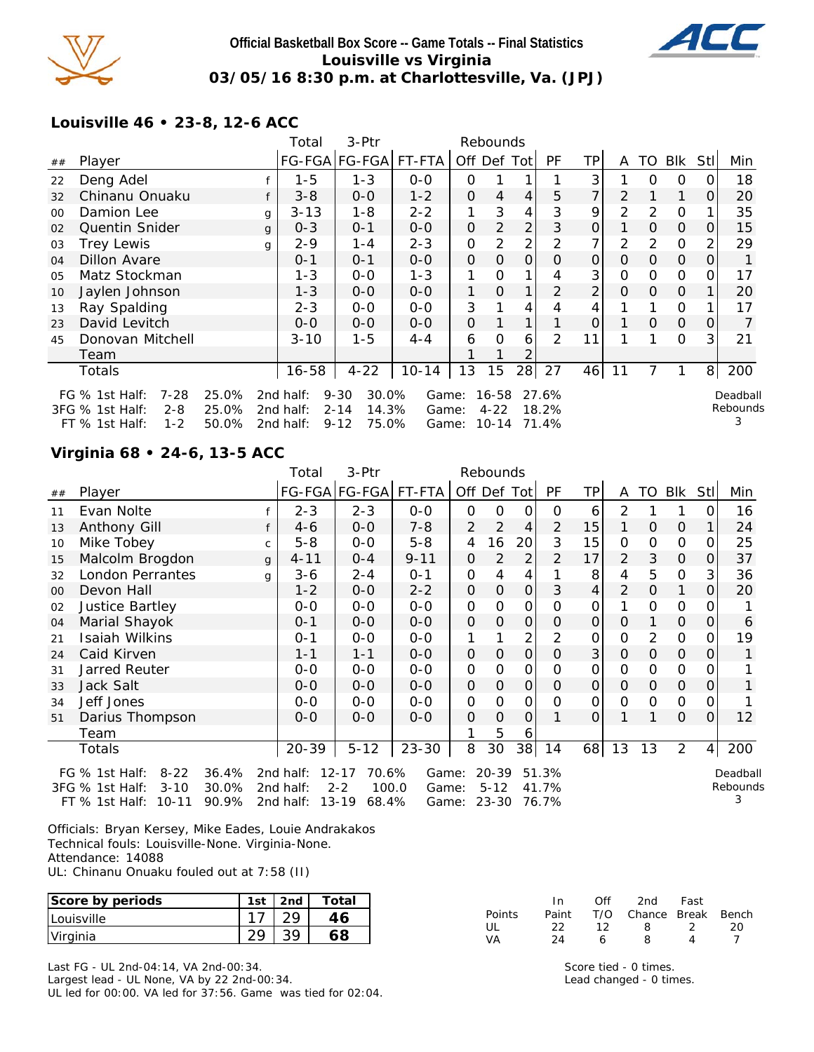**Official Basketball Box Score -- Game Totals -- Final Statistics**
**Louisville vs Virginia**
**03/05/16 8:30 p.m. at Charlottesville, Va. (JPJ)**

## Louisville 46 • 23-8, 12-6 ACC

| ## | Player | | Total FG-FGA | 3-Ptr FG-FGA | FT-FTA | Off | Def | Tot | PF | TP | A | TO | Blk | Stl | Min |
|---|---|---|---|---|---|---|---|---|---|---|---|---|---|---|---|
| 22 | Deng Adel | f | 1-5 | 1-3 | 0-0 | 0 | 1 | 1 | 1 | 3 | 1 | 0 | 0 | 0 | 18 |
| 32 | Chinanu Onuaku | f | 3-8 | 0-0 | 1-2 | 0 | 4 | 4 | 5 | 7 | 2 | 1 | 1 | 0 | 20 |
| 00 | Damion Lee | g | 3-13 | 1-8 | 2-2 | 1 | 3 | 4 | 3 | 9 | 2 | 2 | 0 | 1 | 35 |
| 02 | Quentin Snider | g | 0-3 | 0-1 | 0-0 | 0 | 2 | 2 | 3 | 0 | 1 | 0 | 0 | 0 | 15 |
| 03 | Trey Lewis | g | 2-9 | 1-4 | 2-3 | 0 | 2 | 2 | 2 | 7 | 2 | 2 | 0 | 2 | 29 |
| 04 | Dillon Avare | | 0-1 | 0-1 | 0-0 | 0 | 0 | 0 | 0 | 0 | 0 | 0 | 0 | 0 | 1 |
| 05 | Matz Stockman | | 1-3 | 0-0 | 1-3 | 1 | 0 | 1 | 4 | 3 | 0 | 0 | 0 | 0 | 17 |
| 10 | Jaylen Johnson | | 1-3 | 0-0 | 0-0 | 1 | 0 | 1 | 2 | 2 | 0 | 0 | 0 | 1 | 20 |
| 13 | Ray Spalding | | 2-3 | 0-0 | 0-0 | 3 | 1 | 4 | 4 | 4 | 1 | 1 | 0 | 1 | 17 |
| 23 | David Levitch | | 0-0 | 0-0 | 0-0 | 0 | 1 | 1 | 1 | 0 | 1 | 0 | 0 | 0 | 7 |
| 45 | Donovan Mitchell | | 3-10 | 1-5 | 4-4 | 6 | 0 | 6 | 2 | 11 | 1 | 1 | 0 | 3 | 21 |
| | Team | | | | | 1 | 1 | 2 | | | | | | | |
| | Totals | | 16-58 | 4-22 | 10-14 | 13 | 15 | 28 | 27 | 46 | 11 | 7 | 1 | 8 | 200 |

| | 1st Half | | 2nd half | | Game | |
|---|---|---|---|---|---|---|
| FG % | 7-28 | 25.0% | 9-30 | 30.0% | 16-58 | 27.6% |
| 3FG % | 2-8 | 25.0% | 2-14 | 14.3% | 4-22 | 18.2% |
| FT % | 1-2 | 50.0% | 9-12 | 75.0% | 10-14 | 71.4% |

Deadball Rebounds 3

## Virginia 68 • 24-6, 13-5 ACC

| ## | Player | | Total FG-FGA | 3-Ptr FG-FGA | FT-FTA | Off | Def | Tot | PF | TP | A | TO | Blk | Stl | Min |
|---|---|---|---|---|---|---|---|---|---|---|---|---|---|---|---|
| 11 | Evan Nolte | f | 2-3 | 2-3 | 0-0 | 0 | 0 | 0 | 0 | 6 | 2 | 1 | 1 | 0 | 16 |
| 13 | Anthony Gill | f | 4-6 | 0-0 | 7-8 | 2 | 2 | 4 | 2 | 15 | 1 | 0 | 0 | 1 | 24 |
| 10 | Mike Tobey | c | 5-8 | 0-0 | 5-8 | 4 | 16 | 20 | 3 | 15 | 0 | 0 | 0 | 0 | 25 |
| 15 | Malcolm Brogdon | g | 4-11 | 0-4 | 9-11 | 0 | 2 | 2 | 2 | 17 | 2 | 3 | 0 | 0 | 37 |
| 32 | London Perrantes | g | 3-6 | 2-4 | 0-1 | 0 | 4 | 4 | 1 | 8 | 4 | 5 | 0 | 3 | 36 |
| 00 | Devon Hall | | 1-2 | 0-0 | 2-2 | 0 | 0 | 0 | 3 | 4 | 2 | 0 | 1 | 0 | 20 |
| 02 | Justice Bartley | | 0-0 | 0-0 | 0-0 | 0 | 0 | 0 | 0 | 0 | 1 | 0 | 0 | 0 | 1 |
| 04 | Marial Shayok | | 0-1 | 0-0 | 0-0 | 0 | 0 | 0 | 0 | 0 | 0 | 1 | 0 | 0 | 6 |
| 21 | Isaiah Wilkins | | 0-1 | 0-0 | 0-0 | 1 | 1 | 2 | 2 | 0 | 0 | 2 | 0 | 0 | 19 |
| 24 | Caid Kirven | | 1-1 | 1-1 | 0-0 | 0 | 0 | 0 | 0 | 3 | 0 | 0 | 0 | 0 | 1 |
| 31 | Jarred Reuter | | 0-0 | 0-0 | 0-0 | 0 | 0 | 0 | 0 | 0 | 0 | 0 | 0 | 0 | 1 |
| 33 | Jack Salt | | 0-0 | 0-0 | 0-0 | 0 | 0 | 0 | 0 | 0 | 0 | 0 | 0 | 0 | 1 |
| 34 | Jeff Jones | | 0-0 | 0-0 | 0-0 | 0 | 0 | 0 | 0 | 0 | 0 | 0 | 0 | 0 | 1 |
| 51 | Darius Thompson | | 0-0 | 0-0 | 0-0 | 0 | 0 | 0 | 1 | 0 | 1 | 1 | 0 | 0 | 12 |
| | Team | | | | | 1 | 5 | 6 | | | | | | | |
| | Totals | | 20-39 | 5-12 | 23-30 | 8 | 30 | 38 | 14 | 68 | 13 | 13 | 2 | 4 | 200 |

| | 1st Half | | 2nd half | | Game | |
|---|---|---|---|---|---|---|
| FG % | 8-22 | 36.4% | 12-17 | 70.6% | 20-39 | 51.3% |
| 3FG % | 3-10 | 30.0% | 2-2 | 100.0 | 5-12 | 41.7% |
| FT % | 10-11 | 90.9% | 13-19 | 68.4% | 23-30 | 76.7% |

Deadball Rebounds 3

Officials: Bryan Kersey, Mike Eades, Louie Andrakakos
Technical fouls: Louisville-None. Virginia-None.
Attendance: 14088
UL: Chinanu Onuaku fouled out at 7:58 (II)

| Score by periods | 1st | 2nd | Total |
|---|---|---|---|
| Louisville | 17 | 29 | **46** |
| Virginia | 29 | 39 | **68** |

| Points | In Paint | Off T/O | 2nd Chance | Fast Break | Bench |
|---|---|---|---|---|---|
| UL | 22 | 12 | 8 | 2 | 20 |
| VA | 24 | 6 | 8 | 4 | 7 |

Last FG - UL 2nd-04:14, VA 2nd-00:34.
Largest lead - UL None, VA by 22 2nd-00:34.
UL led for 00:00. VA led for 37:56. Game was tied for 02:04.

Score tied - 0 times.
Lead changed - 0 times.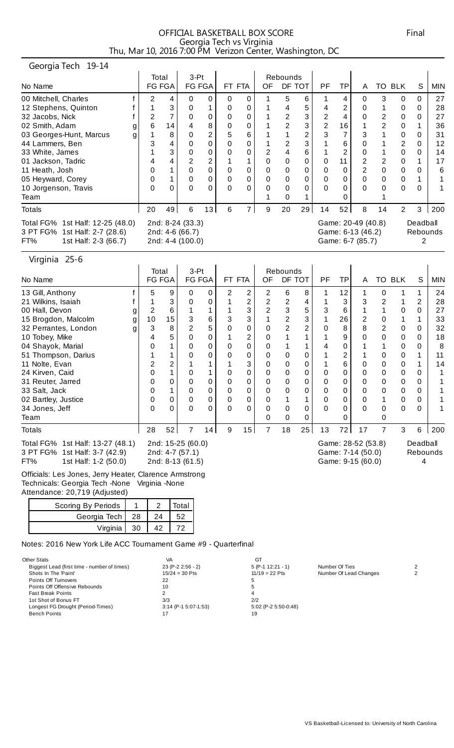# OFFICIAL BASKETBALL BOX SCORE

Final

Georgia Tech vs Virginia
Thu, Mar 10, 2016 7:00 PM Verizon Center, Washington, DC

## Georgia Tech 19-14

| No Name | | Total FG | FGA | 3-Pt FG | FGA | FT | FTA | Rebounds OF | DF | TOT | PF | TP | A | TO | BLK | S | MIN |
|---|---|---|---|---|---|---|---|---|---|---|---|---|---|---|---|---|---|
| 00 Mitchell, Charles | f | 2 | 4 | 0 | 0 | 0 | 0 | 1 | 5 | 6 | 1 | 4 | 0 | 3 | 0 | 0 | 27 |
| 12 Stephens, Quinton | f | 1 | 3 | 0 | 1 | 0 | 0 | 1 | 4 | 5 | 4 | 2 | 0 | 1 | 0 | 0 | 28 |
| 32 Jacobs, Nick | f | 2 | 7 | 0 | 0 | 0 | 0 | 1 | 2 | 3 | 2 | 4 | 0 | 2 | 0 | 0 | 27 |
| 02 Smith, Adam | g | 6 | 14 | 4 | 8 | 0 | 0 | 1 | 2 | 3 | 2 | 16 | 1 | 2 | 0 | 1 | 36 |
| 03 Georges-Hunt, Marcus | g | 1 | 8 | 0 | 2 | 5 | 6 | 1 | 1 | 2 | 3 | 7 | 3 | 1 | 0 | 0 | 31 |
| 44 Lammers, Ben | | 3 | 4 | 0 | 0 | 0 | 0 | 1 | 2 | 3 | 1 | 6 | 0 | 1 | 2 | 0 | 12 |
| 33 White, James | | 1 | 3 | 0 | 0 | 0 | 0 | 2 | 4 | 6 | 1 | 2 | 0 | 1 | 0 | 0 | 14 |
| 01 Jackson, Tadric | | 4 | 4 | 2 | 2 | 1 | 1 | 0 | 0 | 0 | 0 | 11 | 2 | 2 | 0 | 1 | 17 |
| 11 Heath, Josh | | 0 | 1 | 0 | 0 | 0 | 0 | 0 | 0 | 0 | 0 | 0 | 2 | 0 | 0 | 0 | 6 |
| 05 Heyward, Corey | | 0 | 1 | 0 | 0 | 0 | 0 | 0 | 0 | 0 | 0 | 0 | 0 | 0 | 0 | 1 | 1 |
| 10 Jorgenson, Travis | | 0 | 0 | 0 | 0 | 0 | 0 | 0 | 0 | 0 | 0 | 0 | 0 | 0 | 0 | 0 | 1 |
| Team | | | | | | | | 1 | 0 | 1 | | 0 | | 1 | | | |
| Totals | | 20 | 49 | 6 | 13 | 6 | 7 | 9 | 20 | 29 | 14 | 52 | 8 | 14 | 2 | 3 | 200 |

Total FG% 1st Half: 12-25 (48.0) 2nd: 8-24 (33.3) Game: 20-49 (40.8)
3 PT FG% 1st Half: 2-7 (28.6) 2nd: 4-6 (66.7) Game: 6-13 (46.2)
FT% 1st Half: 2-3 (66.7) 2nd: 4-4 (100.0) Game: 6-7 (85.7)
Deadball Rebounds 2

## Virginia 25-6

| No Name | | Total FG | FGA | 3-Pt FG | FGA | FT | FTA | Rebounds OF | DF | TOT | PF | TP | A | TO | BLK | S | MIN |
|---|---|---|---|---|---|---|---|---|---|---|---|---|---|---|---|---|---|
| 13 Gill, Anthony | f | 5 | 9 | 0 | 0 | 2 | 2 | 2 | 6 | 8 | 1 | 12 | 1 | 0 | 1 | 1 | 24 |
| 21 Wilkins, Isaiah | f | 1 | 3 | 0 | 0 | 1 | 2 | 2 | 2 | 4 | 1 | 3 | 3 | 2 | 1 | 2 | 28 |
| 00 Hall, Devon | g | 2 | 6 | 1 | 1 | 1 | 3 | 2 | 3 | 5 | 3 | 6 | 1 | 1 | 0 | 0 | 27 |
| 15 Brogdon, Malcolm | g | 10 | 15 | 3 | 6 | 3 | 3 | 1 | 2 | 3 | 1 | 26 | 2 | 0 | 1 | 1 | 33 |
| 32 Perrantes, London | g | 3 | 8 | 2 | 5 | 0 | 0 | 0 | 2 | 2 | 0 | 8 | 8 | 2 | 0 | 0 | 32 |
| 10 Tobey, Mike | | 4 | 5 | 0 | 0 | 1 | 2 | 0 | 1 | 1 | 1 | 9 | 0 | 0 | 0 | 0 | 18 |
| 04 Shayok, Marial | | 0 | 1 | 0 | 0 | 0 | 0 | 0 | 1 | 1 | 4 | 0 | 1 | 1 | 0 | 0 | 8 |
| 51 Thompson, Darius | | 1 | 1 | 0 | 0 | 0 | 0 | 0 | 0 | 0 | 1 | 2 | 1 | 0 | 0 | 1 | 11 |
| 11 Nolte, Evan | | 2 | 2 | 1 | 1 | 1 | 3 | 0 | 0 | 0 | 1 | 6 | 0 | 0 | 0 | 1 | 14 |
| 24 Kirven, Caid | | 0 | 1 | 0 | 1 | 0 | 0 | 0 | 0 | 0 | 0 | 0 | 0 | 0 | 0 | 0 | 1 |
| 31 Reuter, Jarred | | 0 | 0 | 0 | 0 | 0 | 0 | 0 | 0 | 0 | 0 | 0 | 0 | 0 | 0 | 0 | 1 |
| 33 Salt, Jack | | 0 | 1 | 0 | 0 | 0 | 0 | 0 | 0 | 0 | 0 | 0 | 0 | 0 | 0 | 0 | 1 |
| 02 Bartley, Justice | | 0 | 0 | 0 | 0 | 0 | 0 | 0 | 1 | 1 | 0 | 0 | 0 | 1 | 0 | 0 | 1 |
| 34 Jones, Jeff | | 0 | 0 | 0 | 0 | 0 | 0 | 0 | 0 | 0 | 0 | 0 | 0 | 0 | 0 | 0 | 1 |
| Team | | | | | | | | 0 | 0 | 0 | | 0 | | 0 | | | |
| Totals | | 28 | 52 | 7 | 14 | 9 | 15 | 7 | 18 | 25 | 13 | 72 | 17 | 7 | 3 | 6 | 200 |

Total FG% 1st Half: 13-27 (48.1) 2nd: 15-25 (60.0) Game: 28-52 (53.8)
3 PT FG% 1st Half: 3-7 (42.9) 2nd: 4-7 (57.1) Game: 7-14 (50.0)
FT% 1st Half: 1-2 (50.0) 2nd: 8-13 (61.5) Game: 9-15 (60.0)
Deadball Rebounds 4

Officials: Les Jones, Jerry Heater, Clarence Armstrong
Technicals: Georgia Tech -None Virginia -None
Attendance: 20,719 (Adjusted)

| Scoring By Periods | 1 | 2 | Total |
|---|---|---|---|
| Georgia Tech | 28 | 24 | 52 |
| Virginia | 30 | 42 | 72 |

Notes: 2016 New York Life ACC Tournament Game #9 - Quarterfinal

| Other Stats | VA | GT |
|---|---|---|
| Biggest Lead (first time - number of times) | 23 (P-2 2:56 - 2) | 5 (P-1 12:21 - 1) |
| Shots In The 'Paint' | 15/24 = 30 Pts | 11/19 = 22 Pts |
| Points Off Turnovers | 22 | 5 |
| Points Off Offensive Rebounds | 10 | 5 |
| Fast Break Points | 2 | 4 |
| 1st Shot of Bonus FT | 3/3 | 2/2 |
| Longest FG Drought (Period-Times) | 3:14 (P-1 5:07-1:53) | 5:02 (P-2 5:50-0:48) |
| Bench Points | 17 | 19 |

| | |
|---|---|
| Number Of Ties | 2 |
| Number Of Lead Changes | 2 |

VS Basketball-Licensed to: University of North Carolina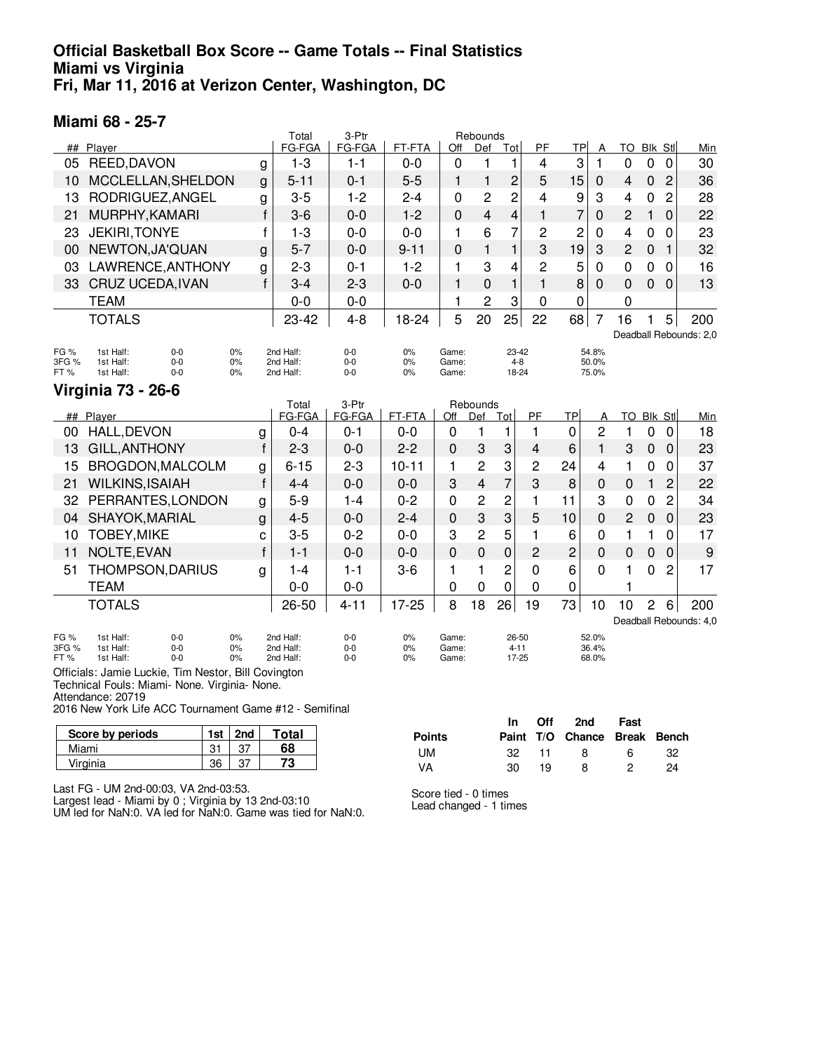# Official Basketball Box Score -- Game Totals -- Final Statistics
# Miami vs Virginia
# Fri, Mar 11, 2016 at Verizon Center, Washington, DC

## Miami 68 - 25-7

| ## | Player | | Total FG-FGA | 3-Ptr FG-FGA | FT-FTA | Rebounds Off | Def | Tot | PF | TP | A | TO | Blk | Stl | Min |
|---|---|---|---|---|---|---|---|---|---|---|---|---|---|---|---|
| 05 | REED,DAVON | g | 1-3 | 1-1 | 0-0 | 0 | 1 | 1 | 4 | 3 | 1 | 0 | 0 | 0 | 30 |
| 10 | MCCLELLAN,SHELDON | g | 5-11 | 0-1 | 5-5 | 1 | 1 | 2 | 5 | 15 | 0 | 4 | 0 | 2 | 36 |
| 13 | RODRIGUEZ,ANGEL | g | 3-5 | 1-2 | 2-4 | 0 | 2 | 2 | 4 | 9 | 3 | 4 | 0 | 2 | 28 |
| 21 | MURPHY,KAMARI | f | 3-6 | 0-0 | 1-2 | 0 | 4 | 4 | 1 | 7 | 0 | 2 | 1 | 0 | 22 |
| 23 | JEKIRI,TONYE | f | 1-3 | 0-0 | 0-0 | 1 | 6 | 7 | 2 | 2 | 0 | 4 | 0 | 0 | 23 |
| 00 | NEWTON,JA'QUAN | g | 5-7 | 0-0 | 9-11 | 0 | 1 | 1 | 3 | 19 | 3 | 2 | 0 | 1 | 32 |
| 03 | LAWRENCE,ANTHONY | g | 2-3 | 0-1 | 1-2 | 1 | 3 | 4 | 2 | 5 | 0 | 0 | 0 | 0 | 16 |
| 33 | CRUZ UCEDA,IVAN | f | 3-4 | 2-3 | 0-0 | 1 | 0 | 1 | 1 | 8 | 0 | 0 | 0 | 0 | 13 |
| | TEAM | | 0-0 | 0-0 | | 1 | 2 | 3 | 0 | 0 | | 0 | | | |
| | TOTALS | | 23-42 | 4-8 | 18-24 | 5 | 20 | 25 | 22 | 68 | 7 | 16 | 1 | 5 | 200 |

Deadball Rebounds: 2,0

| | 1st Half: | | | 2nd Half: | | | Game: | | |
|---|---|---|---|---|---|---|---|---|---|
| FG % | 1st Half: | 0-0 | 0% | 2nd Half: | 0-0 | 0% | Game: | 23-42 | 54.8% |
| 3FG % | 1st Half: | 0-0 | 0% | 2nd Half: | 0-0 | 0% | Game: | 4-8 | 50.0% |
| FT % | 1st Half: | 0-0 | 0% | 2nd Half: | 0-0 | 0% | Game: | 18-24 | 75.0% |

## Virginia 73 - 26-6

| ## | Player | | Total FG-FGA | 3-Ptr FG-FGA | FT-FTA | Rebounds Off | Def | Tot | PF | TP | A | TO | Blk | Stl | Min |
|---|---|---|---|---|---|---|---|---|---|---|---|---|---|---|---|
| 00 | HALL,DEVON | g | 0-4 | 0-1 | 0-0 | 0 | 1 | 1 | 1 | 0 | 2 | 1 | 0 | 0 | 18 |
| 13 | GILL,ANTHONY | f | 2-3 | 0-0 | 2-2 | 0 | 3 | 3 | 4 | 6 | 1 | 3 | 0 | 0 | 23 |
| 15 | BROGDON,MALCOLM | g | 6-15 | 2-3 | 10-11 | 1 | 2 | 3 | 2 | 24 | 4 | 1 | 0 | 0 | 37 |
| 21 | WILKINS,ISAIAH | f | 4-4 | 0-0 | 0-0 | 3 | 4 | 7 | 3 | 8 | 0 | 0 | 1 | 2 | 22 |
| 32 | PERRANTES,LONDON | g | 5-9 | 1-4 | 0-2 | 0 | 2 | 2 | 1 | 11 | 3 | 0 | 0 | 2 | 34 |
| 04 | SHAYOK,MARIAL | g | 4-5 | 0-0 | 2-4 | 0 | 3 | 3 | 5 | 10 | 0 | 2 | 0 | 0 | 23 |
| 10 | TOBEY,MIKE | c | 3-5 | 0-2 | 0-0 | 3 | 2 | 5 | 1 | 6 | 0 | 1 | 1 | 0 | 17 |
| 11 | NOLTE,EVAN | f | 1-1 | 0-0 | 0-0 | 0 | 0 | 0 | 2 | 2 | 0 | 0 | 0 | 0 | 9 |
| 51 | THOMPSON,DARIUS | g | 1-4 | 1-1 | 3-6 | 1 | 1 | 2 | 0 | 6 | 0 | 1 | 0 | 2 | 17 |
| | TEAM | | 0-0 | 0-0 | | 0 | 0 | 0 | 0 | 0 | | 1 | | | |
| | TOTALS | | 26-50 | 4-11 | 17-25 | 8 | 18 | 26 | 19 | 73 | 10 | 10 | 2 | 6 | 200 |

Deadball Rebounds: 4,0

| | 1st Half: | | | 2nd Half: | | | Game: | | |
|---|---|---|---|---|---|---|---|---|---|
| FG % | 1st Half: | 0-0 | 0% | 2nd Half: | 0-0 | 0% | Game: | 26-50 | 52.0% |
| 3FG % | 1st Half: | 0-0 | 0% | 2nd Half: | 0-0 | 0% | Game: | 4-11 | 36.4% |
| FT % | 1st Half: | 0-0 | 0% | 2nd Half: | 0-0 | 0% | Game: | 17-25 | 68.0% |

Officials: Jamie Luckie, Tim Nestor, Bill Covington
Technical Fouls: Miami- None. Virginia- None.
Attendance: 20719
2016 New York Life ACC Tournament Game #12 - Semifinal

| Score by periods | 1st | 2nd | Total |
|---|---|---|---|
| Miami | 31 | 37 | 68 |
| Virginia | 36 | 37 | 73 |

| Points | In Paint | Off T/O | 2nd Chance | Fast Break | Bench |
|---|---|---|---|---|---|
| UM | 32 | 11 | 8 | 6 | 32 |
| VA | 30 | 19 | 8 | 2 | 24 |

Last FG - UM 2nd-00:03, VA 2nd-03:53.
Largest lead - Miami by 0 ; Virginia by 13 2nd-03:10
UM led for NaN:0. VA led for NaN:0. Game was tied for NaN:0.

Score tied - 0 times
Lead changed - 1 times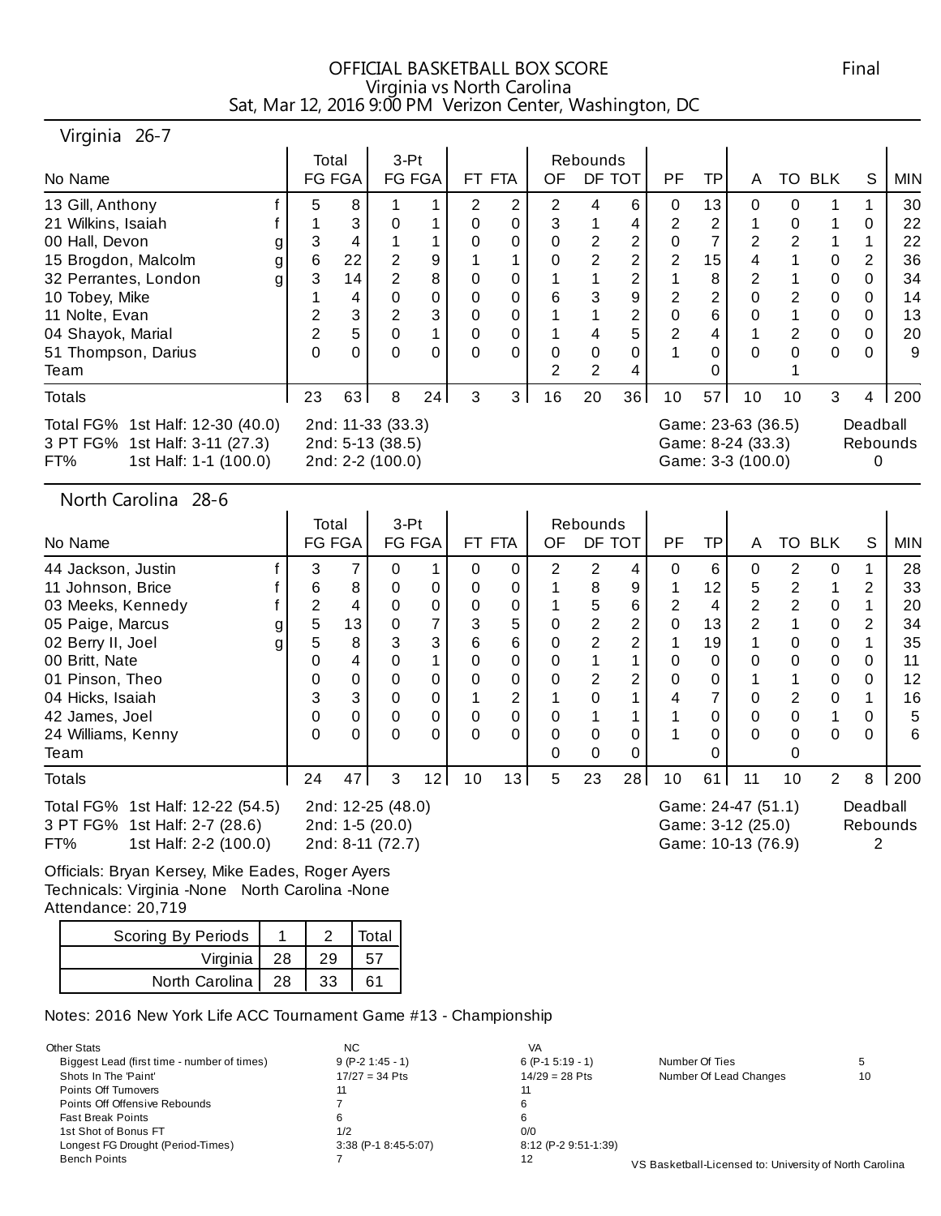# OFFICIAL BASKETBALL BOX SCORE

**Final**

Virginia vs North Carolina
Sat, Mar 12, 2016 9:00 PM Verizon Center, Washington, DC

## Virginia 26-7

| No | Name | | Total FG | FGA | 3-Pt FG | FGA | FT | FTA | Rebounds OF | DF | TOT | PF | TP | A | TO | BLK | S | MIN |
|---|---|---|---|---|---|---|---|---|---|---|---|---|---|---|---|---|---|---|
| 13 | Gill, Anthony | f | 5 | 8 | 1 | 1 | 2 | 2 | 2 | 4 | 6 | 0 | 13 | 0 | 0 | 1 | 1 | 30 |
| 21 | Wilkins, Isaiah | f | 1 | 3 | 0 | 1 | 0 | 0 | 3 | 1 | 4 | 2 | 2 | 1 | 0 | 1 | 0 | 22 |
| 00 | Hall, Devon | g | 3 | 4 | 1 | 1 | 0 | 0 | 0 | 2 | 2 | 0 | 7 | 2 | 2 | 1 | 1 | 22 |
| 15 | Brogdon, Malcolm | g | 6 | 22 | 2 | 9 | 1 | 1 | 0 | 2 | 2 | 2 | 15 | 4 | 1 | 0 | 2 | 36 |
| 32 | Perrantes, London | g | 3 | 14 | 2 | 8 | 0 | 0 | 1 | 1 | 2 | 1 | 8 | 2 | 1 | 0 | 0 | 34 |
| 10 | Tobey, Mike | | 1 | 4 | 0 | 0 | 0 | 0 | 6 | 3 | 9 | 2 | 2 | 0 | 2 | 0 | 0 | 14 |
| 11 | Nolte, Evan | | 2 | 3 | 2 | 3 | 0 | 0 | 1 | 1 | 2 | 0 | 6 | 0 | 1 | 0 | 0 | 13 |
| 04 | Shayok, Marial | | 2 | 5 | 0 | 1 | 0 | 0 | 1 | 4 | 5 | 2 | 4 | 1 | 2 | 0 | 0 | 20 |
| 51 | Thompson, Darius | | 0 | 0 | 0 | 0 | 0 | 0 | 0 | 0 | 0 | 1 | 0 | 0 | 0 | 0 | 0 | 9 |
| | Team | | | | | | | | 2 | 2 | 4 | | 0 | | 1 | | | |
| | Totals | | 23 | 63 | 8 | 24 | 3 | 3 | 16 | 20 | 36 | 10 | 57 | 10 | 10 | 3 | 4 | 200 |

| | 1st Half | 2nd | Game |
|---|---|---|---|
| Total FG% | 12-30 (40.0) | 11-33 (33.3) | 23-63 (36.5) |
| 3 PT FG% | 3-11 (27.3) | 5-13 (38.5) | 8-24 (33.3) |
| FT% | 1-1 (100.0) | 2-2 (100.0) | 3-3 (100.0) |

Deadball Rebounds: 0

## North Carolina 28-6

| No | Name | | Total FG | FGA | 3-Pt FG | FGA | FT | FTA | Rebounds OF | DF | TOT | PF | TP | A | TO | BLK | S | MIN |
|---|---|---|---|---|---|---|---|---|---|---|---|---|---|---|---|---|---|---|
| 44 | Jackson, Justin | f | 3 | 7 | 0 | 1 | 0 | 0 | 2 | 2 | 4 | 0 | 6 | 0 | 2 | 0 | 1 | 28 |
| 11 | Johnson, Brice | f | 6 | 8 | 0 | 0 | 0 | 0 | 1 | 8 | 9 | 1 | 12 | 5 | 2 | 1 | 2 | 33 |
| 03 | Meeks, Kennedy | f | 2 | 4 | 0 | 0 | 0 | 0 | 1 | 5 | 6 | 2 | 4 | 2 | 2 | 0 | 1 | 20 |
| 05 | Paige, Marcus | g | 5 | 13 | 0 | 7 | 3 | 5 | 0 | 2 | 2 | 0 | 13 | 2 | 1 | 0 | 2 | 34 |
| 02 | Berry II, Joel | g | 5 | 8 | 3 | 3 | 6 | 6 | 0 | 2 | 2 | 1 | 19 | 1 | 0 | 0 | 1 | 35 |
| 00 | Britt, Nate | | 0 | 4 | 0 | 1 | 0 | 0 | 0 | 1 | 1 | 0 | 0 | 0 | 0 | 0 | 0 | 11 |
| 01 | Pinson, Theo | | 0 | 0 | 0 | 0 | 0 | 0 | 0 | 2 | 2 | 0 | 0 | 1 | 1 | 0 | 0 | 12 |
| 04 | Hicks, Isaiah | | 3 | 3 | 0 | 0 | 1 | 2 | 1 | 0 | 1 | 4 | 7 | 0 | 2 | 0 | 1 | 16 |
| 42 | James, Joel | | 0 | 0 | 0 | 0 | 0 | 0 | 0 | 1 | 1 | 1 | 0 | 0 | 0 | 1 | 0 | 5 |
| 24 | Williams, Kenny | | 0 | 0 | 0 | 0 | 0 | 0 | 0 | 0 | 0 | 1 | 0 | 0 | 0 | 0 | 0 | 6 |
| | Team | | | | | | | | 0 | 0 | 0 | | 0 | | 0 | | | |
| | Totals | | 24 | 47 | 3 | 12 | 10 | 13 | 5 | 23 | 28 | 10 | 61 | 11 | 10 | 2 | 8 | 200 |

| | 1st Half | 2nd | Game |
|---|---|---|---|
| Total FG% | 12-22 (54.5) | 12-25 (48.0) | 24-47 (51.1) |
| 3 PT FG% | 2-7 (28.6) | 1-5 (20.0) | 3-12 (25.0) |
| FT% | 2-2 (100.0) | 8-11 (72.7) | 10-13 (76.9) |

Deadball Rebounds: 2

Officials: Bryan Kersey, Mike Eades, Roger Ayers
Technicals: Virginia -None North Carolina -None
Attendance: 20,719

| Scoring By Periods | 1 | 2 | Total |
|---|---|---|---|
| Virginia | 28 | 29 | 57 |
| North Carolina | 28 | 33 | 61 |

Notes: 2016 New York Life ACC Tournament Game #13 - Championship

| Other Stats | NC | VA |
|---|---|---|
| Biggest Lead (first time - number of times) | 9 (P-2 1:45 - 1) | 6 (P-1 5:19 - 1) |
| Shots In The 'Paint' | 17/27 = 34 Pts | 14/29 = 28 Pts |
| Points Off Turnovers | 11 | 11 |
| Points Off Offensive Rebounds | 7 | 6 |
| Fast Break Points | 6 | 6 |
| 1st Shot of Bonus FT | 1/2 | 0/0 |
| Longest FG Drought (Period-Times) | 3:38 (P-1 8:45-5:07) | 8:12 (P-2 9:51-1:39) |
| Bench Points | 7 | 12 |

| | |
|---|---|
| Number Of Ties | 5 |
| Number Of Lead Changes | 10 |

VS Basketball-Licensed to: University of North Carolina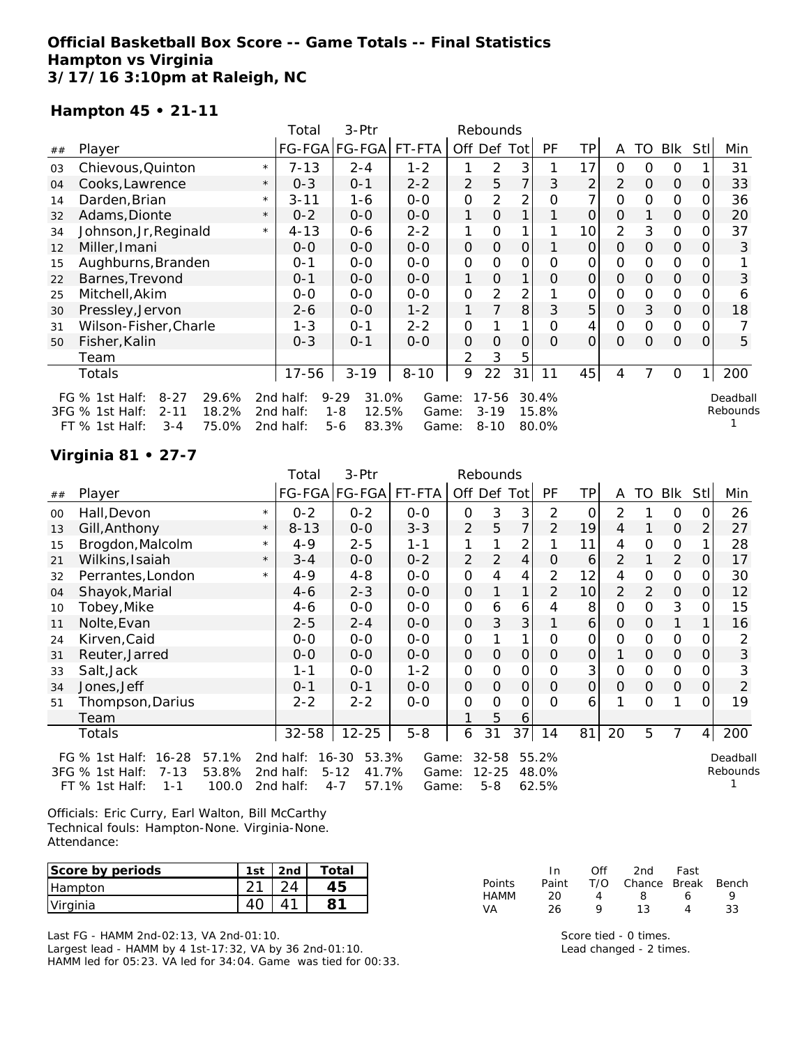**Official Basketball Box Score -- Game Totals -- Final Statistics**
**Hampton vs Virginia**
**3/17/16 3:10pm at Raleigh, NC**

**Hampton 45 • 21-11**

| ## | Player | | Total FG-FGA | 3-Ptr FG-FGA | FT-FTA | Rebounds Off | Def | Tot | PF | TP | A | TO | Blk | Stl | Min |
|---|---|---|---|---|---|---|---|---|---|---|---|---|---|---|---|
| 03 | Chievous,Quinton | * | 7-13 | 2-4 | 1-2 | 1 | 2 | 3 | 1 | 17 | 0 | 0 | 0 | 1 | 31 |
| 04 | Cooks,Lawrence | * | 0-3 | 0-1 | 2-2 | 2 | 5 | 7 | 3 | 2 | 2 | 0 | 0 | 0 | 33 |
| 14 | Darden,Brian | * | 3-11 | 1-6 | 0-0 | 0 | 2 | 2 | 0 | 7 | 0 | 0 | 0 | 0 | 36 |
| 32 | Adams,Dionte | * | 0-2 | 0-0 | 0-0 | 1 | 0 | 1 | 1 | 0 | 0 | 1 | 0 | 0 | 20 |
| 34 | Johnson,Jr,Reginald | * | 4-13 | 0-6 | 2-2 | 1 | 0 | 1 | 1 | 10 | 2 | 3 | 0 | 0 | 37 |
| 12 | Miller,Imani | | 0-0 | 0-0 | 0-0 | 0 | 0 | 0 | 1 | 0 | 0 | 0 | 0 | 0 | 3 |
| 15 | Aughburns,Branden | | 0-1 | 0-0 | 0-0 | 0 | 0 | 0 | 0 | 0 | 0 | 0 | 0 | 0 | 1 |
| 22 | Barnes,Trevond | | 0-1 | 0-0 | 0-0 | 1 | 0 | 1 | 0 | 0 | 0 | 0 | 0 | 0 | 3 |
| 25 | Mitchell,Akim | | 0-0 | 0-0 | 0-0 | 0 | 2 | 2 | 1 | 0 | 0 | 0 | 0 | 0 | 6 |
| 30 | Pressley,Jervon | | 2-6 | 0-0 | 1-2 | 1 | 7 | 8 | 3 | 5 | 0 | 3 | 0 | 0 | 18 |
| 31 | Wilson-Fisher,Charle | | 1-3 | 0-1 | 2-2 | 0 | 1 | 1 | 0 | 4 | 0 | 0 | 0 | 0 | 7 |
| 50 | Fisher,Kalin | | 0-3 | 0-1 | 0-0 | 0 | 0 | 0 | 0 | 0 | 0 | 0 | 0 | 0 | 5 |
| | Team | | | | | 2 | 3 | 5 | | | | | | | |
| | Totals | | 17-56 | 3-19 | 8-10 | 9 | 22 | 31 | 11 | 45 | 4 | 7 | 0 | 1 | 200 |

FG % 1st Half: 8-27 29.6% 2nd half: 9-29 31.0% Game: 17-56 30.4%
3FG % 1st Half: 2-11 18.2% 2nd half: 1-8 12.5% Game: 3-19 15.8%
FT % 1st Half: 3-4 75.0% 2nd half: 5-6 83.3% Game: 8-10 80.0%

Deadball Rebounds 1

**Virginia 81 • 27-7**

| ## | Player | | Total FG-FGA | 3-Ptr FG-FGA | FT-FTA | Rebounds Off | Def | Tot | PF | TP | A | TO | Blk | Stl | Min |
|---|---|---|---|---|---|---|---|---|---|---|---|---|---|---|---|
| 00 | Hall,Devon | * | 0-2 | 0-2 | 0-0 | 0 | 3 | 3 | 2 | 0 | 2 | 1 | 0 | 0 | 26 |
| 13 | Gill,Anthony | * | 8-13 | 0-0 | 3-3 | 2 | 5 | 7 | 2 | 19 | 4 | 1 | 0 | 2 | 27 |
| 15 | Brogdon,Malcolm | * | 4-9 | 2-5 | 1-1 | 1 | 1 | 2 | 1 | 11 | 4 | 0 | 0 | 1 | 28 |
| 21 | Wilkins,Isaiah | * | 3-4 | 0-0 | 0-2 | 2 | 2 | 4 | 0 | 6 | 2 | 1 | 2 | 0 | 17 |
| 32 | Perrantes,London | * | 4-9 | 4-8 | 0-0 | 0 | 4 | 4 | 2 | 12 | 4 | 0 | 0 | 0 | 30 |
| 04 | Shayok,Marial | | 4-6 | 2-3 | 0-0 | 0 | 1 | 1 | 2 | 10 | 2 | 2 | 0 | 0 | 12 |
| 10 | Tobey,Mike | | 4-6 | 0-0 | 0-0 | 0 | 6 | 6 | 4 | 8 | 0 | 0 | 3 | 0 | 15 |
| 11 | Nolte,Evan | | 2-5 | 2-4 | 0-0 | 0 | 3 | 3 | 1 | 6 | 0 | 0 | 1 | 1 | 16 |
| 24 | Kirven,Caid | | 0-0 | 0-0 | 0-0 | 0 | 1 | 1 | 0 | 0 | 0 | 0 | 0 | 0 | 2 |
| 31 | Reuter,Jarred | | 0-0 | 0-0 | 0-0 | 0 | 0 | 0 | 0 | 0 | 1 | 0 | 0 | 0 | 3 |
| 33 | Salt,Jack | | 1-1 | 0-0 | 1-2 | 0 | 0 | 0 | 0 | 3 | 0 | 0 | 0 | 0 | 3 |
| 34 | Jones,Jeff | | 0-1 | 0-1 | 0-0 | 0 | 0 | 0 | 0 | 0 | 0 | 0 | 0 | 0 | 2 |
| 51 | Thompson,Darius | | 2-2 | 2-2 | 0-0 | 0 | 0 | 0 | 0 | 6 | 1 | 0 | 1 | 0 | 19 |
| | Team | | | | | 1 | 5 | 6 | | | | | | | |
| | Totals | | 32-58 | 12-25 | 5-8 | 6 | 31 | 37 | 14 | 81 | 20 | 5 | 7 | 4 | 200 |

FG % 1st Half: 16-28 57.1% 2nd half: 16-30 53.3% Game: 32-58 55.2%
3FG % 1st Half: 7-13 53.8% 2nd half: 5-12 41.7% Game: 12-25 48.0%
FT % 1st Half: 1-1 100.0 2nd half: 4-7 57.1% Game: 5-8 62.5%

Deadball Rebounds 1

Officials: Eric Curry, Earl Walton, Bill McCarthy
Technical fouls: Hampton-None. Virginia-None.
Attendance:

| Score by periods | 1st | 2nd | Total |
|---|---|---|---|
| Hampton | 21 | 24 | 45 |
| Virginia | 40 | 41 | 81 |

| Points | In Paint | Off T/O | 2nd Chance | Fast Break | Bench |
|---|---|---|---|---|---|
| HAMM | 20 | 4 | 8 | 6 | 9 |
| VA | 26 | 9 | 13 | 4 | 33 |

Last FG - HAMM 2nd-02:13, VA 2nd-01:10.
Largest lead - HAMM by 4 1st-17:32, VA by 36 2nd-01:10.
HAMM led for 05:23. VA led for 34:04. Game was tied for 00:33.

Score tied - 0 times.
Lead changed - 2 times.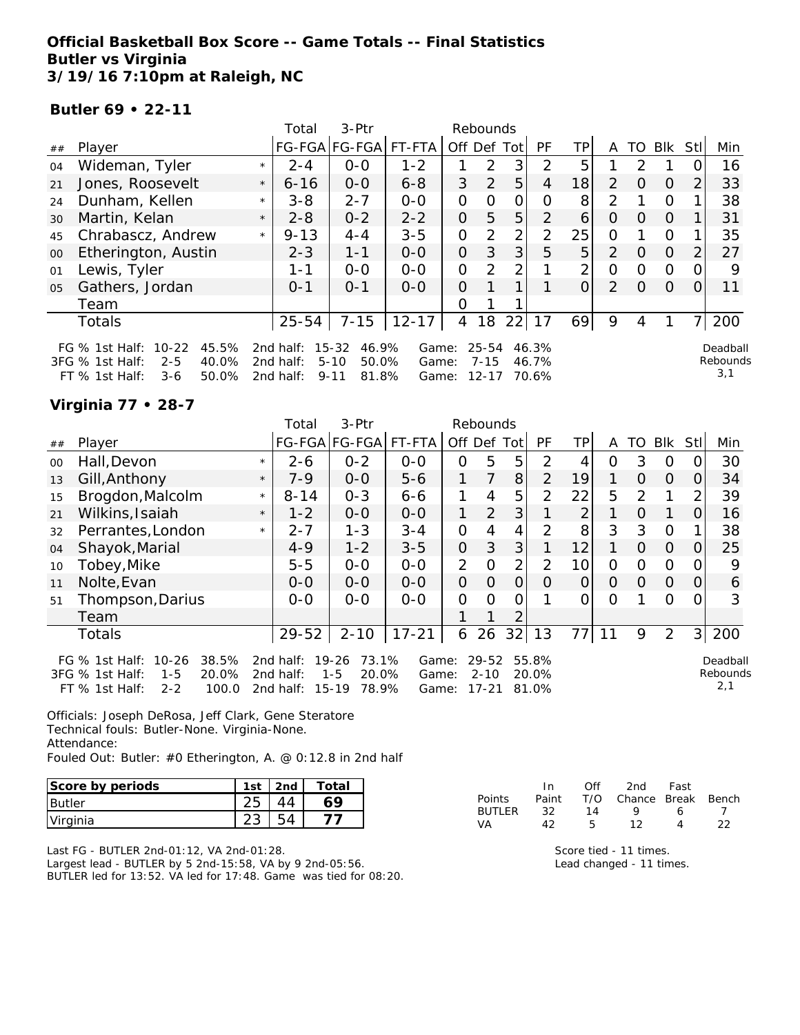**Official Basketball Box Score -- Game Totals -- Final Statistics**
**Butler vs Virginia**
**3/19/16 7:10pm at Raleigh, NC**

**Butler 69 • 22-11**

| ## | Player | | Total FG-FGA | 3-Ptr FG-FGA | FT-FTA | Rebounds Off | Def | Tot | PF | TP | A | TO | Blk | Stl | Min |
|---|---|---|---|---|---|---|---|---|---|---|---|---|---|---|---|
| 04 | Wideman, Tyler | * | 2-4 | 0-0 | 1-2 | 1 | 2 | 3 | 2 | 5 | 1 | 2 | 1 | 0 | 16 |
| 21 | Jones, Roosevelt | * | 6-16 | 0-0 | 6-8 | 3 | 2 | 5 | 4 | 18 | 2 | 0 | 0 | 2 | 33 |
| 24 | Dunham, Kellen | * | 3-8 | 2-7 | 0-0 | 0 | 0 | 0 | 0 | 8 | 2 | 1 | 0 | 1 | 38 |
| 30 | Martin, Kelan | * | 2-8 | 0-2 | 2-2 | 0 | 5 | 5 | 2 | 6 | 0 | 0 | 0 | 1 | 31 |
| 45 | Chrabascz, Andrew | * | 9-13 | 4-4 | 3-5 | 0 | 2 | 2 | 2 | 25 | 0 | 1 | 0 | 1 | 35 |
| 00 | Etherington, Austin | | 2-3 | 1-1 | 0-0 | 0 | 3 | 3 | 5 | 5 | 2 | 0 | 0 | 2 | 27 |
| 01 | Lewis, Tyler | | 1-1 | 0-0 | 0-0 | 0 | 2 | 2 | 1 | 2 | 0 | 0 | 0 | 0 | 9 |
| 05 | Gathers, Jordan | | 0-1 | 0-1 | 0-0 | 0 | 1 | 1 | 1 | 0 | 2 | 0 | 0 | 0 | 11 |
| | Team | | | | | 0 | 1 | 1 | | | | | | | |
| | Totals | | 25-54 | 7-15 | 12-17 | 4 | 18 | 22 | 17 | 69 | 9 | 4 | 1 | 7 | 200 |

FG % 1st Half: 10-22 45.5% 2nd half: 15-32 46.9% Game: 25-54 46.3%
3FG % 1st Half: 2-5 40.0% 2nd half: 5-10 50.0% Game: 7-15 46.7%
FT % 1st Half: 3-6 50.0% 2nd half: 9-11 81.8% Game: 12-17 70.6%

Deadball Rebounds 3,1

**Virginia 77 • 28-7**

| ## | Player | | Total FG-FGA | 3-Ptr FG-FGA | FT-FTA | Rebounds Off | Def | Tot | PF | TP | A | TO | Blk | Stl | Min |
|---|---|---|---|---|---|---|---|---|---|---|---|---|---|---|---|
| 00 | Hall,Devon | * | 2-6 | 0-2 | 0-0 | 0 | 5 | 5 | 2 | 4 | 0 | 3 | 0 | 0 | 30 |
| 13 | Gill,Anthony | * | 7-9 | 0-0 | 5-6 | 1 | 7 | 8 | 2 | 19 | 1 | 0 | 0 | 0 | 34 |
| 15 | Brogdon,Malcolm | * | 8-14 | 0-3 | 6-6 | 1 | 4 | 5 | 2 | 22 | 5 | 2 | 1 | 2 | 39 |
| 21 | Wilkins,Isaiah | * | 1-2 | 0-0 | 0-0 | 1 | 2 | 3 | 1 | 2 | 1 | 0 | 1 | 0 | 16 |
| 32 | Perrantes,London | * | 2-7 | 1-3 | 3-4 | 0 | 4 | 4 | 2 | 8 | 3 | 3 | 0 | 1 | 38 |
| 04 | Shayok,Marial | | 4-9 | 1-2 | 3-5 | 0 | 3 | 3 | 1 | 12 | 1 | 0 | 0 | 0 | 25 |
| 10 | Tobey,Mike | | 5-5 | 0-0 | 0-0 | 2 | 0 | 2 | 2 | 10 | 0 | 0 | 0 | 0 | 9 |
| 11 | Nolte,Evan | | 0-0 | 0-0 | 0-0 | 0 | 0 | 0 | 0 | 0 | 0 | 0 | 0 | 0 | 6 |
| 51 | Thompson,Darius | | 0-0 | 0-0 | 0-0 | 0 | 0 | 0 | 1 | 0 | 0 | 1 | 0 | 0 | 3 |
| | Team | | | | | 1 | 1 | 2 | | | | | | | |
| | Totals | | 29-52 | 2-10 | 17-21 | 6 | 26 | 32 | 13 | 77 | 11 | 9 | 2 | 3 | 200 |

FG % 1st Half: 10-26 38.5% 2nd half: 19-26 73.1% Game: 29-52 55.8%
3FG % 1st Half: 1-5 20.0% 2nd half: 1-5 20.0% Game: 2-10 20.0%
FT % 1st Half: 2-2 100.0 2nd half: 15-19 78.9% Game: 17-21 81.0%

Deadball Rebounds 2,1

Officials: Joseph DeRosa, Jeff Clark, Gene Steratore
Technical fouls: Butler-None. Virginia-None.
Attendance:
Fouled Out: Butler: #0 Etherington, A. @ 0:12.8 in 2nd half

| Score by periods | 1st | 2nd | Total |
|---|---|---|---|
| Butler | 25 | 44 | 69 |
| Virginia | 23 | 54 | 77 |

| Points | In Paint | Off T/O | 2nd Chance | Fast Break | Bench |
|---|---|---|---|---|---|
| BUTLER | 32 | 14 | 9 | 6 | 7 |
| VA | 42 | 5 | 12 | 4 | 22 |

Last FG - BUTLER 2nd-01:12, VA 2nd-01:28.
Largest lead - BUTLER by 5 2nd-15:58, VA by 9 2nd-05:56.
BUTLER led for 13:52. VA led for 17:48. Game was tied for 08:20.

Score tied - 11 times.
Lead changed - 11 times.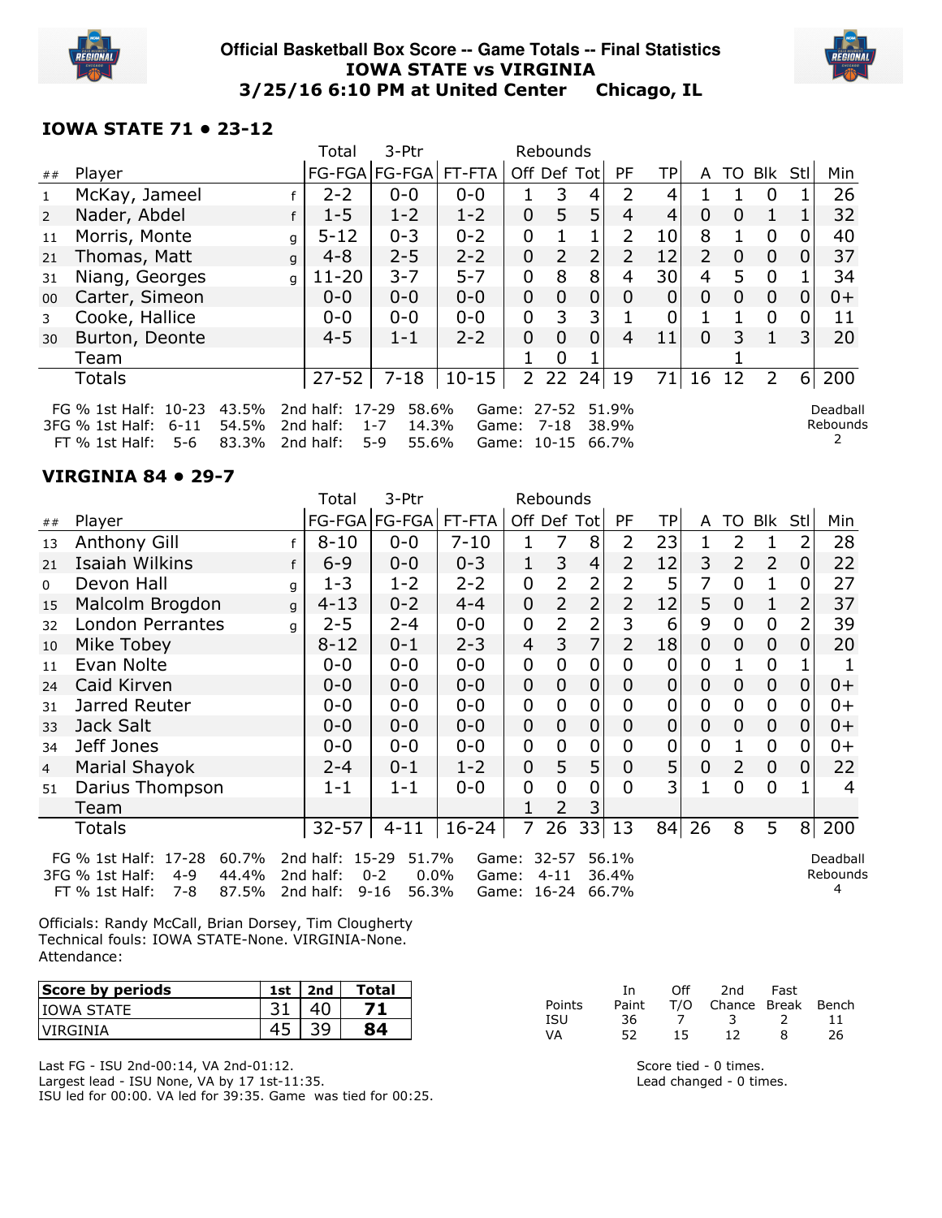# Official Basketball Box Score -- Game Totals -- Final Statistics
## IOWA STATE vs VIRGINIA
### 3/25/16 6:10 PM at United Center Chicago, IL

## IOWA STATE 71 • 23-12

| ## | Player | | Total FG-FGA | 3-Ptr FG-FGA | FT-FTA | Rebounds Off | Def | Tot | PF | TP | A | TO | Blk | Stl | Min |
|---|---|---|---|---|---|---|---|---|---|---|---|---|---|---|---|
| 1 | McKay, Jameel | f | 2-2 | 0-0 | 0-0 | 1 | 3 | 4 | 2 | 4 | 1 | 1 | 0 | 1 | 26 |
| 2 | Nader, Abdel | f | 1-5 | 1-2 | 1-2 | 0 | 5 | 5 | 4 | 4 | 0 | 0 | 1 | 1 | 32 |
| 11 | Morris, Monte | g | 5-12 | 0-3 | 0-2 | 0 | 1 | 1 | 2 | 10 | 8 | 1 | 0 | 0 | 40 |
| 21 | Thomas, Matt | g | 4-8 | 2-5 | 2-2 | 0 | 2 | 2 | 2 | 12 | 2 | 0 | 0 | 0 | 37 |
| 31 | Niang, Georges | g | 11-20 | 3-7 | 5-7 | 0 | 8 | 8 | 4 | 30 | 4 | 5 | 0 | 1 | 34 |
| 00 | Carter, Simeon | | 0-0 | 0-0 | 0-0 | 0 | 0 | 0 | 0 | 0 | 0 | 0 | 0 | 0 | 0+ |
| 3 | Cooke, Hallice | | 0-0 | 0-0 | 0-0 | 0 | 3 | 3 | 1 | 0 | 1 | 1 | 0 | 0 | 11 |
| 30 | Burton, Deonte | | 4-5 | 1-1 | 2-2 | 0 | 0 | 0 | 4 | 11 | 0 | 3 | 1 | 3 | 20 |
| | Team | | | | | 1 | 0 | 1 | | | | 1 | | | |
| | Totals | | 27-52 | 7-18 | 10-15 | 2 | 22 | 24 | 19 | 71 | 16 | 12 | 2 | 6 | 200 |

FG % 1st Half: 10-23 43.5% 2nd half: 17-29 58.6% Game: 27-52 51.9%
3FG % 1st Half: 6-11 54.5% 2nd half: 1-7 14.3% Game: 7-18 38.9%
FT % 1st Half: 5-6 83.3% 2nd half: 5-9 55.6% Game: 10-15 66.7%

Deadball Rebounds 2

## VIRGINIA 84 • 29-7

| ## | Player | | Total FG-FGA | 3-Ptr FG-FGA | FT-FTA | Rebounds Off | Def | Tot | PF | TP | A | TO | Blk | Stl | Min |
|---|---|---|---|---|---|---|---|---|---|---|---|---|---|---|---|
| 13 | Anthony Gill | f | 8-10 | 0-0 | 7-10 | 1 | 7 | 8 | 2 | 23 | 1 | 2 | 1 | 2 | 28 |
| 21 | Isaiah Wilkins | f | 6-9 | 0-0 | 0-3 | 1 | 3 | 4 | 2 | 12 | 3 | 2 | 2 | 0 | 22 |
| 0 | Devon Hall | g | 1-3 | 1-2 | 2-2 | 0 | 2 | 2 | 2 | 5 | 7 | 0 | 1 | 0 | 27 |
| 15 | Malcolm Brogdon | g | 4-13 | 0-2 | 4-4 | 0 | 2 | 2 | 2 | 12 | 5 | 0 | 1 | 2 | 37 |
| 32 | London Perrantes | g | 2-5 | 2-4 | 0-0 | 0 | 2 | 2 | 3 | 6 | 9 | 0 | 0 | 2 | 39 |
| 10 | Mike Tobey | | 8-12 | 0-1 | 2-3 | 4 | 3 | 7 | 2 | 18 | 0 | 0 | 0 | 0 | 20 |
| 11 | Evan Nolte | | 0-0 | 0-0 | 0-0 | 0 | 0 | 0 | 0 | 0 | 0 | 1 | 0 | 1 | 1 |
| 24 | Caid Kirven | | 0-0 | 0-0 | 0-0 | 0 | 0 | 0 | 0 | 0 | 0 | 0 | 0 | 0 | 0+ |
| 31 | Jarred Reuter | | 0-0 | 0-0 | 0-0 | 0 | 0 | 0 | 0 | 0 | 0 | 0 | 0 | 0 | 0+ |
| 33 | Jack Salt | | 0-0 | 0-0 | 0-0 | 0 | 0 | 0 | 0 | 0 | 0 | 0 | 0 | 0 | 0+ |
| 34 | Jeff Jones | | 0-0 | 0-0 | 0-0 | 0 | 0 | 0 | 0 | 0 | 0 | 1 | 0 | 0 | 0+ |
| 4 | Marial Shayok | | 2-4 | 0-1 | 1-2 | 0 | 5 | 5 | 0 | 5 | 0 | 2 | 0 | 0 | 22 |
| 51 | Darius Thompson | | 1-1 | 1-1 | 0-0 | 0 | 0 | 0 | 0 | 3 | 1 | 0 | 0 | 1 | 4 |
| | Team | | | | | 1 | 2 | 3 | | | | | | | |
| | Totals | | 32-57 | 4-11 | 16-24 | 7 | 26 | 33 | 13 | 84 | 26 | 8 | 5 | 8 | 200 |

FG % 1st Half: 17-28 60.7% 2nd half: 15-29 51.7% Game: 32-57 56.1%
3FG % 1st Half: 4-9 44.4% 2nd half: 0-2 0.0% Game: 4-11 36.4%
FT % 1st Half: 7-8 87.5% 2nd half: 9-16 56.3% Game: 16-24 66.7%

Deadball Rebounds 4

Officials: Randy McCall, Brian Dorsey, Tim Clougherty
Technical fouls: IOWA STATE-None. VIRGINIA-None.
Attendance:

| Score by periods | 1st | 2nd | Total |
|---|---|---|---|
| IOWA STATE | 31 | 40 | **71** |
| VIRGINIA | 45 | 39 | **84** |

| Points | In Paint | Off T/O | 2nd Chance | Fast Break | Bench |
|---|---|---|---|---|---|
| ISU | 36 | 7 | 3 | 2 | 11 |
| VA | 52 | 15 | 12 | 8 | 26 |

Last FG - ISU 2nd-00:14, VA 2nd-01:12.
Largest lead - ISU None, VA by 17 1st-11:35.
ISU led for 00:00. VA led for 39:35. Game was tied for 00:25.

Score tied - 0 times.
Lead changed - 0 times.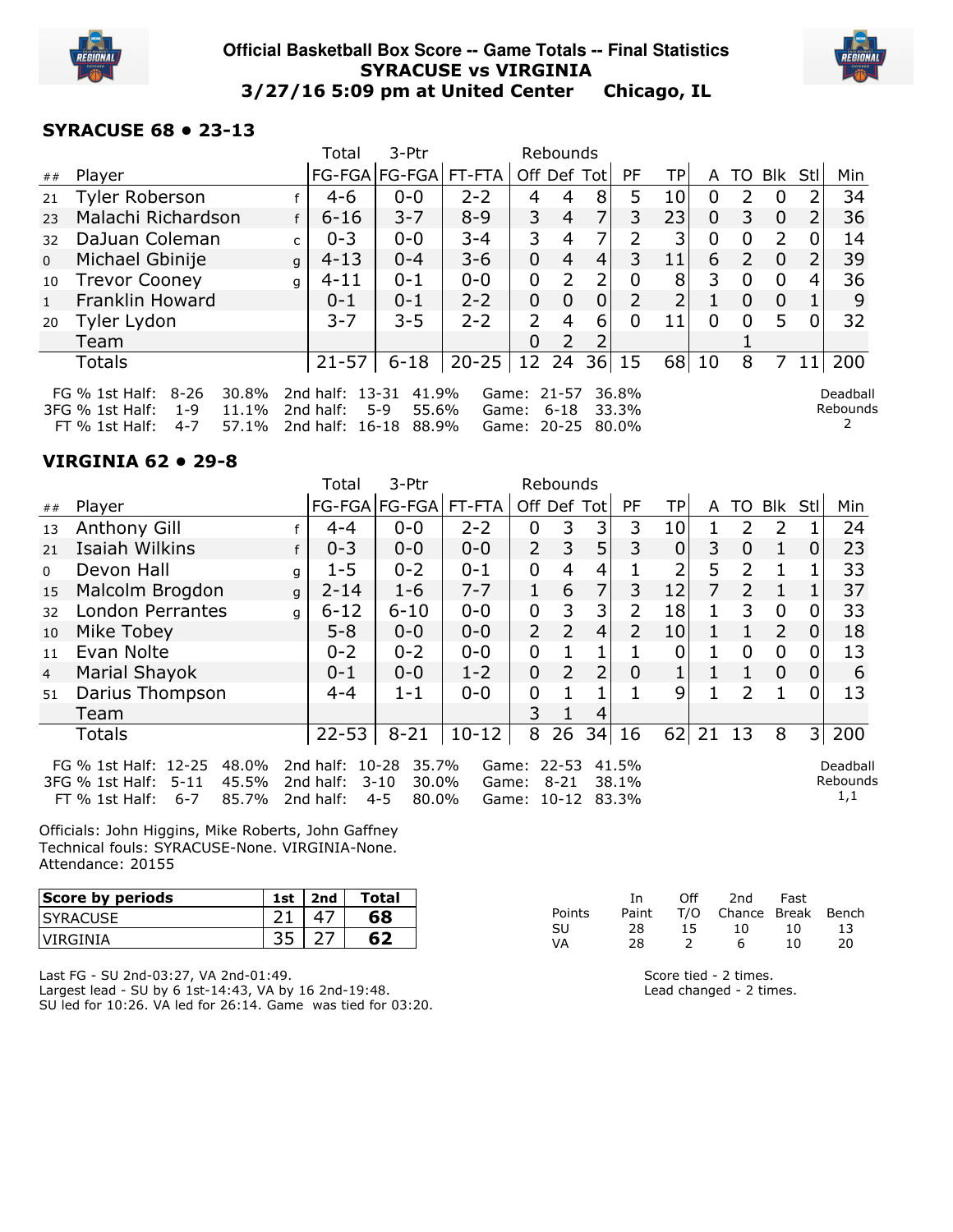# Official Basketball Box Score -- Game Totals -- Final Statistics
## SYRACUSE vs VIRGINIA
## 3/27/16 5:09 pm at United Center Chicago, IL

### SYRACUSE 68 • 23-13

| ## | Player | | Total FG-FGA | 3-Ptr FG-FGA | FT-FTA | Rebounds Off | Def | Tot | PF | TP | A | TO | Blk | Stl | Min |
|---|---|---|---|---|---|---|---|---|---|---|---|---|---|---|---|
| 21 | Tyler Roberson | f | 4-6 | 0-0 | 2-2 | 4 | 4 | 8 | 5 | 10 | 0 | 2 | 0 | 2 | 34 |
| 23 | Malachi Richardson | f | 6-16 | 3-7 | 8-9 | 3 | 4 | 7 | 3 | 23 | 0 | 3 | 0 | 2 | 36 |
| 32 | DaJuan Coleman | c | 0-3 | 0-0 | 3-4 | 3 | 4 | 7 | 2 | 3 | 0 | 0 | 2 | 0 | 14 |
| 0 | Michael Gbinije | g | 4-13 | 0-4 | 3-6 | 0 | 4 | 4 | 3 | 11 | 6 | 2 | 0 | 2 | 39 |
| 10 | Trevor Cooney | g | 4-11 | 0-1 | 0-0 | 0 | 2 | 2 | 0 | 8 | 3 | 0 | 0 | 4 | 36 |
| 1 | Franklin Howard | | 0-1 | 0-1 | 2-2 | 0 | 0 | 0 | 2 | 2 | 1 | 0 | 0 | 1 | 9 |
| 20 | Tyler Lydon | | 3-7 | 3-5 | 2-2 | 2 | 4 | 6 | 0 | 11 | 0 | 0 | 5 | 0 | 32 |
| | Team | | | | | 0 | 2 | 2 | | | | 1 | | | |
| | Totals | | 21-57 | 6-18 | 20-25 | 12 | 24 | 36 | 15 | 68 | 10 | 8 | 7 | 11 | 200 |

FG % 1st Half: 8-26 30.8% 2nd half: 13-31 41.9% Game: 21-57 36.8%
3FG % 1st Half: 1-9 11.1% 2nd half: 5-9 55.6% Game: 6-18 33.3%
FT % 1st Half: 4-7 57.1% 2nd half: 16-18 88.9% Game: 20-25 80.0%

Deadball Rebounds 2

### VIRGINIA 62 • 29-8

| ## | Player | | Total FG-FGA | 3-Ptr FG-FGA | FT-FTA | Rebounds Off | Def | Tot | PF | TP | A | TO | Blk | Stl | Min |
|---|---|---|---|---|---|---|---|---|---|---|---|---|---|---|---|
| 13 | Anthony Gill | f | 4-4 | 0-0 | 2-2 | 0 | 3 | 3 | 3 | 10 | 1 | 2 | 2 | 1 | 24 |
| 21 | Isaiah Wilkins | f | 0-3 | 0-0 | 0-0 | 2 | 3 | 5 | 3 | 0 | 3 | 0 | 1 | 0 | 23 |
| 0 | Devon Hall | g | 1-5 | 0-2 | 0-1 | 0 | 4 | 4 | 1 | 2 | 5 | 2 | 1 | 1 | 33 |
| 15 | Malcolm Brogdon | g | 2-14 | 1-6 | 7-7 | 1 | 6 | 7 | 3 | 12 | 7 | 2 | 1 | 1 | 37 |
| 32 | London Perrantes | g | 6-12 | 6-10 | 0-0 | 0 | 3 | 3 | 2 | 18 | 1 | 3 | 0 | 0 | 33 |
| 10 | Mike Tobey | | 5-8 | 0-0 | 0-0 | 2 | 2 | 4 | 2 | 10 | 1 | 1 | 2 | 0 | 18 |
| 11 | Evan Nolte | | 0-2 | 0-2 | 0-0 | 0 | 1 | 1 | 1 | 0 | 1 | 0 | 0 | 0 | 13 |
| 4 | Marial Shayok | | 0-1 | 0-0 | 1-2 | 0 | 2 | 2 | 0 | 1 | 1 | 1 | 0 | 0 | 6 |
| 51 | Darius Thompson | | 4-4 | 1-1 | 0-0 | 0 | 1 | 1 | 1 | 9 | 1 | 2 | 1 | 0 | 13 |
| | Team | | | | | 3 | 1 | 4 | | | | | | | |
| | Totals | | 22-53 | 8-21 | 10-12 | 8 | 26 | 34 | 16 | 62 | 21 | 13 | 8 | 3 | 200 |

FG % 1st Half: 12-25 48.0% 2nd half: 10-28 35.7% Game: 22-53 41.5%
3FG % 1st Half: 5-11 45.5% 2nd half: 3-10 30.0% Game: 8-21 38.1%
FT % 1st Half: 6-7 85.7% 2nd half: 4-5 80.0% Game: 10-12 83.3%

Deadball Rebounds 1,1

Officials: John Higgins, Mike Roberts, John Gaffney
Technical fouls: SYRACUSE-None. VIRGINIA-None.
Attendance: 20155

| Score by periods | 1st | 2nd | Total |
|---|---|---|---|
| SYRACUSE | 21 | 47 | 68 |
| VIRGINIA | 35 | 27 | 62 |

| Points | In Paint | Off T/O | 2nd Chance | Fast Break | Bench |
|---|---|---|---|---|---|
| SU | 28 | 15 | 10 | 10 | 13 |
| VA | 28 | 2 | 6 | 10 | 20 |

Last FG - SU 2nd-03:27, VA 2nd-01:49.
Largest lead - SU by 6 1st-14:43, VA by 16 2nd-19:48.
SU led for 10:26. VA led for 26:14. Game was tied for 03:20.

Score tied - 2 times.
Lead changed - 2 times.